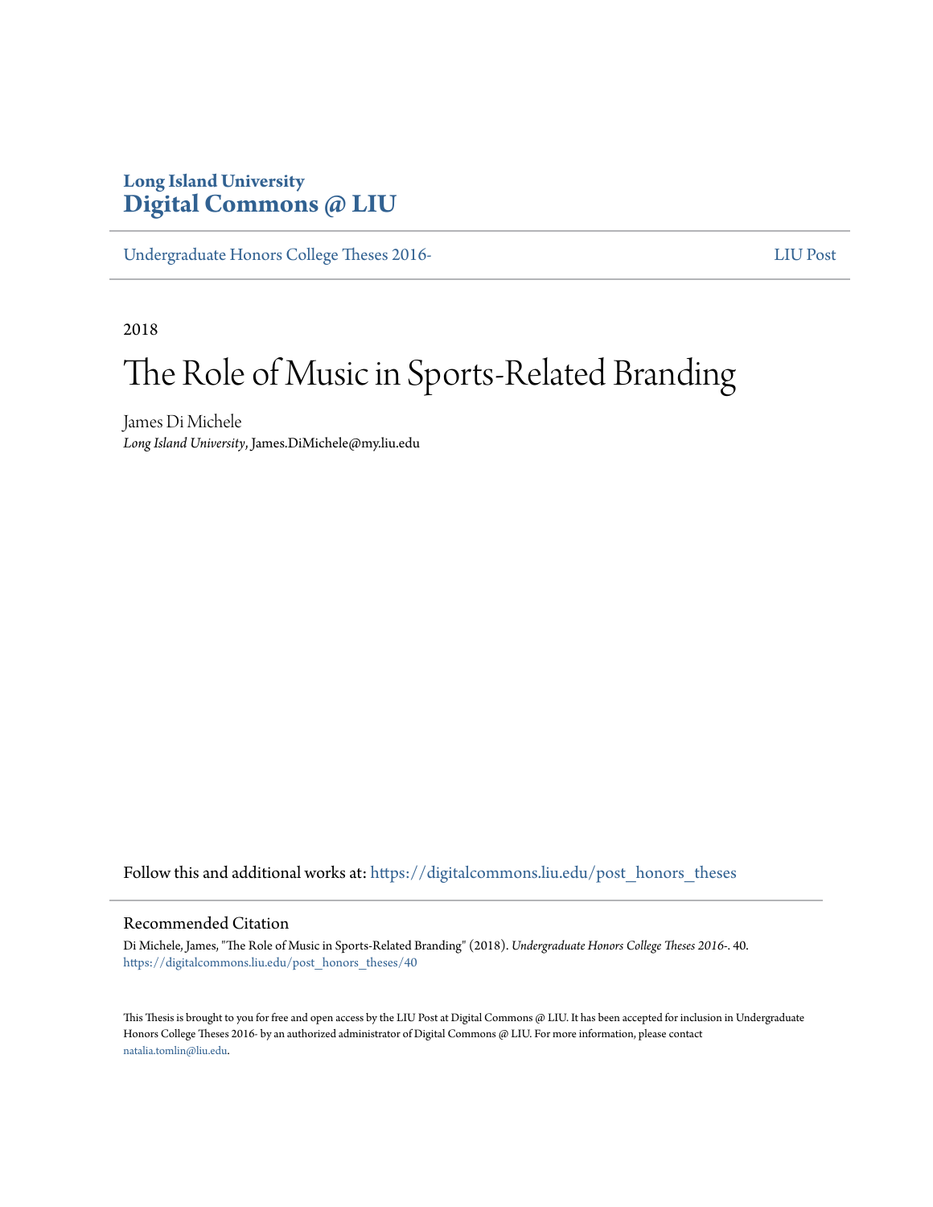**Long Island University**
**Digital Commons @ LIU**

Undergraduate Honors College Theses 2016- | LIU Post

2018

# The Role of Music in Sports-Related Branding

James Di Michele
*Long Island University*, James.DiMichele@my.liu.edu

Follow this and additional works at: https://digitalcommons.liu.edu/post_honors_theses

## Recommended Citation

Di Michele, James, "The Role of Music in Sports-Related Branding" (2018). *Undergraduate Honors College Theses 2016-*. 40.
https://digitalcommons.liu.edu/post_honors_theses/40

This Thesis is brought to you for free and open access by the LIU Post at Digital Commons @ LIU. It has been accepted for inclusion in Undergraduate Honors College Theses 2016- by an authorized administrator of Digital Commons @ LIU. For more information, please contact natalia.tomlin@liu.edu.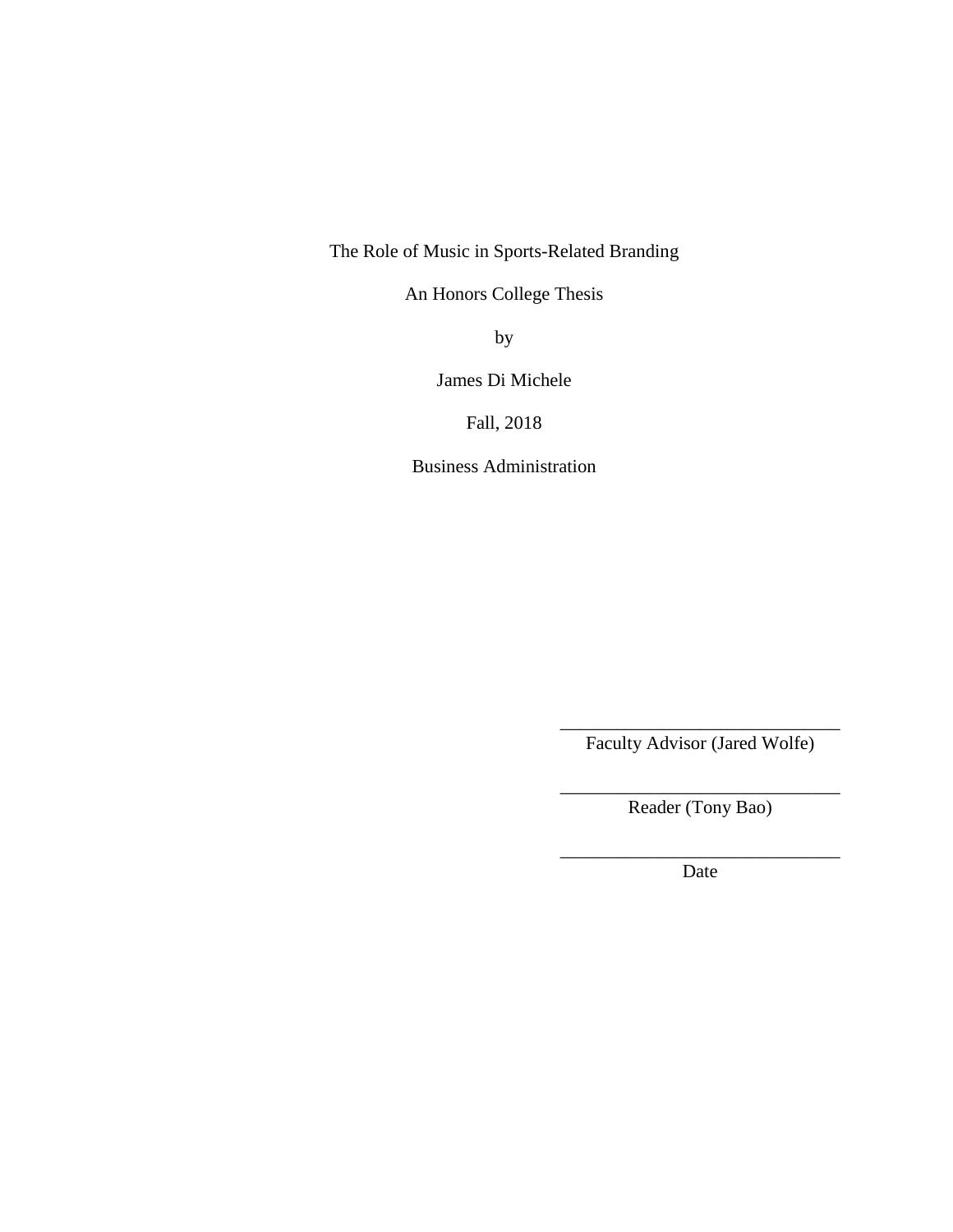The Role of Music in Sports-Related Branding

An Honors College Thesis

by

James Di Michele

Fall, 2018

Business Administration

_______________________________
Faculty Advisor (Jared Wolfe)

_______________________________
Reader (Tony Bao)

_______________________________
Date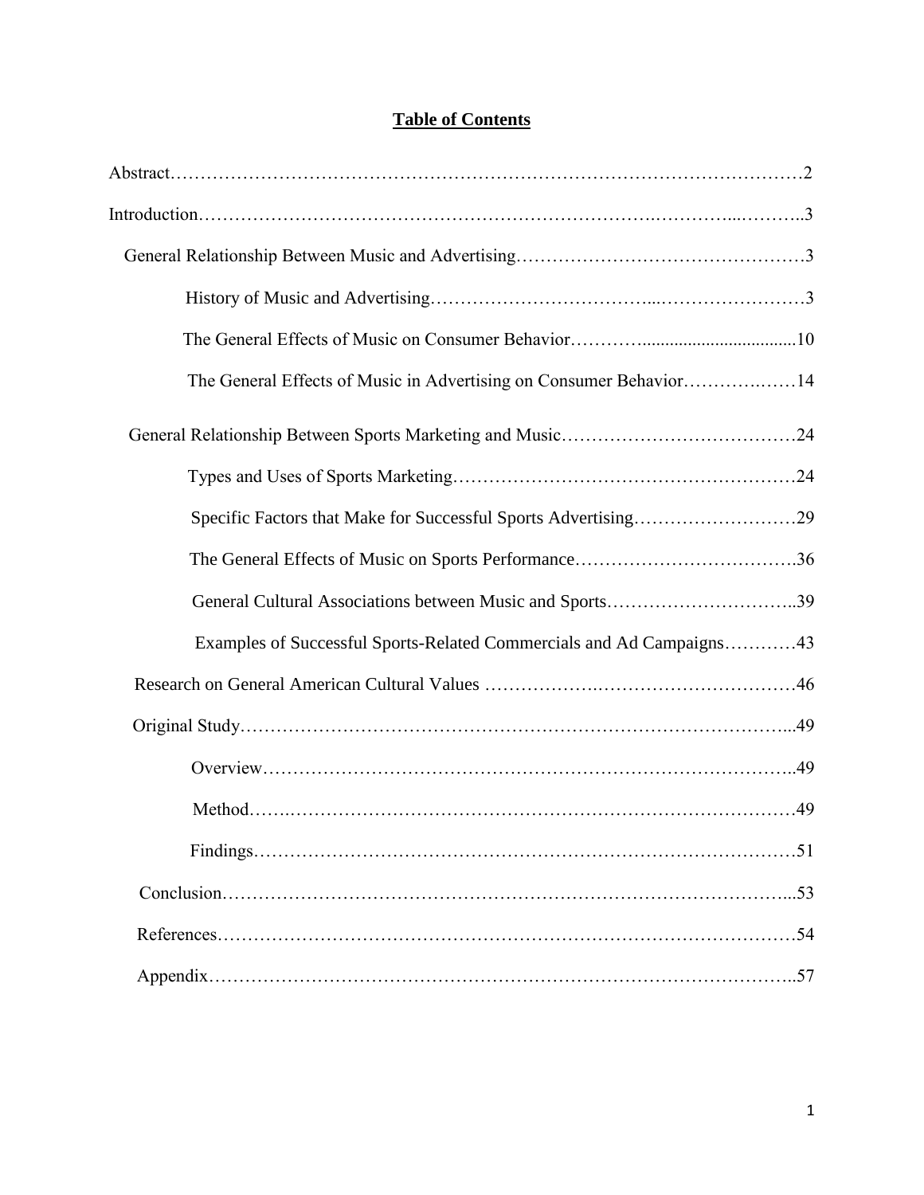# Table of Contents

Abstract……………………………………………………………………………………………2

Introduction……………………………………………………………….…………...………..3

- General Relationship Between Music and Advertising………………………………………3
  - History of Music and Advertising………………………………...……………………3
  - The General Effects of Music on Consumer Behavior…………...................................10
  - The General Effects of Music in Advertising on Consumer Behavior………….……14
- General Relationship Between Sports Marketing and Music…………………………………24
  - Types and Uses of Sports Marketing…………………………………………………24
  - Specific Factors that Make for Successful Sports Advertising………………………29
  - The General Effects of Music on Sports Performance……………………………….36
  - General Cultural Associations between Music and Sports…………………………..39
  - Examples of Successful Sports-Related Commercials and Ad Campaigns………..…43
- Research on General American Cultural Values ……………….……………………………46
- Original Study……………………………………………………………………………...49
  - Overview………………………………………………………………………..49
  - Method…….……………………………………………………………………49
  - Findings……………………………………………………………………………51
- Conclusion………………………………………………………………………………...53
- References……………………………………………………………………………………54
- Appendix……………………………………………………………………………………..57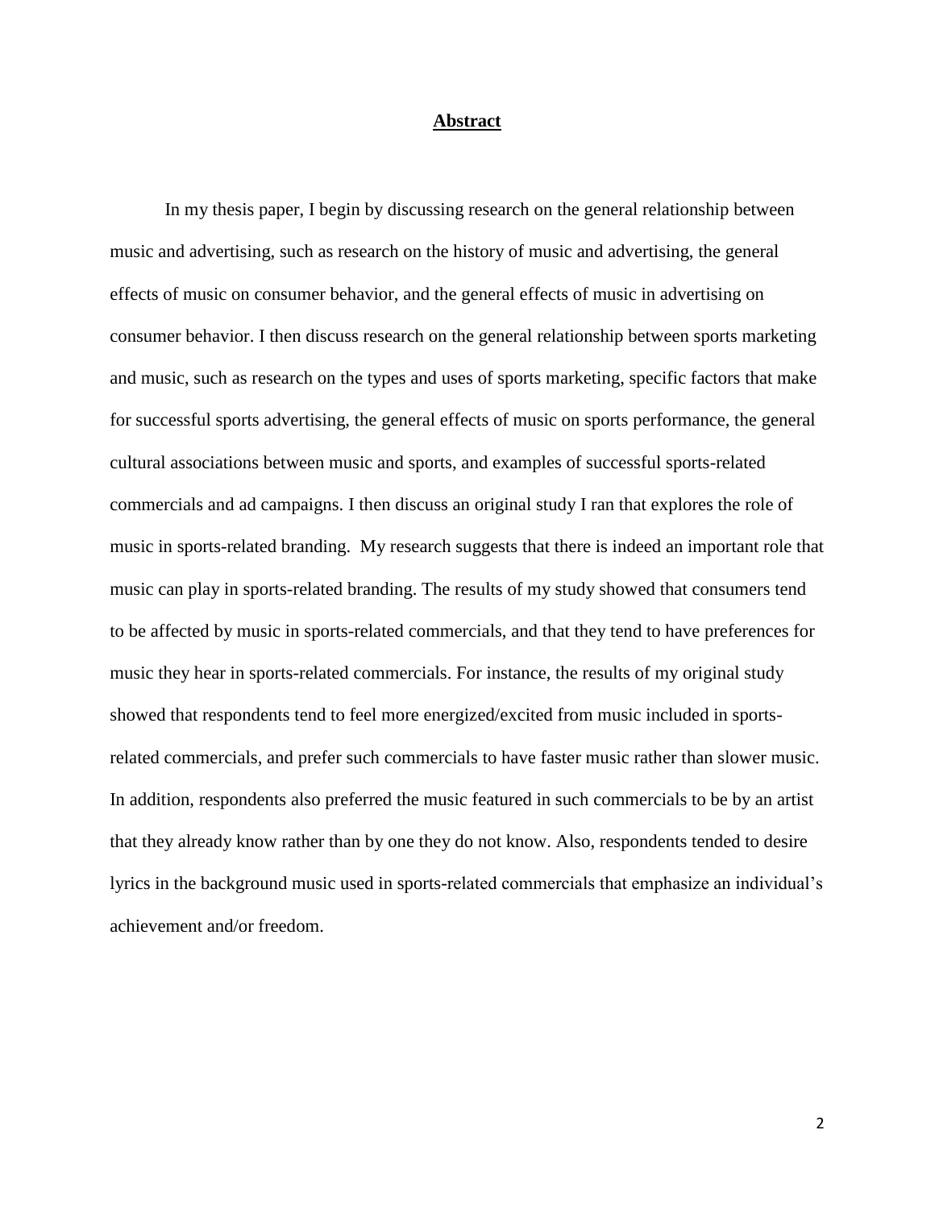# **Abstract**

In my thesis paper, I begin by discussing research on the general relationship between music and advertising, such as research on the history of music and advertising, the general effects of music on consumer behavior, and the general effects of music in advertising on consumer behavior. I then discuss research on the general relationship between sports marketing and music, such as research on the types and uses of sports marketing, specific factors that make for successful sports advertising, the general effects of music on sports performance, the general cultural associations between music and sports, and examples of successful sports-related commercials and ad campaigns. I then discuss an original study I ran that explores the role of music in sports-related branding. My research suggests that there is indeed an important role that music can play in sports-related branding. The results of my study showed that consumers tend to be affected by music in sports-related commercials, and that they tend to have preferences for music they hear in sports-related commercials. For instance, the results of my original study showed that respondents tend to feel more energized/excited from music included in sports-related commercials, and prefer such commercials to have faster music rather than slower music. In addition, respondents also preferred the music featured in such commercials to be by an artist that they already know rather than by one they do not know. Also, respondents tended to desire lyrics in the background music used in sports-related commercials that emphasize an individual's achievement and/or freedom.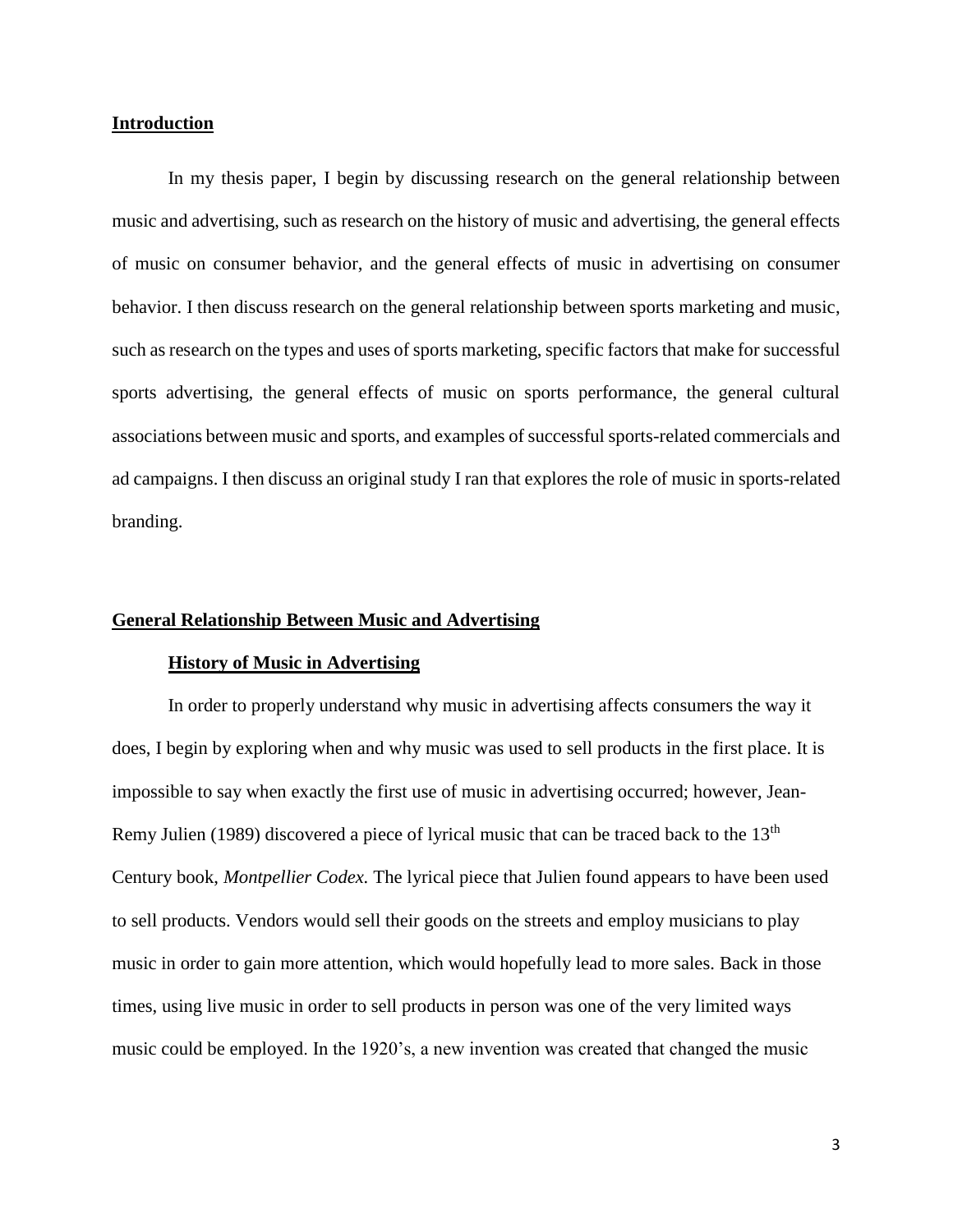## Introduction

In my thesis paper, I begin by discussing research on the general relationship between music and advertising, such as research on the history of music and advertising, the general effects of music on consumer behavior, and the general effects of music in advertising on consumer behavior. I then discuss research on the general relationship between sports marketing and music, such as research on the types and uses of sports marketing, specific factors that make for successful sports advertising, the general effects of music on sports performance, the general cultural associations between music and sports, and examples of successful sports-related commercials and ad campaigns. I then discuss an original study I ran that explores the role of music in sports-related branding.

## General Relationship Between Music and Advertising

### History of Music in Advertising

In order to properly understand why music in advertising affects consumers the way it does, I begin by exploring when and why music was used to sell products in the first place. It is impossible to say when exactly the first use of music in advertising occurred; however, Jean-Remy Julien (1989) discovered a piece of lyrical music that can be traced back to the 13th Century book, *Montpellier Codex.* The lyrical piece that Julien found appears to have been used to sell products. Vendors would sell their goods on the streets and employ musicians to play music in order to gain more attention, which would hopefully lead to more sales. Back in those times, using live music in order to sell products in person was one of the very limited ways music could be employed. In the 1920's, a new invention was created that changed the music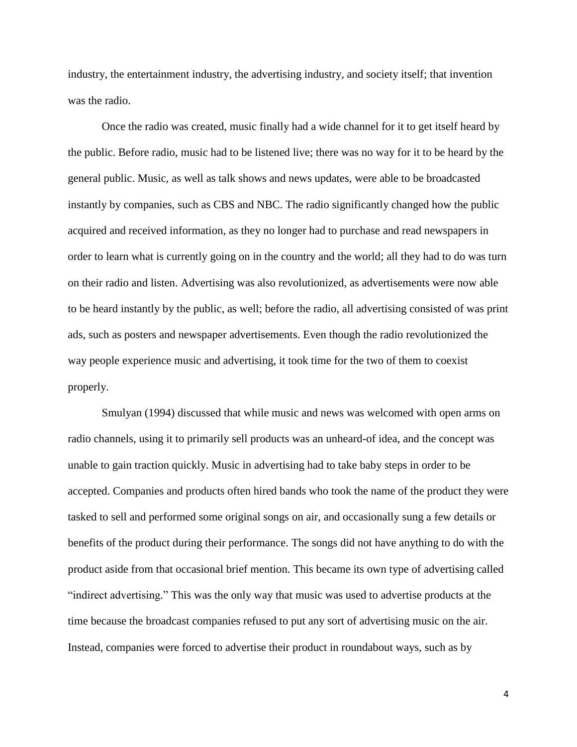industry, the entertainment industry, the advertising industry, and society itself; that invention was the radio.

Once the radio was created, music finally had a wide channel for it to get itself heard by the public. Before radio, music had to be listened live; there was no way for it to be heard by the general public. Music, as well as talk shows and news updates, were able to be broadcasted instantly by companies, such as CBS and NBC. The radio significantly changed how the public acquired and received information, as they no longer had to purchase and read newspapers in order to learn what is currently going on in the country and the world; all they had to do was turn on their radio and listen. Advertising was also revolutionized, as advertisements were now able to be heard instantly by the public, as well; before the radio, all advertising consisted of was print ads, such as posters and newspaper advertisements. Even though the radio revolutionized the way people experience music and advertising, it took time for the two of them to coexist properly.

Smulyan (1994) discussed that while music and news was welcomed with open arms on radio channels, using it to primarily sell products was an unheard-of idea, and the concept was unable to gain traction quickly. Music in advertising had to take baby steps in order to be accepted. Companies and products often hired bands who took the name of the product they were tasked to sell and performed some original songs on air, and occasionally sung a few details or benefits of the product during their performance. The songs did not have anything to do with the product aside from that occasional brief mention. This became its own type of advertising called "indirect advertising." This was the only way that music was used to advertise products at the time because the broadcast companies refused to put any sort of advertising music on the air. Instead, companies were forced to advertise their product in roundabout ways, such as by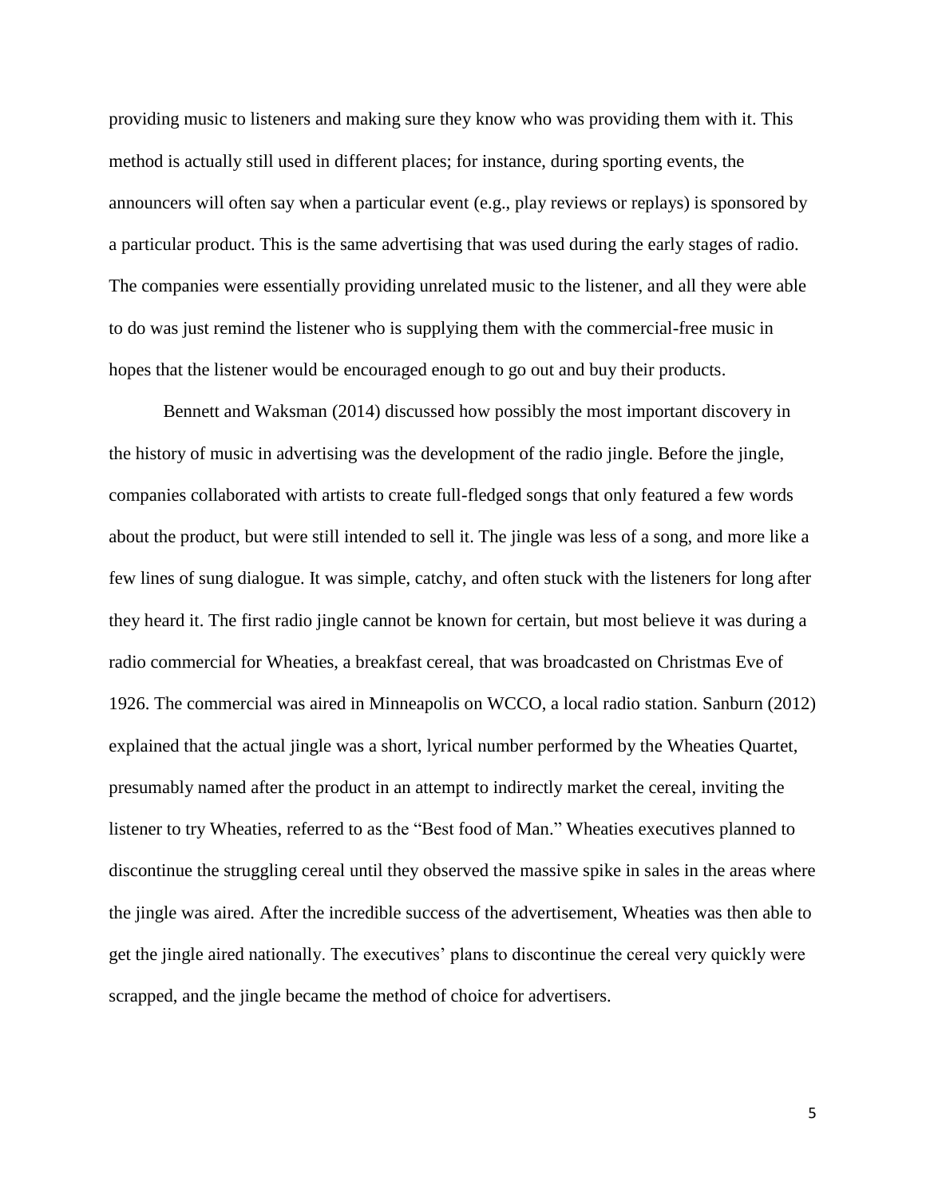providing music to listeners and making sure they know who was providing them with it. This method is actually still used in different places; for instance, during sporting events, the announcers will often say when a particular event (e.g., play reviews or replays) is sponsored by a particular product. This is the same advertising that was used during the early stages of radio. The companies were essentially providing unrelated music to the listener, and all they were able to do was just remind the listener who is supplying them with the commercial-free music in hopes that the listener would be encouraged enough to go out and buy their products.

Bennett and Waksman (2014) discussed how possibly the most important discovery in the history of music in advertising was the development of the radio jingle. Before the jingle, companies collaborated with artists to create full-fledged songs that only featured a few words about the product, but were still intended to sell it. The jingle was less of a song, and more like a few lines of sung dialogue. It was simple, catchy, and often stuck with the listeners for long after they heard it. The first radio jingle cannot be known for certain, but most believe it was during a radio commercial for Wheaties, a breakfast cereal, that was broadcasted on Christmas Eve of 1926. The commercial was aired in Minneapolis on WCCO, a local radio station. Sanburn (2012) explained that the actual jingle was a short, lyrical number performed by the Wheaties Quartet, presumably named after the product in an attempt to indirectly market the cereal, inviting the listener to try Wheaties, referred to as the "Best food of Man." Wheaties executives planned to discontinue the struggling cereal until they observed the massive spike in sales in the areas where the jingle was aired. After the incredible success of the advertisement, Wheaties was then able to get the jingle aired nationally. The executives' plans to discontinue the cereal very quickly were scrapped, and the jingle became the method of choice for advertisers.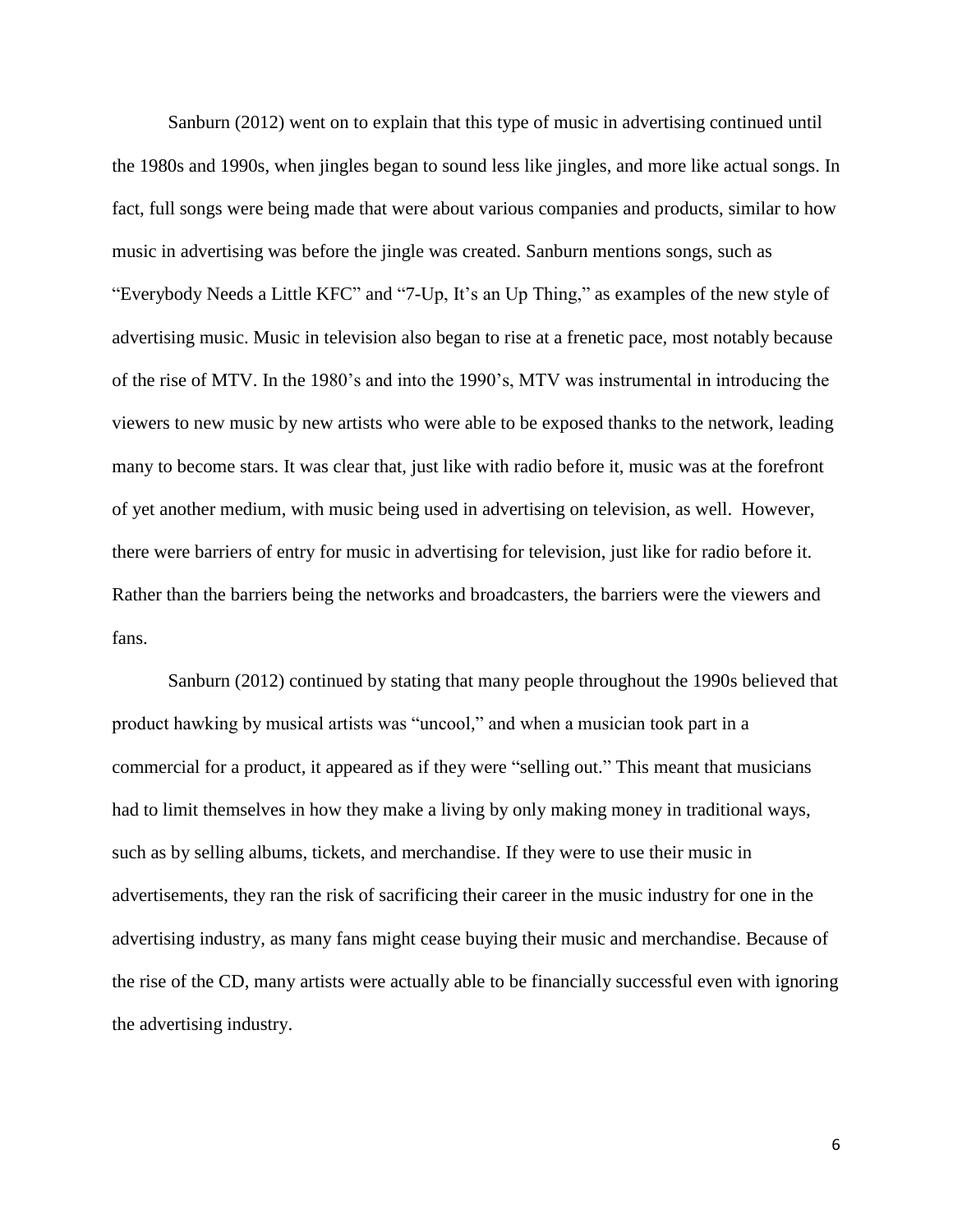Sanburn (2012) went on to explain that this type of music in advertising continued until the 1980s and 1990s, when jingles began to sound less like jingles, and more like actual songs. In fact, full songs were being made that were about various companies and products, similar to how music in advertising was before the jingle was created. Sanburn mentions songs, such as "Everybody Needs a Little KFC" and "7-Up, It's an Up Thing," as examples of the new style of advertising music. Music in television also began to rise at a frenetic pace, most notably because of the rise of MTV. In the 1980's and into the 1990's, MTV was instrumental in introducing the viewers to new music by new artists who were able to be exposed thanks to the network, leading many to become stars. It was clear that, just like with radio before it, music was at the forefront of yet another medium, with music being used in advertising on television, as well. However, there were barriers of entry for music in advertising for television, just like for radio before it. Rather than the barriers being the networks and broadcasters, the barriers were the viewers and fans.

Sanburn (2012) continued by stating that many people throughout the 1990s believed that product hawking by musical artists was "uncool," and when a musician took part in a commercial for a product, it appeared as if they were "selling out." This meant that musicians had to limit themselves in how they make a living by only making money in traditional ways, such as by selling albums, tickets, and merchandise. If they were to use their music in advertisements, they ran the risk of sacrificing their career in the music industry for one in the advertising industry, as many fans might cease buying their music and merchandise. Because of the rise of the CD, many artists were actually able to be financially successful even with ignoring the advertising industry.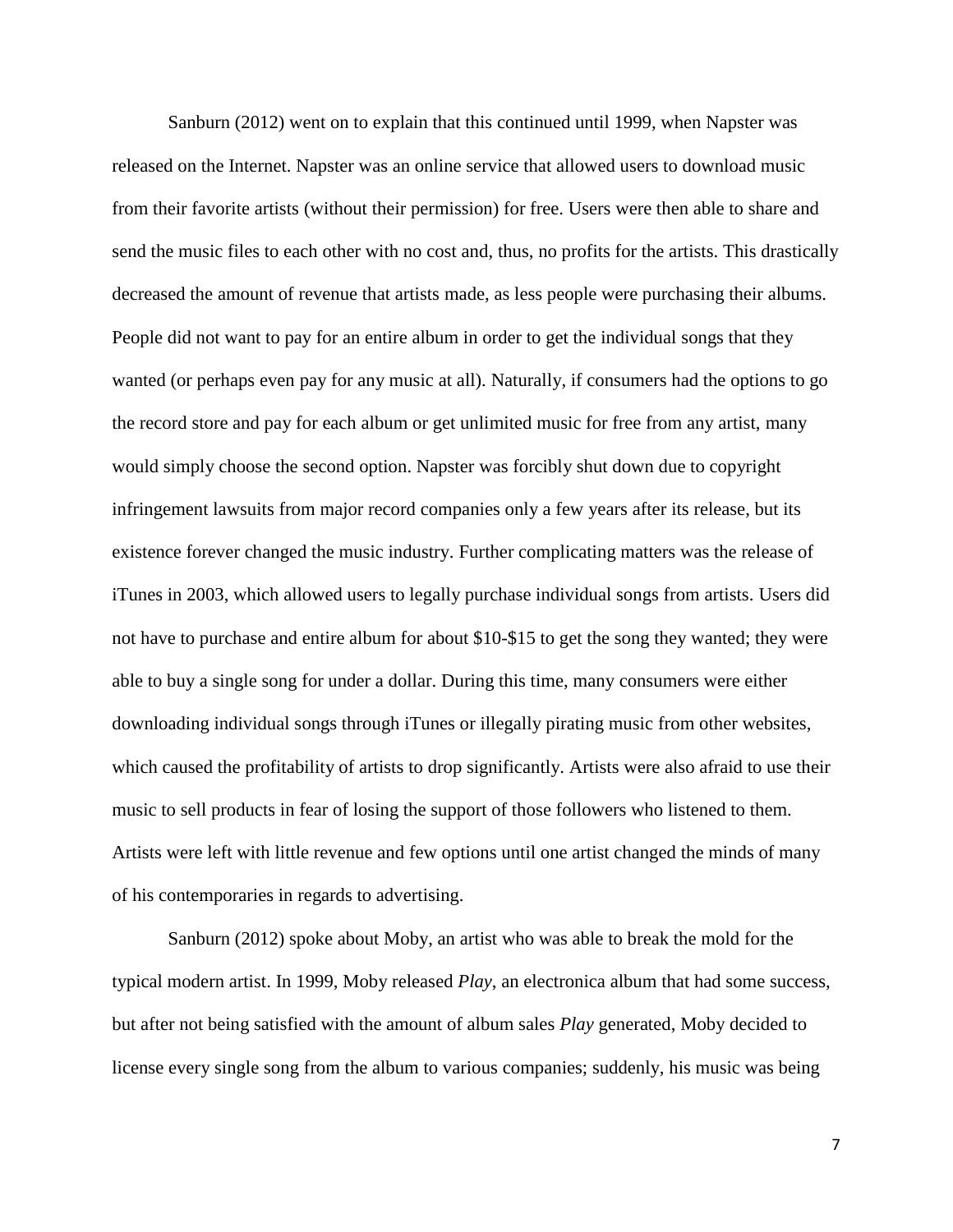Sanburn (2012) went on to explain that this continued until 1999, when Napster was released on the Internet. Napster was an online service that allowed users to download music from their favorite artists (without their permission) for free. Users were then able to share and send the music files to each other with no cost and, thus, no profits for the artists. This drastically decreased the amount of revenue that artists made, as less people were purchasing their albums. People did not want to pay for an entire album in order to get the individual songs that they wanted (or perhaps even pay for any music at all). Naturally, if consumers had the options to go the record store and pay for each album or get unlimited music for free from any artist, many would simply choose the second option. Napster was forcibly shut down due to copyright infringement lawsuits from major record companies only a few years after its release, but its existence forever changed the music industry. Further complicating matters was the release of iTunes in 2003, which allowed users to legally purchase individual songs from artists. Users did not have to purchase and entire album for about $10-$15 to get the song they wanted; they were able to buy a single song for under a dollar. During this time, many consumers were either downloading individual songs through iTunes or illegally pirating music from other websites, which caused the profitability of artists to drop significantly. Artists were also afraid to use their music to sell products in fear of losing the support of those followers who listened to them. Artists were left with little revenue and few options until one artist changed the minds of many of his contemporaries in regards to advertising.

Sanburn (2012) spoke about Moby, an artist who was able to break the mold for the typical modern artist. In 1999, Moby released *Play*, an electronica album that had some success, but after not being satisfied with the amount of album sales *Play* generated, Moby decided to license every single song from the album to various companies; suddenly, his music was being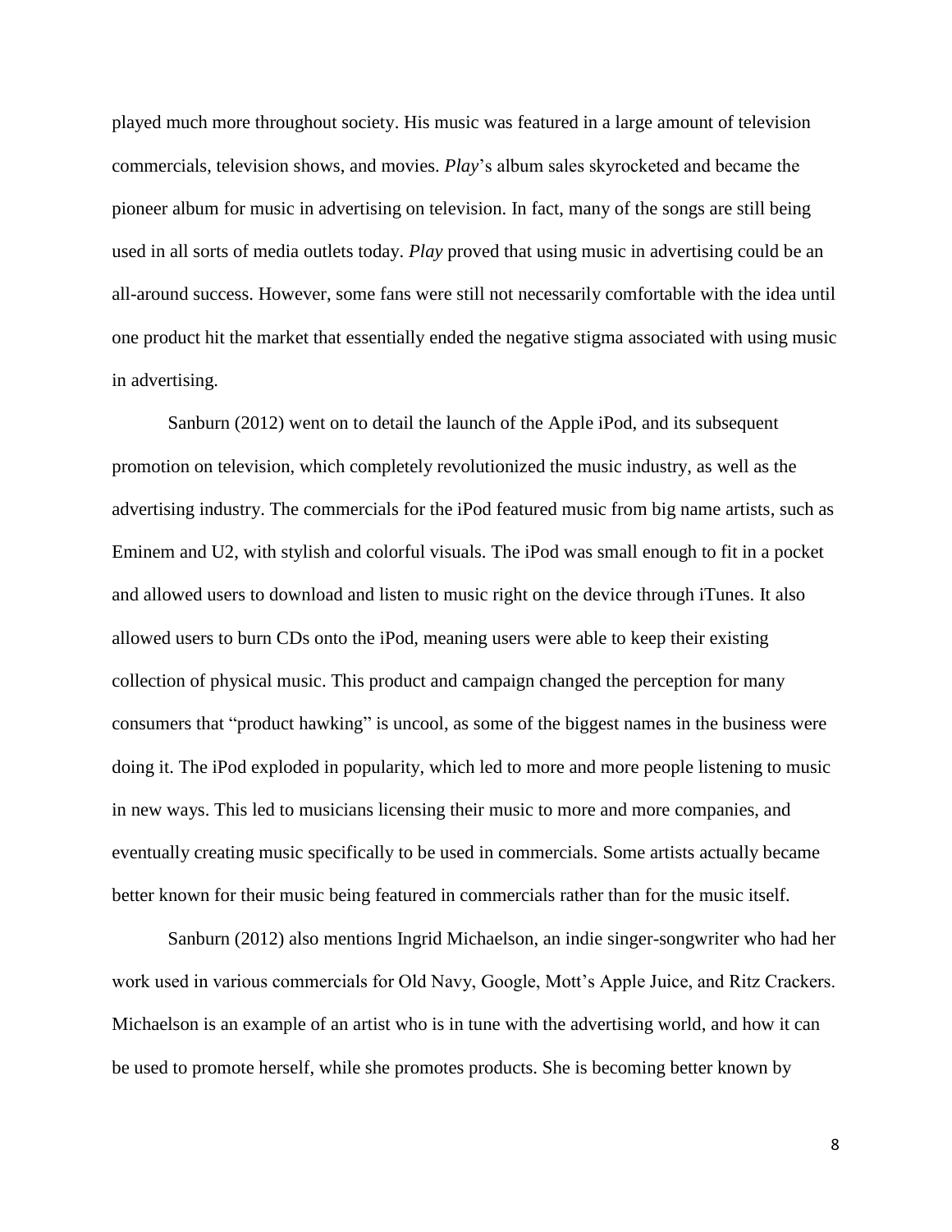played much more throughout society. His music was featured in a large amount of television commercials, television shows, and movies. *Play*'s album sales skyrocketed and became the pioneer album for music in advertising on television. In fact, many of the songs are still being used in all sorts of media outlets today. *Play* proved that using music in advertising could be an all-around success. However, some fans were still not necessarily comfortable with the idea until one product hit the market that essentially ended the negative stigma associated with using music in advertising.

Sanburn (2012) went on to detail the launch of the Apple iPod, and its subsequent promotion on television, which completely revolutionized the music industry, as well as the advertising industry. The commercials for the iPod featured music from big name artists, such as Eminem and U2, with stylish and colorful visuals. The iPod was small enough to fit in a pocket and allowed users to download and listen to music right on the device through iTunes. It also allowed users to burn CDs onto the iPod, meaning users were able to keep their existing collection of physical music. This product and campaign changed the perception for many consumers that "product hawking" is uncool, as some of the biggest names in the business were doing it. The iPod exploded in popularity, which led to more and more people listening to music in new ways. This led to musicians licensing their music to more and more companies, and eventually creating music specifically to be used in commercials. Some artists actually became better known for their music being featured in commercials rather than for the music itself.

Sanburn (2012) also mentions Ingrid Michaelson, an indie singer-songwriter who had her work used in various commercials for Old Navy, Google, Mott's Apple Juice, and Ritz Crackers. Michaelson is an example of an artist who is in tune with the advertising world, and how it can be used to promote herself, while she promotes products. She is becoming better known by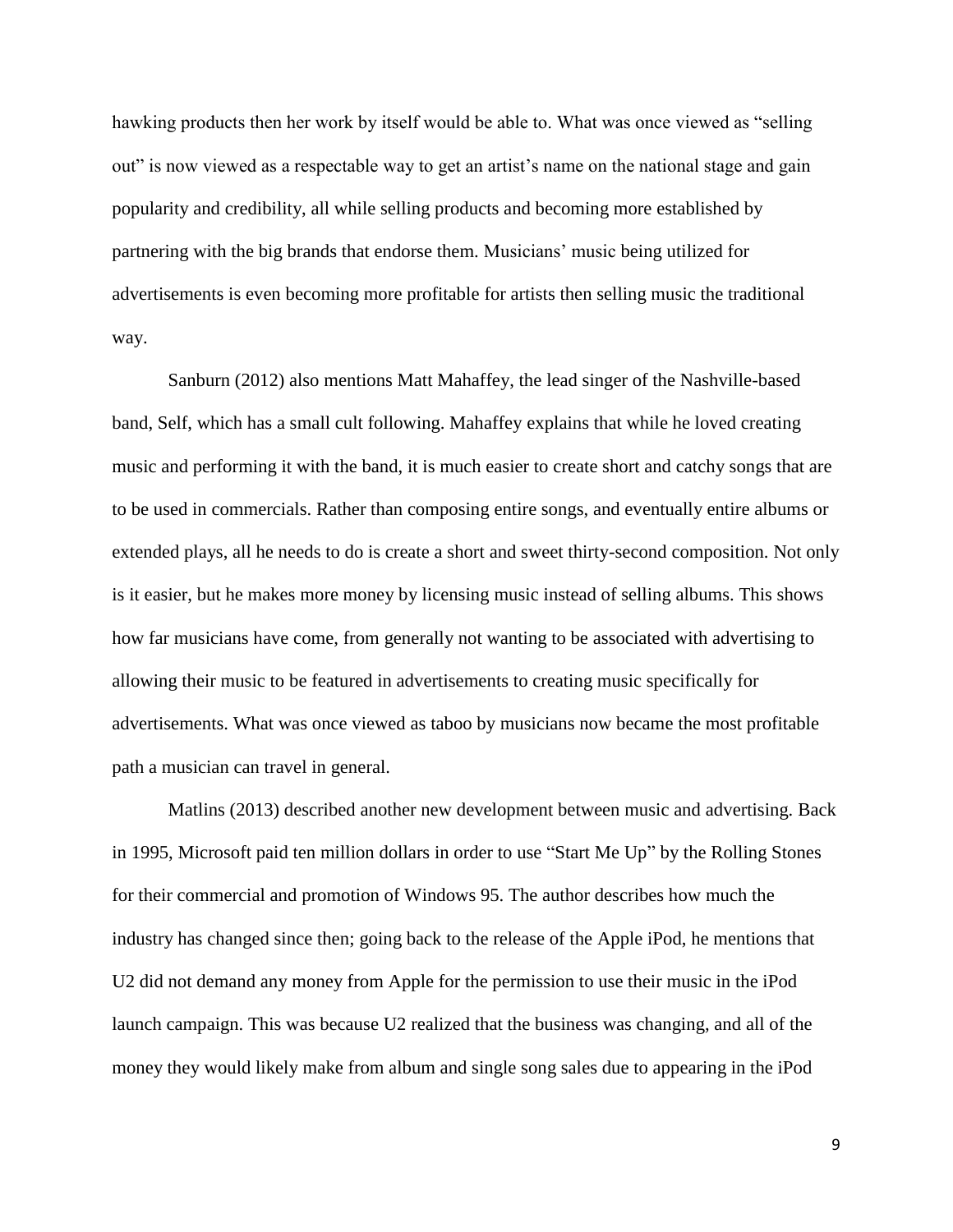hawking products then her work by itself would be able to. What was once viewed as "selling out" is now viewed as a respectable way to get an artist's name on the national stage and gain popularity and credibility, all while selling products and becoming more established by partnering with the big brands that endorse them. Musicians' music being utilized for advertisements is even becoming more profitable for artists then selling music the traditional way.

Sanburn (2012) also mentions Matt Mahaffey, the lead singer of the Nashville-based band, Self, which has a small cult following. Mahaffey explains that while he loved creating music and performing it with the band, it is much easier to create short and catchy songs that are to be used in commercials. Rather than composing entire songs, and eventually entire albums or extended plays, all he needs to do is create a short and sweet thirty-second composition. Not only is it easier, but he makes more money by licensing music instead of selling albums. This shows how far musicians have come, from generally not wanting to be associated with advertising to allowing their music to be featured in advertisements to creating music specifically for advertisements. What was once viewed as taboo by musicians now became the most profitable path a musician can travel in general.

Matlins (2013) described another new development between music and advertising. Back in 1995, Microsoft paid ten million dollars in order to use "Start Me Up" by the Rolling Stones for their commercial and promotion of Windows 95. The author describes how much the industry has changed since then; going back to the release of the Apple iPod, he mentions that U2 did not demand any money from Apple for the permission to use their music in the iPod launch campaign. This was because U2 realized that the business was changing, and all of the money they would likely make from album and single song sales due to appearing in the iPod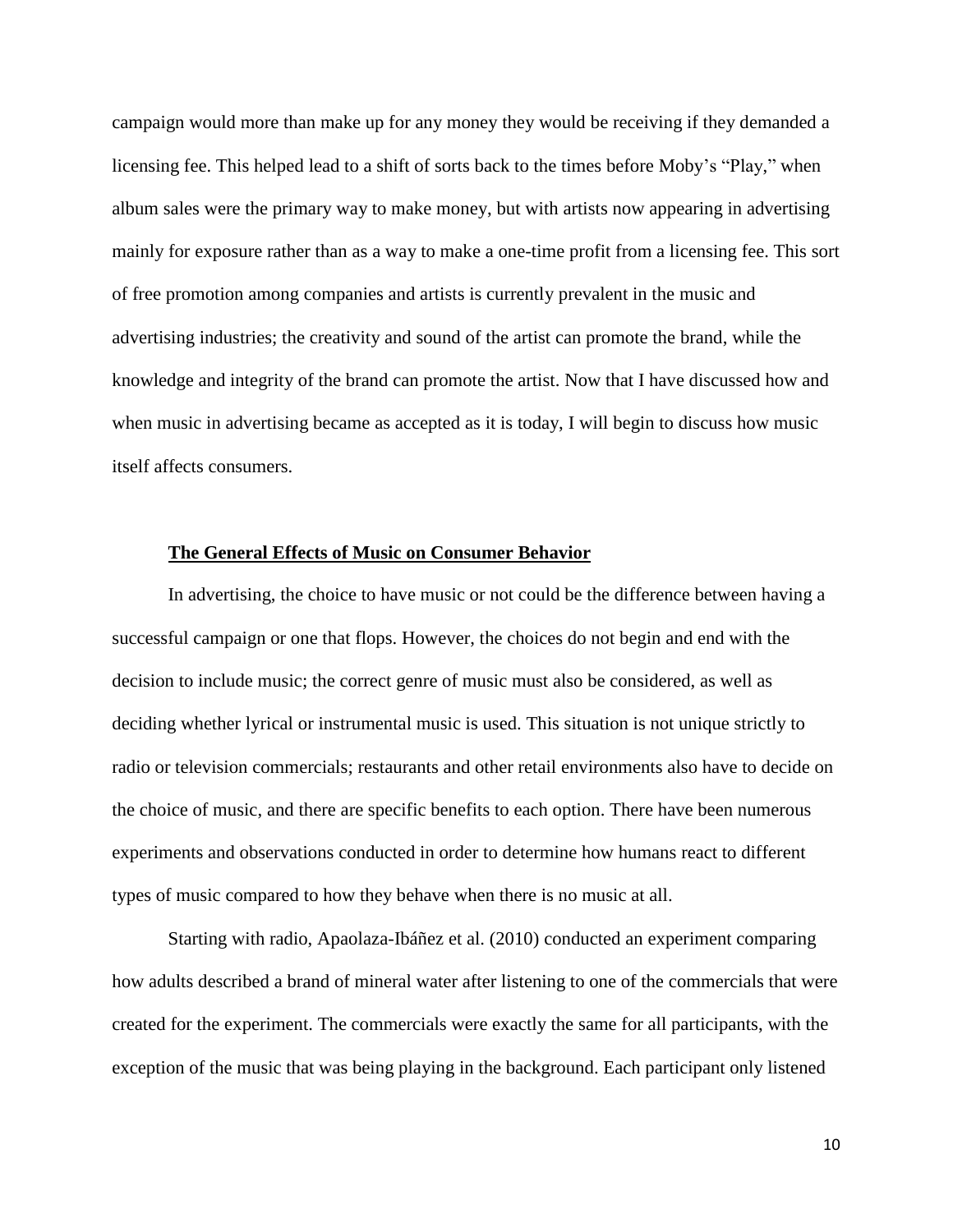campaign would more than make up for any money they would be receiving if they demanded a licensing fee. This helped lead to a shift of sorts back to the times before Moby's "Play," when album sales were the primary way to make money, but with artists now appearing in advertising mainly for exposure rather than as a way to make a one-time profit from a licensing fee. This sort of free promotion among companies and artists is currently prevalent in the music and advertising industries; the creativity and sound of the artist can promote the brand, while the knowledge and integrity of the brand can promote the artist. Now that I have discussed how and when music in advertising became as accepted as it is today, I will begin to discuss how music itself affects consumers.

## The General Effects of Music on Consumer Behavior

In advertising, the choice to have music or not could be the difference between having a successful campaign or one that flops. However, the choices do not begin and end with the decision to include music; the correct genre of music must also be considered, as well as deciding whether lyrical or instrumental music is used. This situation is not unique strictly to radio or television commercials; restaurants and other retail environments also have to decide on the choice of music, and there are specific benefits to each option. There have been numerous experiments and observations conducted in order to determine how humans react to different types of music compared to how they behave when there is no music at all.

Starting with radio, Apaolaza-Ibáñez et al. (2010) conducted an experiment comparing how adults described a brand of mineral water after listening to one of the commercials that were created for the experiment. The commercials were exactly the same for all participants, with the exception of the music that was being playing in the background. Each participant only listened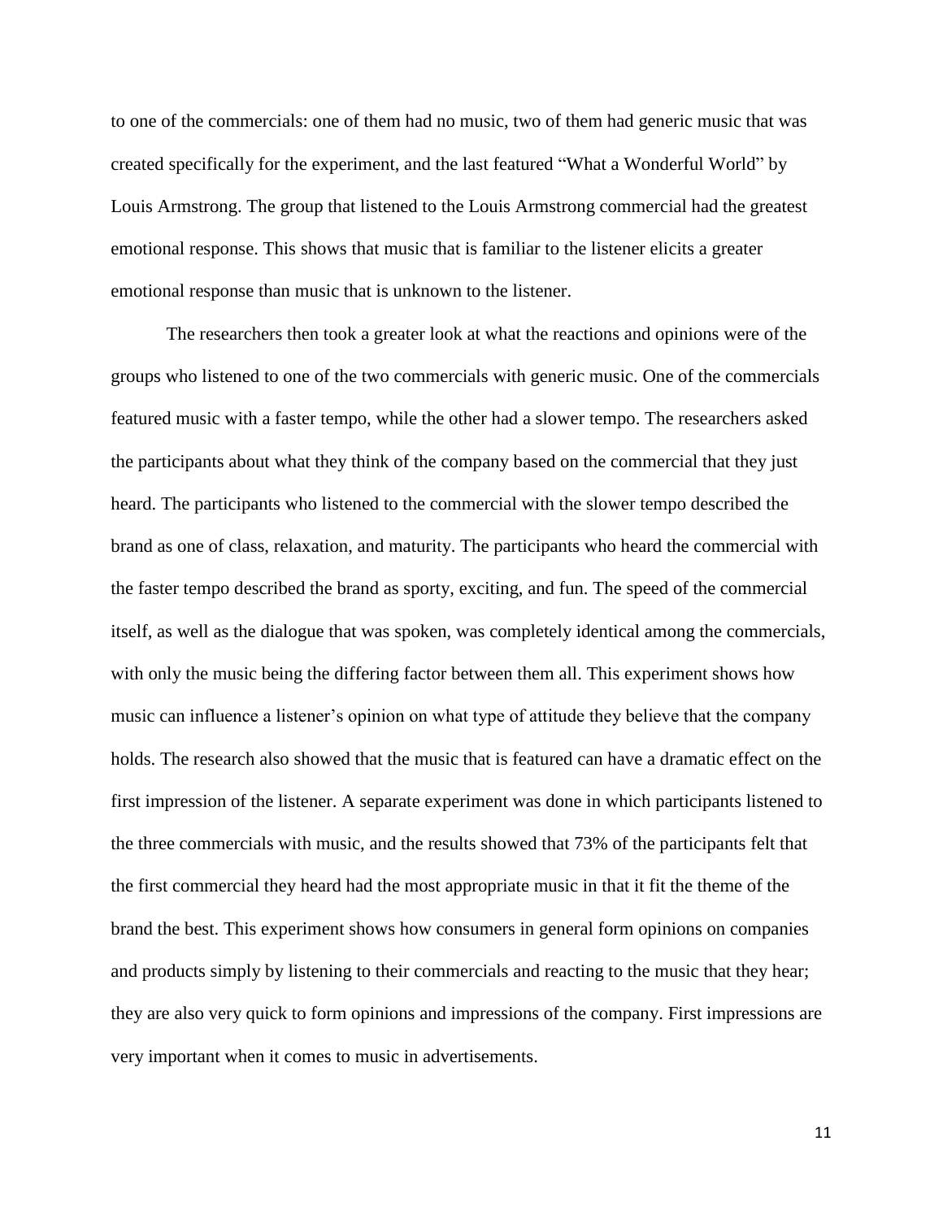to one of the commercials: one of them had no music, two of them had generic music that was created specifically for the experiment, and the last featured "What a Wonderful World" by Louis Armstrong. The group that listened to the Louis Armstrong commercial had the greatest emotional response. This shows that music that is familiar to the listener elicits a greater emotional response than music that is unknown to the listener.

The researchers then took a greater look at what the reactions and opinions were of the groups who listened to one of the two commercials with generic music. One of the commercials featured music with a faster tempo, while the other had a slower tempo. The researchers asked the participants about what they think of the company based on the commercial that they just heard. The participants who listened to the commercial with the slower tempo described the brand as one of class, relaxation, and maturity. The participants who heard the commercial with the faster tempo described the brand as sporty, exciting, and fun. The speed of the commercial itself, as well as the dialogue that was spoken, was completely identical among the commercials, with only the music being the differing factor between them all. This experiment shows how music can influence a listener's opinion on what type of attitude they believe that the company holds. The research also showed that the music that is featured can have a dramatic effect on the first impression of the listener. A separate experiment was done in which participants listened to the three commercials with music, and the results showed that 73% of the participants felt that the first commercial they heard had the most appropriate music in that it fit the theme of the brand the best. This experiment shows how consumers in general form opinions on companies and products simply by listening to their commercials and reacting to the music that they hear; they are also very quick to form opinions and impressions of the company. First impressions are very important when it comes to music in advertisements.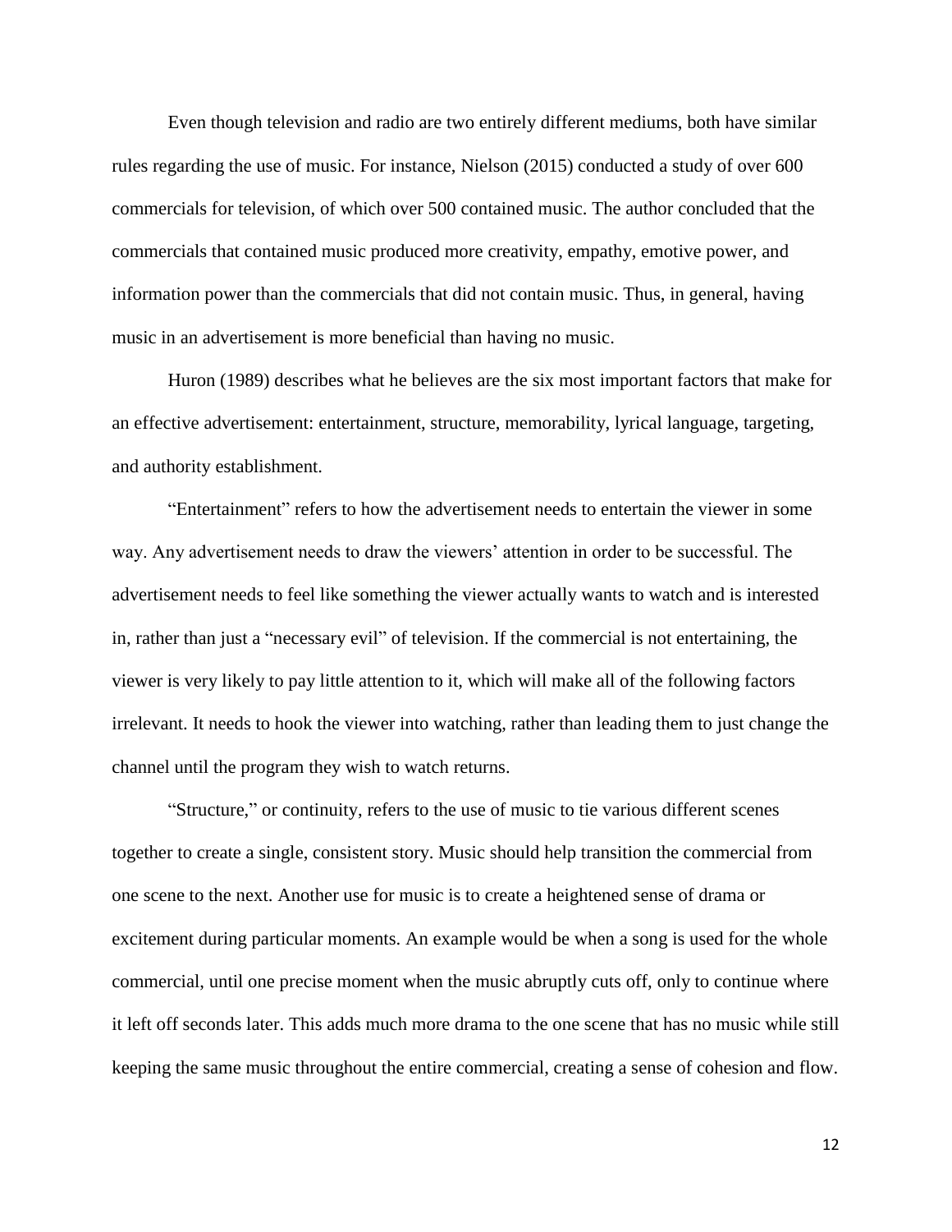Even though television and radio are two entirely different mediums, both have similar rules regarding the use of music. For instance, Nielson (2015) conducted a study of over 600 commercials for television, of which over 500 contained music. The author concluded that the commercials that contained music produced more creativity, empathy, emotive power, and information power than the commercials that did not contain music. Thus, in general, having music in an advertisement is more beneficial than having no music.

Huron (1989) describes what he believes are the six most important factors that make for an effective advertisement: entertainment, structure, memorability, lyrical language, targeting, and authority establishment.

"Entertainment" refers to how the advertisement needs to entertain the viewer in some way. Any advertisement needs to draw the viewers' attention in order to be successful. The advertisement needs to feel like something the viewer actually wants to watch and is interested in, rather than just a "necessary evil" of television. If the commercial is not entertaining, the viewer is very likely to pay little attention to it, which will make all of the following factors irrelevant. It needs to hook the viewer into watching, rather than leading them to just change the channel until the program they wish to watch returns.

"Structure," or continuity, refers to the use of music to tie various different scenes together to create a single, consistent story. Music should help transition the commercial from one scene to the next. Another use for music is to create a heightened sense of drama or excitement during particular moments. An example would be when a song is used for the whole commercial, until one precise moment when the music abruptly cuts off, only to continue where it left off seconds later. This adds much more drama to the one scene that has no music while still keeping the same music throughout the entire commercial, creating a sense of cohesion and flow.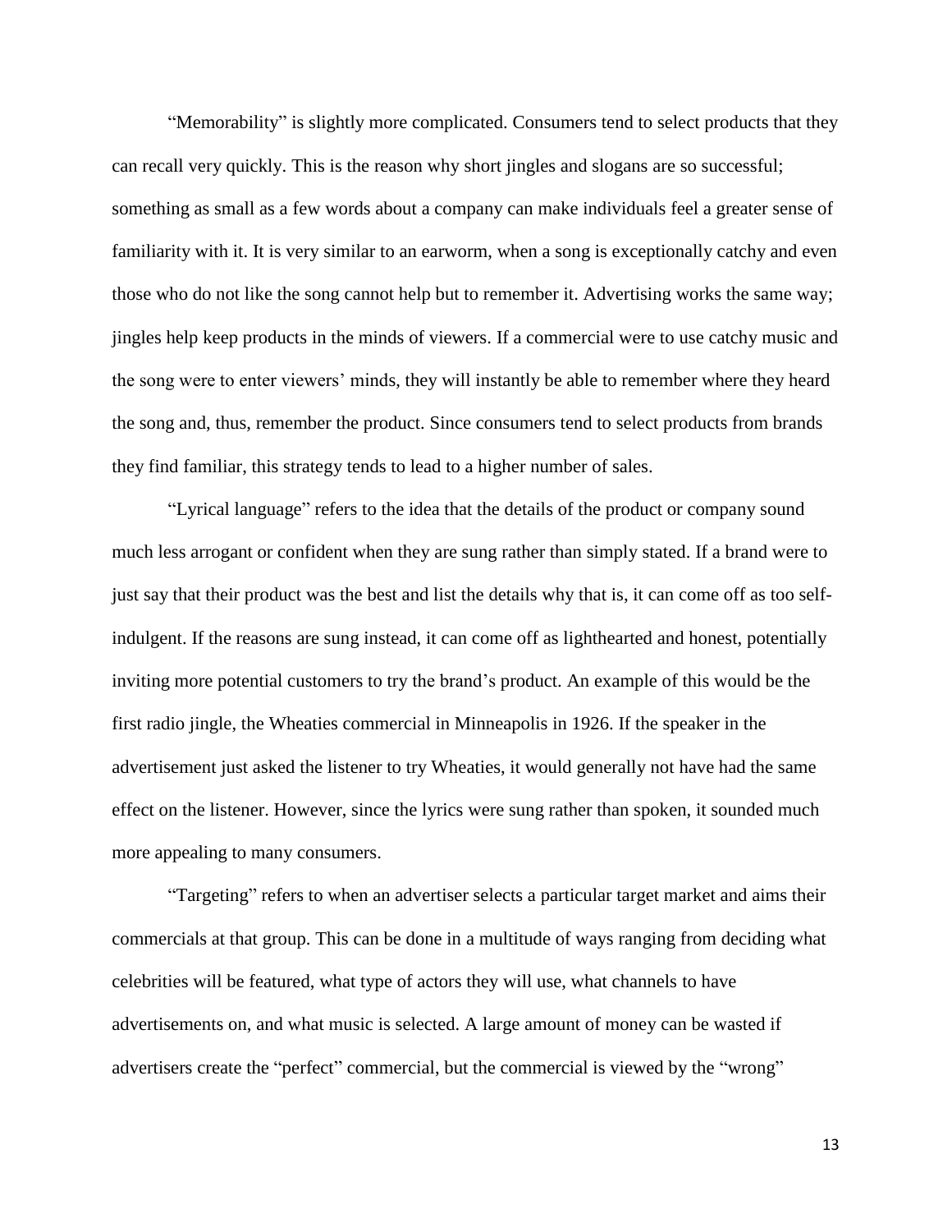"Memorability" is slightly more complicated. Consumers tend to select products that they can recall very quickly. This is the reason why short jingles and slogans are so successful; something as small as a few words about a company can make individuals feel a greater sense of familiarity with it. It is very similar to an earworm, when a song is exceptionally catchy and even those who do not like the song cannot help but to remember it. Advertising works the same way; jingles help keep products in the minds of viewers. If a commercial were to use catchy music and the song were to enter viewers' minds, they will instantly be able to remember where they heard the song and, thus, remember the product. Since consumers tend to select products from brands they find familiar, this strategy tends to lead to a higher number of sales.

"Lyrical language" refers to the idea that the details of the product or company sound much less arrogant or confident when they are sung rather than simply stated. If a brand were to just say that their product was the best and list the details why that is, it can come off as too self-indulgent. If the reasons are sung instead, it can come off as lighthearted and honest, potentially inviting more potential customers to try the brand's product. An example of this would be the first radio jingle, the Wheaties commercial in Minneapolis in 1926. If the speaker in the advertisement just asked the listener to try Wheaties, it would generally not have had the same effect on the listener. However, since the lyrics were sung rather than spoken, it sounded much more appealing to many consumers.

"Targeting" refers to when an advertiser selects a particular target market and aims their commercials at that group. This can be done in a multitude of ways ranging from deciding what celebrities will be featured, what type of actors they will use, what channels to have advertisements on, and what music is selected. A large amount of money can be wasted if advertisers create the "perfect" commercial, but the commercial is viewed by the "wrong"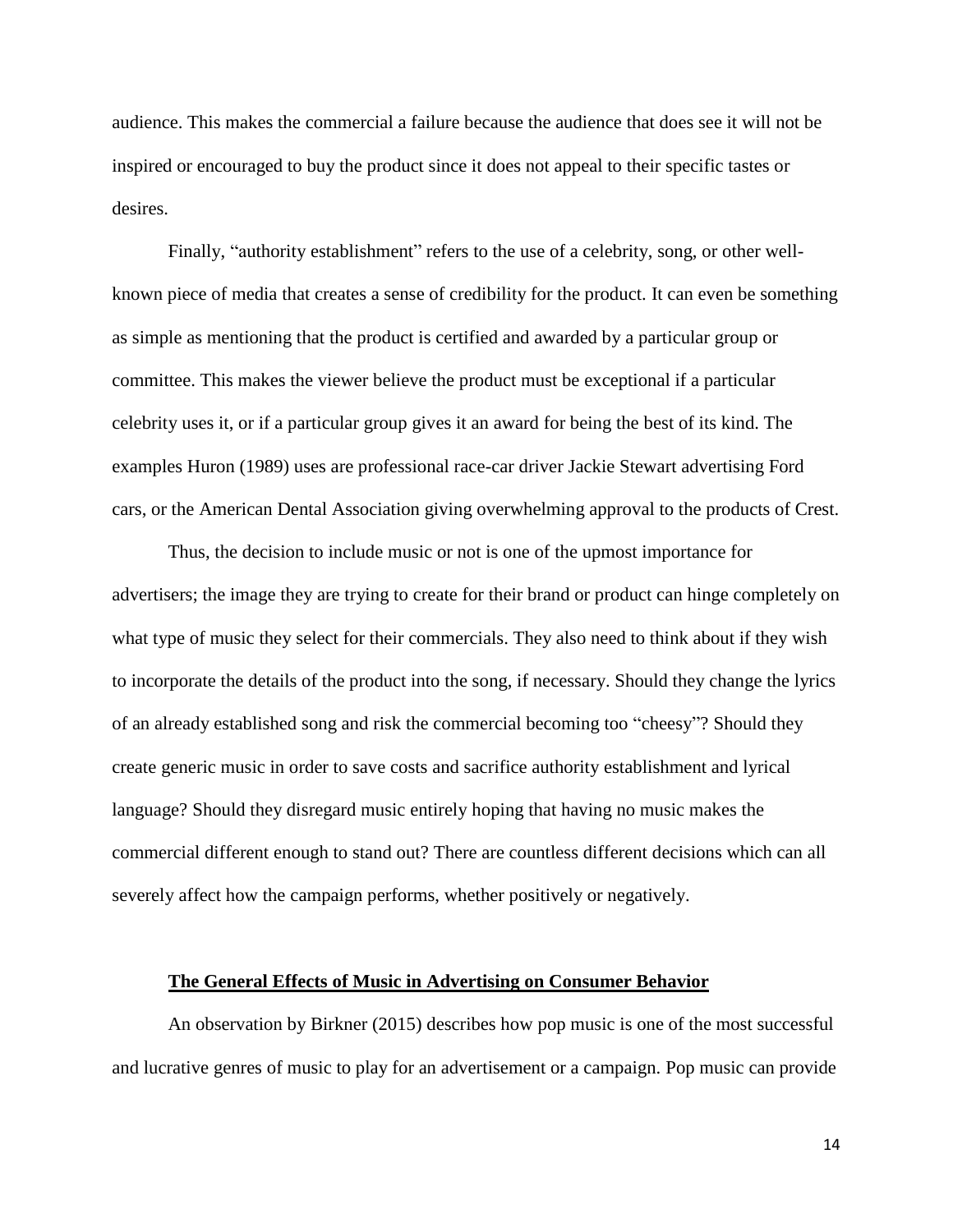audience. This makes the commercial a failure because the audience that does see it will not be inspired or encouraged to buy the product since it does not appeal to their specific tastes or desires.

Finally, "authority establishment" refers to the use of a celebrity, song, or other well-known piece of media that creates a sense of credibility for the product. It can even be something as simple as mentioning that the product is certified and awarded by a particular group or committee. This makes the viewer believe the product must be exceptional if a particular celebrity uses it, or if a particular group gives it an award for being the best of its kind. The examples Huron (1989) uses are professional race-car driver Jackie Stewart advertising Ford cars, or the American Dental Association giving overwhelming approval to the products of Crest.

Thus, the decision to include music or not is one of the upmost importance for advertisers; the image they are trying to create for their brand or product can hinge completely on what type of music they select for their commercials. They also need to think about if they wish to incorporate the details of the product into the song, if necessary. Should they change the lyrics of an already established song and risk the commercial becoming too "cheesy"? Should they create generic music in order to save costs and sacrifice authority establishment and lyrical language? Should they disregard music entirely hoping that having no music makes the commercial different enough to stand out? There are countless different decisions which can all severely affect how the campaign performs, whether positively or negatively.

## The General Effects of Music in Advertising on Consumer Behavior

An observation by Birkner (2015) describes how pop music is one of the most successful and lucrative genres of music to play for an advertisement or a campaign. Pop music can provide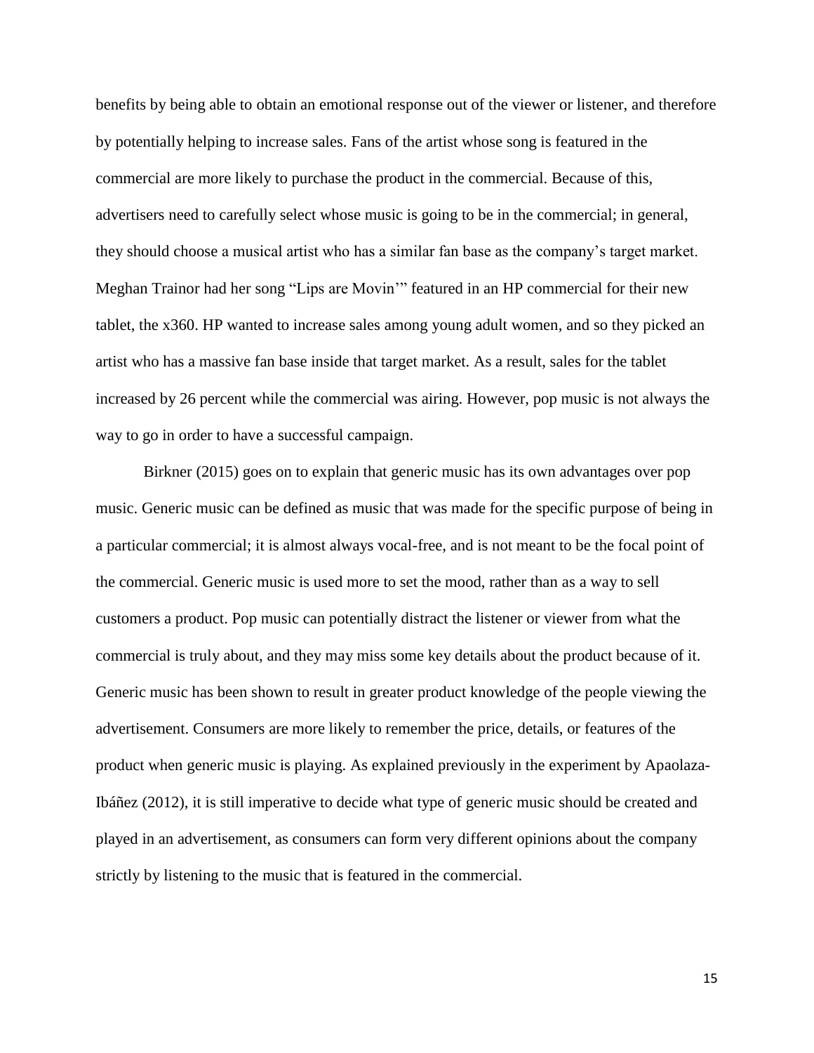benefits by being able to obtain an emotional response out of the viewer or listener, and therefore by potentially helping to increase sales. Fans of the artist whose song is featured in the commercial are more likely to purchase the product in the commercial. Because of this, advertisers need to carefully select whose music is going to be in the commercial; in general, they should choose a musical artist who has a similar fan base as the company's target market. Meghan Trainor had her song "Lips are Movin'" featured in an HP commercial for their new tablet, the x360. HP wanted to increase sales among young adult women, and so they picked an artist who has a massive fan base inside that target market. As a result, sales for the tablet increased by 26 percent while the commercial was airing. However, pop music is not always the way to go in order to have a successful campaign.

Birkner (2015) goes on to explain that generic music has its own advantages over pop music. Generic music can be defined as music that was made for the specific purpose of being in a particular commercial; it is almost always vocal-free, and is not meant to be the focal point of the commercial. Generic music is used more to set the mood, rather than as a way to sell customers a product. Pop music can potentially distract the listener or viewer from what the commercial is truly about, and they may miss some key details about the product because of it. Generic music has been shown to result in greater product knowledge of the people viewing the advertisement. Consumers are more likely to remember the price, details, or features of the product when generic music is playing. As explained previously in the experiment by Apaolaza-Ibáñez (2012), it is still imperative to decide what type of generic music should be created and played in an advertisement, as consumers can form very different opinions about the company strictly by listening to the music that is featured in the commercial.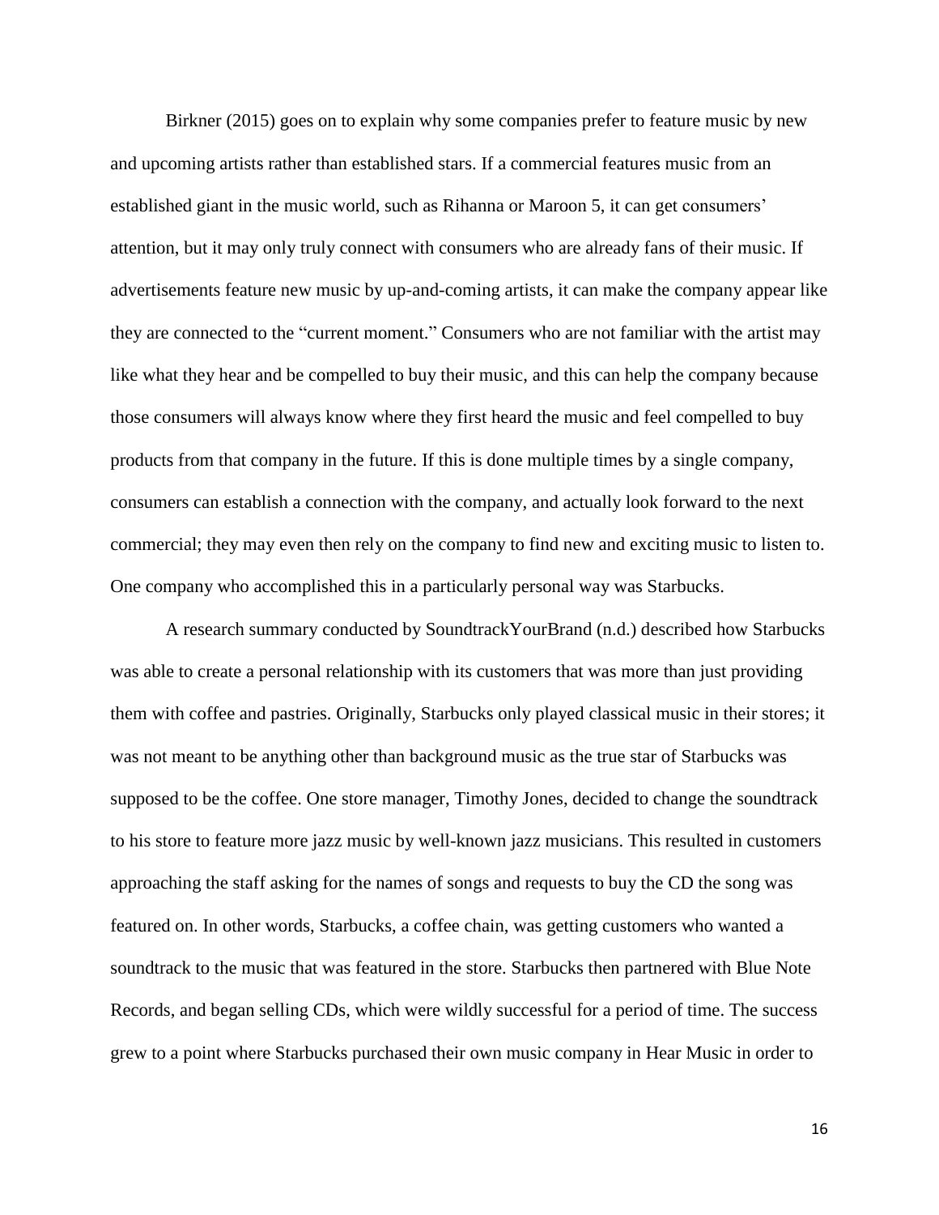Birkner (2015) goes on to explain why some companies prefer to feature music by new and upcoming artists rather than established stars. If a commercial features music from an established giant in the music world, such as Rihanna or Maroon 5, it can get consumers' attention, but it may only truly connect with consumers who are already fans of their music. If advertisements feature new music by up-and-coming artists, it can make the company appear like they are connected to the "current moment." Consumers who are not familiar with the artist may like what they hear and be compelled to buy their music, and this can help the company because those consumers will always know where they first heard the music and feel compelled to buy products from that company in the future. If this is done multiple times by a single company, consumers can establish a connection with the company, and actually look forward to the next commercial; they may even then rely on the company to find new and exciting music to listen to. One company who accomplished this in a particularly personal way was Starbucks.

A research summary conducted by SoundtrackYourBrand (n.d.) described how Starbucks was able to create a personal relationship with its customers that was more than just providing them with coffee and pastries. Originally, Starbucks only played classical music in their stores; it was not meant to be anything other than background music as the true star of Starbucks was supposed to be the coffee. One store manager, Timothy Jones, decided to change the soundtrack to his store to feature more jazz music by well-known jazz musicians. This resulted in customers approaching the staff asking for the names of songs and requests to buy the CD the song was featured on. In other words, Starbucks, a coffee chain, was getting customers who wanted a soundtrack to the music that was featured in the store. Starbucks then partnered with Blue Note Records, and began selling CDs, which were wildly successful for a period of time. The success grew to a point where Starbucks purchased their own music company in Hear Music in order to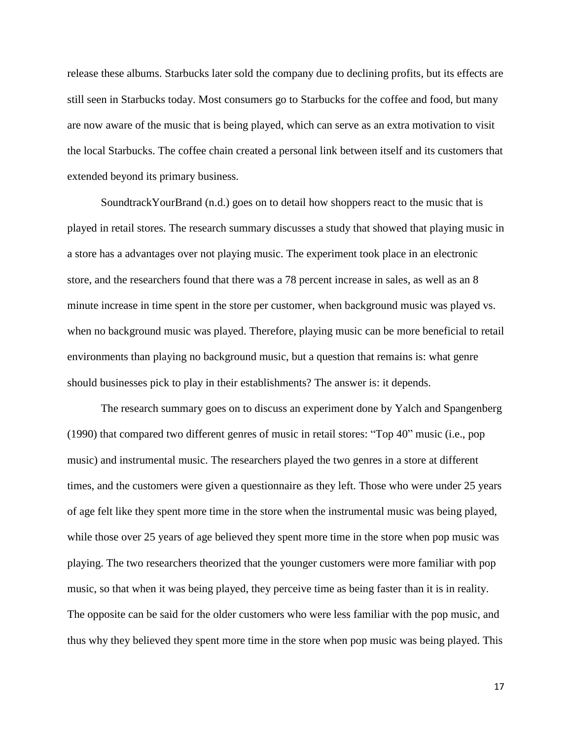release these albums. Starbucks later sold the company due to declining profits, but its effects are still seen in Starbucks today. Most consumers go to Starbucks for the coffee and food, but many are now aware of the music that is being played, which can serve as an extra motivation to visit the local Starbucks. The coffee chain created a personal link between itself and its customers that extended beyond its primary business.

SoundtrackYourBrand (n.d.) goes on to detail how shoppers react to the music that is played in retail stores. The research summary discusses a study that showed that playing music in a store has a advantages over not playing music. The experiment took place in an electronic store, and the researchers found that there was a 78 percent increase in sales, as well as an 8 minute increase in time spent in the store per customer, when background music was played vs. when no background music was played. Therefore, playing music can be more beneficial to retail environments than playing no background music, but a question that remains is: what genre should businesses pick to play in their establishments? The answer is: it depends.

The research summary goes on to discuss an experiment done by Yalch and Spangenberg (1990) that compared two different genres of music in retail stores: "Top 40" music (i.e., pop music) and instrumental music. The researchers played the two genres in a store at different times, and the customers were given a questionnaire as they left. Those who were under 25 years of age felt like they spent more time in the store when the instrumental music was being played, while those over 25 years of age believed they spent more time in the store when pop music was playing. The two researchers theorized that the younger customers were more familiar with pop music, so that when it was being played, they perceive time as being faster than it is in reality. The opposite can be said for the older customers who were less familiar with the pop music, and thus why they believed they spent more time in the store when pop music was being played. This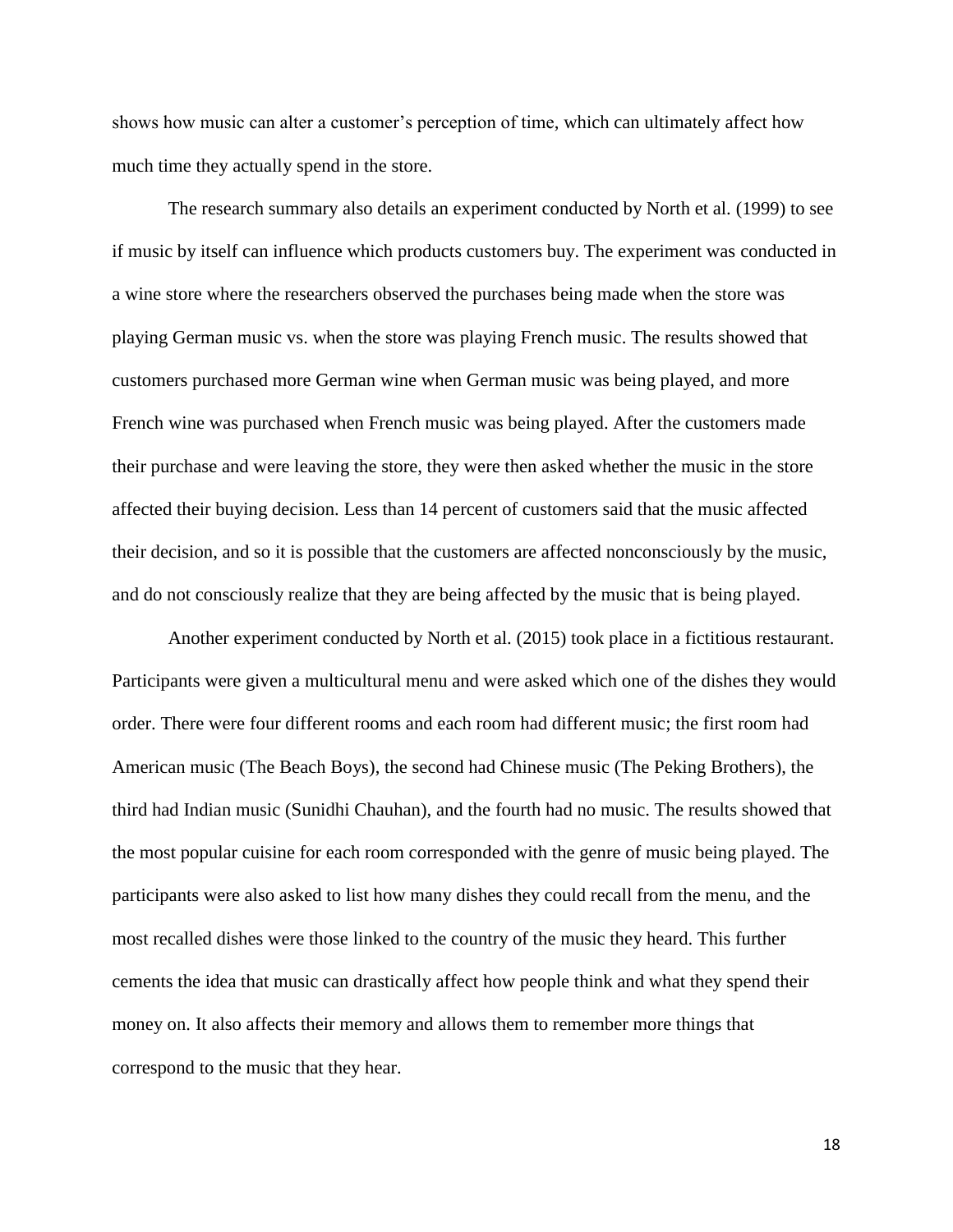shows how music can alter a customer's perception of time, which can ultimately affect how much time they actually spend in the store.

The research summary also details an experiment conducted by North et al. (1999) to see if music by itself can influence which products customers buy. The experiment was conducted in a wine store where the researchers observed the purchases being made when the store was playing German music vs. when the store was playing French music. The results showed that customers purchased more German wine when German music was being played, and more French wine was purchased when French music was being played. After the customers made their purchase and were leaving the store, they were then asked whether the music in the store affected their buying decision. Less than 14 percent of customers said that the music affected their decision, and so it is possible that the customers are affected nonconsciously by the music, and do not consciously realize that they are being affected by the music that is being played.

Another experiment conducted by North et al. (2015) took place in a fictitious restaurant. Participants were given a multicultural menu and were asked which one of the dishes they would order. There were four different rooms and each room had different music; the first room had American music (The Beach Boys), the second had Chinese music (The Peking Brothers), the third had Indian music (Sunidhi Chauhan), and the fourth had no music. The results showed that the most popular cuisine for each room corresponded with the genre of music being played. The participants were also asked to list how many dishes they could recall from the menu, and the most recalled dishes were those linked to the country of the music they heard. This further cements the idea that music can drastically affect how people think and what they spend their money on. It also affects their memory and allows them to remember more things that correspond to the music that they hear.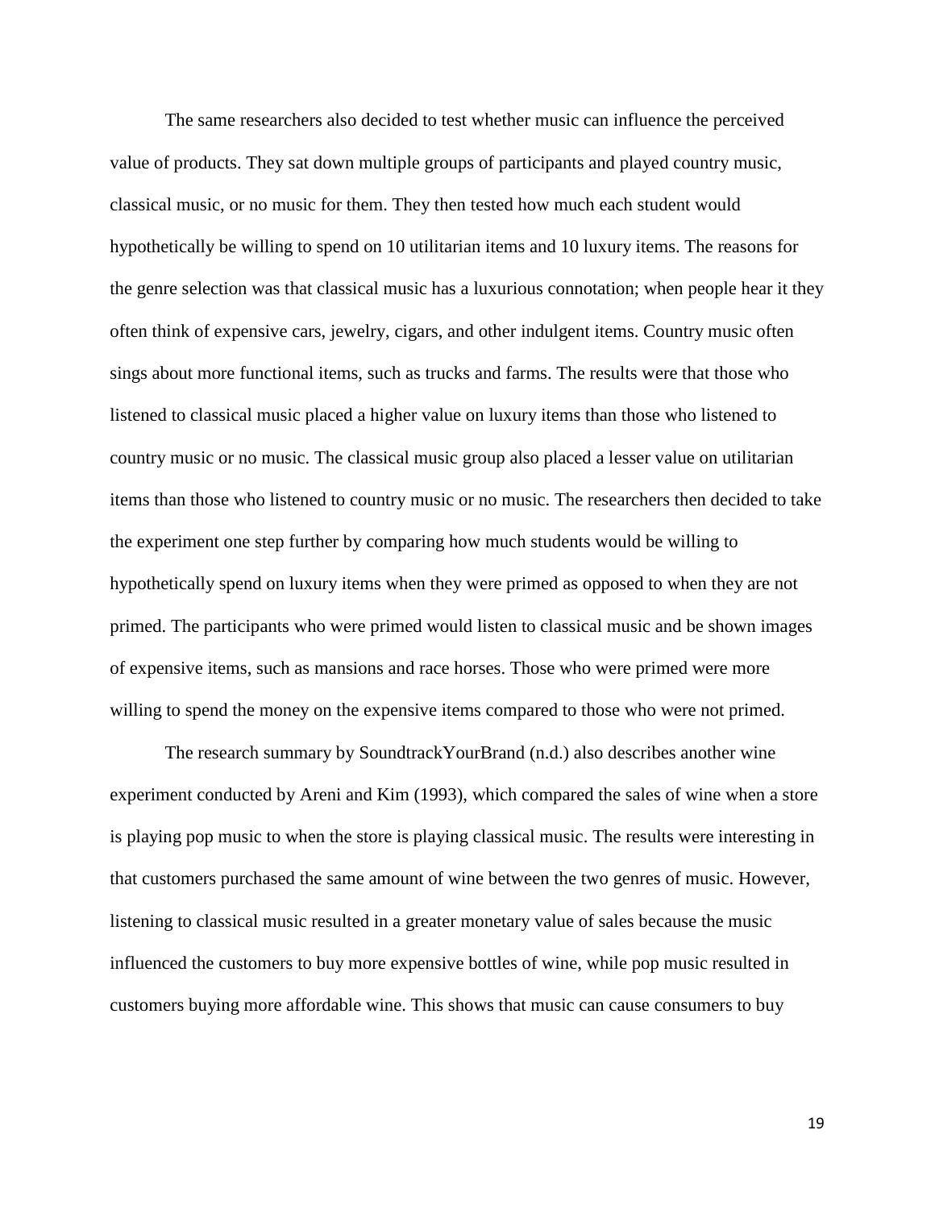The same researchers also decided to test whether music can influence the perceived value of products. They sat down multiple groups of participants and played country music, classical music, or no music for them. They then tested how much each student would hypothetically be willing to spend on 10 utilitarian items and 10 luxury items. The reasons for the genre selection was that classical music has a luxurious connotation; when people hear it they often think of expensive cars, jewelry, cigars, and other indulgent items. Country music often sings about more functional items, such as trucks and farms. The results were that those who listened to classical music placed a higher value on luxury items than those who listened to country music or no music. The classical music group also placed a lesser value on utilitarian items than those who listened to country music or no music. The researchers then decided to take the experiment one step further by comparing how much students would be willing to hypothetically spend on luxury items when they were primed as opposed to when they are not primed. The participants who were primed would listen to classical music and be shown images of expensive items, such as mansions and race horses. Those who were primed were more willing to spend the money on the expensive items compared to those who were not primed.

The research summary by SoundtrackYourBrand (n.d.) also describes another wine experiment conducted by Areni and Kim (1993), which compared the sales of wine when a store is playing pop music to when the store is playing classical music. The results were interesting in that customers purchased the same amount of wine between the two genres of music. However, listening to classical music resulted in a greater monetary value of sales because the music influenced the customers to buy more expensive bottles of wine, while pop music resulted in customers buying more affordable wine. This shows that music can cause consumers to buy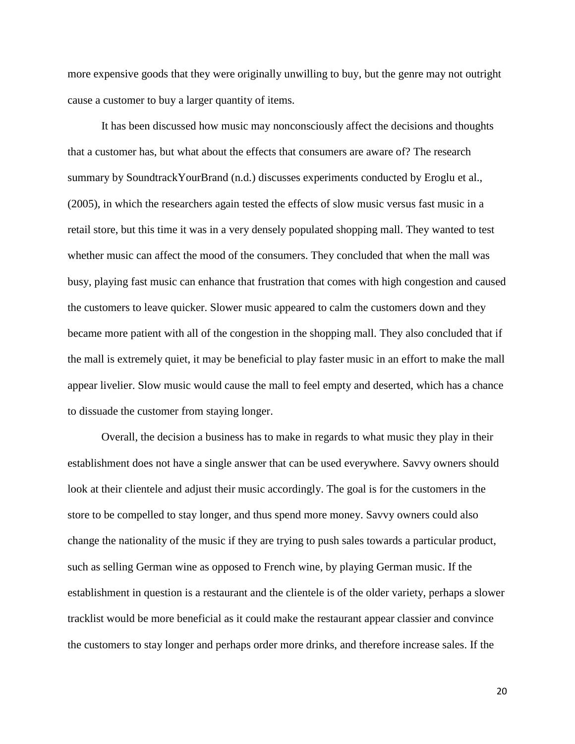more expensive goods that they were originally unwilling to buy, but the genre may not outright cause a customer to buy a larger quantity of items.

It has been discussed how music may nonconsciously affect the decisions and thoughts that a customer has, but what about the effects that consumers are aware of? The research summary by SoundtrackYourBrand (n.d.) discusses experiments conducted by Eroglu et al., (2005), in which the researchers again tested the effects of slow music versus fast music in a retail store, but this time it was in a very densely populated shopping mall. They wanted to test whether music can affect the mood of the consumers. They concluded that when the mall was busy, playing fast music can enhance that frustration that comes with high congestion and caused the customers to leave quicker. Slower music appeared to calm the customers down and they became more patient with all of the congestion in the shopping mall. They also concluded that if the mall is extremely quiet, it may be beneficial to play faster music in an effort to make the mall appear livelier. Slow music would cause the mall to feel empty and deserted, which has a chance to dissuade the customer from staying longer.

Overall, the decision a business has to make in regards to what music they play in their establishment does not have a single answer that can be used everywhere. Savvy owners should look at their clientele and adjust their music accordingly. The goal is for the customers in the store to be compelled to stay longer, and thus spend more money. Savvy owners could also change the nationality of the music if they are trying to push sales towards a particular product, such as selling German wine as opposed to French wine, by playing German music. If the establishment in question is a restaurant and the clientele is of the older variety, perhaps a slower tracklist would be more beneficial as it could make the restaurant appear classier and convince the customers to stay longer and perhaps order more drinks, and therefore increase sales. If the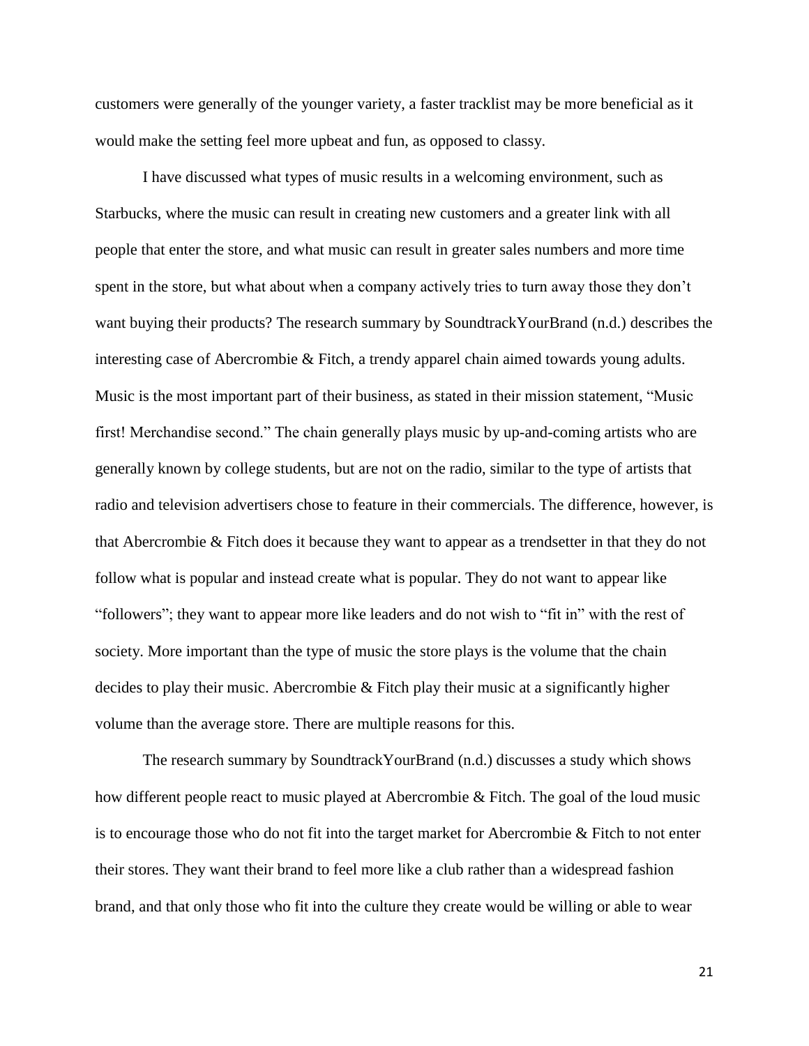customers were generally of the younger variety, a faster tracklist may be more beneficial as it would make the setting feel more upbeat and fun, as opposed to classy.

I have discussed what types of music results in a welcoming environment, such as Starbucks, where the music can result in creating new customers and a greater link with all people that enter the store, and what music can result in greater sales numbers and more time spent in the store, but what about when a company actively tries to turn away those they don't want buying their products? The research summary by SoundtrackYourBrand (n.d.) describes the interesting case of Abercrombie & Fitch, a trendy apparel chain aimed towards young adults. Music is the most important part of their business, as stated in their mission statement, "Music first! Merchandise second." The chain generally plays music by up-and-coming artists who are generally known by college students, but are not on the radio, similar to the type of artists that radio and television advertisers chose to feature in their commercials. The difference, however, is that Abercrombie & Fitch does it because they want to appear as a trendsetter in that they do not follow what is popular and instead create what is popular. They do not want to appear like "followers"; they want to appear more like leaders and do not wish to "fit in" with the rest of society. More important than the type of music the store plays is the volume that the chain decides to play their music. Abercrombie & Fitch play their music at a significantly higher volume than the average store. There are multiple reasons for this.

The research summary by SoundtrackYourBrand (n.d.) discusses a study which shows how different people react to music played at Abercrombie & Fitch. The goal of the loud music is to encourage those who do not fit into the target market for Abercrombie & Fitch to not enter their stores. They want their brand to feel more like a club rather than a widespread fashion brand, and that only those who fit into the culture they create would be willing or able to wear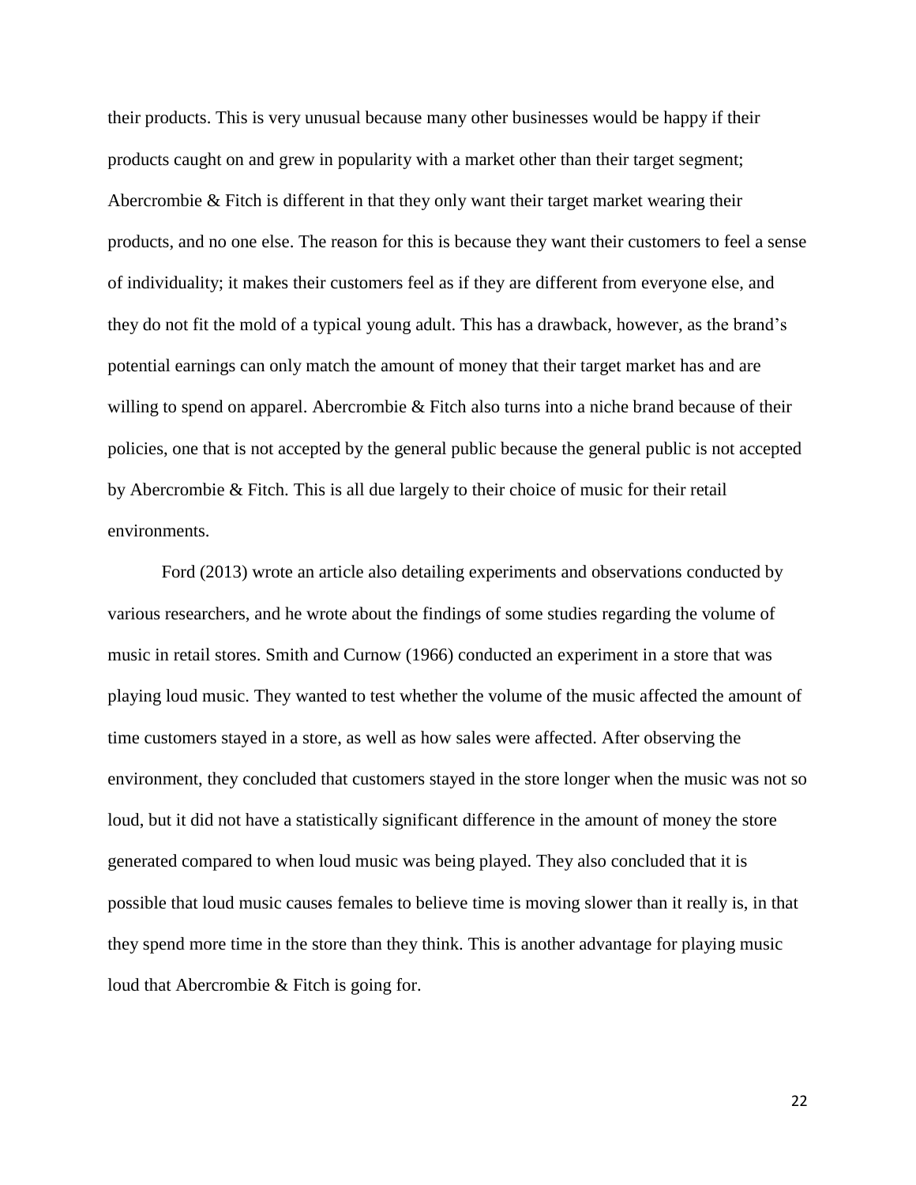their products. This is very unusual because many other businesses would be happy if their products caught on and grew in popularity with a market other than their target segment; Abercrombie & Fitch is different in that they only want their target market wearing their products, and no one else. The reason for this is because they want their customers to feel a sense of individuality; it makes their customers feel as if they are different from everyone else, and they do not fit the mold of a typical young adult. This has a drawback, however, as the brand's potential earnings can only match the amount of money that their target market has and are willing to spend on apparel. Abercrombie & Fitch also turns into a niche brand because of their policies, one that is not accepted by the general public because the general public is not accepted by Abercrombie & Fitch. This is all due largely to their choice of music for their retail environments.

Ford (2013) wrote an article also detailing experiments and observations conducted by various researchers, and he wrote about the findings of some studies regarding the volume of music in retail stores. Smith and Curnow (1966) conducted an experiment in a store that was playing loud music. They wanted to test whether the volume of the music affected the amount of time customers stayed in a store, as well as how sales were affected. After observing the environment, they concluded that customers stayed in the store longer when the music was not so loud, but it did not have a statistically significant difference in the amount of money the store generated compared to when loud music was being played. They also concluded that it is possible that loud music causes females to believe time is moving slower than it really is, in that they spend more time in the store than they think. This is another advantage for playing music loud that Abercrombie & Fitch is going for.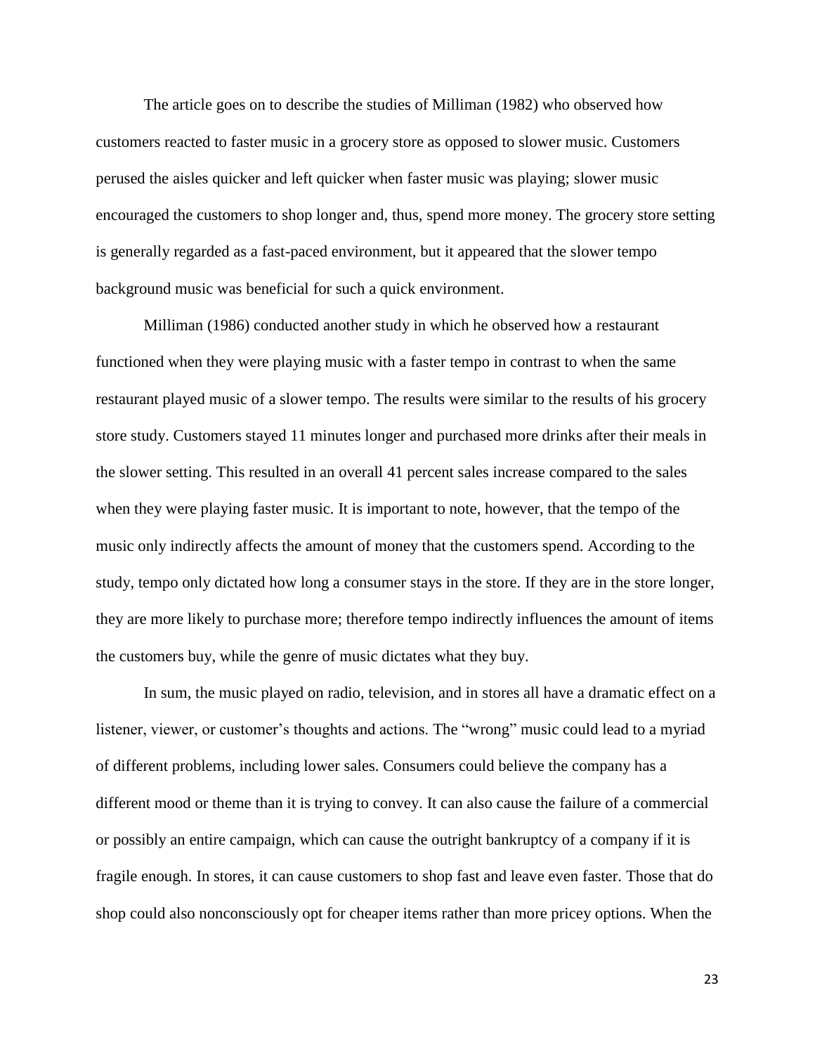The article goes on to describe the studies of Milliman (1982) who observed how customers reacted to faster music in a grocery store as opposed to slower music. Customers perused the aisles quicker and left quicker when faster music was playing; slower music encouraged the customers to shop longer and, thus, spend more money. The grocery store setting is generally regarded as a fast-paced environment, but it appeared that the slower tempo background music was beneficial for such a quick environment.

Milliman (1986) conducted another study in which he observed how a restaurant functioned when they were playing music with a faster tempo in contrast to when the same restaurant played music of a slower tempo. The results were similar to the results of his grocery store study. Customers stayed 11 minutes longer and purchased more drinks after their meals in the slower setting. This resulted in an overall 41 percent sales increase compared to the sales when they were playing faster music. It is important to note, however, that the tempo of the music only indirectly affects the amount of money that the customers spend. According to the study, tempo only dictated how long a consumer stays in the store. If they are in the store longer, they are more likely to purchase more; therefore tempo indirectly influences the amount of items the customers buy, while the genre of music dictates what they buy.

In sum, the music played on radio, television, and in stores all have a dramatic effect on a listener, viewer, or customer's thoughts and actions. The "wrong" music could lead to a myriad of different problems, including lower sales. Consumers could believe the company has a different mood or theme than it is trying to convey. It can also cause the failure of a commercial or possibly an entire campaign, which can cause the outright bankruptcy of a company if it is fragile enough. In stores, it can cause customers to shop fast and leave even faster. Those that do shop could also nonconsciously opt for cheaper items rather than more pricey options. When the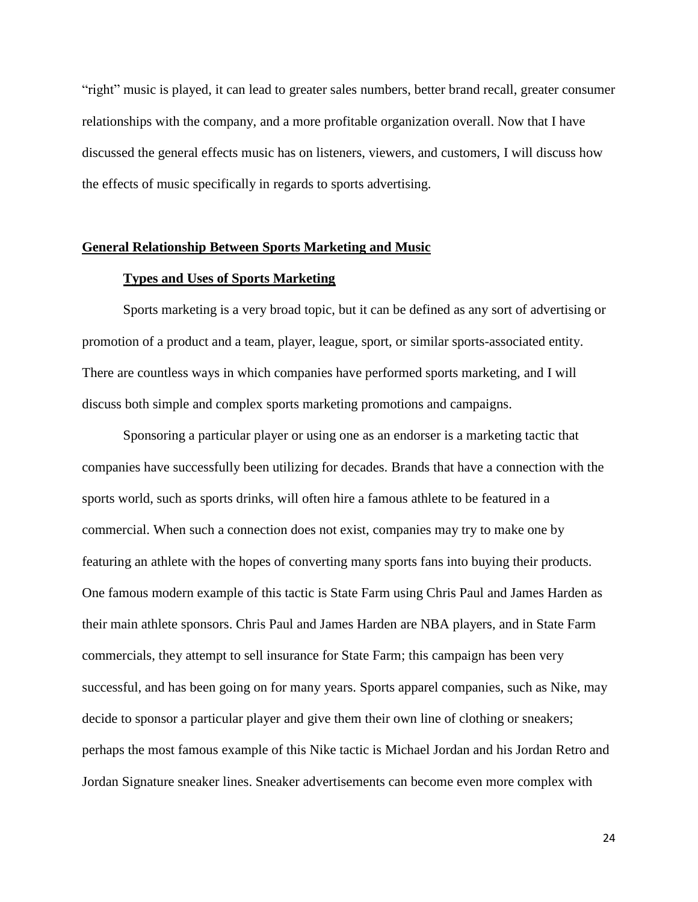“right” music is played, it can lead to greater sales numbers, better brand recall, greater consumer relationships with the company, and a more profitable organization overall. Now that I have discussed the general effects music has on listeners, viewers, and customers, I will discuss how the effects of music specifically in regards to sports advertising.

## General Relationship Between Sports Marketing and Music

### Types and Uses of Sports Marketing

Sports marketing is a very broad topic, but it can be defined as any sort of advertising or promotion of a product and a team, player, league, sport, or similar sports-associated entity. There are countless ways in which companies have performed sports marketing, and I will discuss both simple and complex sports marketing promotions and campaigns.

Sponsoring a particular player or using one as an endorser is a marketing tactic that companies have successfully been utilizing for decades. Brands that have a connection with the sports world, such as sports drinks, will often hire a famous athlete to be featured in a commercial. When such a connection does not exist, companies may try to make one by featuring an athlete with the hopes of converting many sports fans into buying their products. One famous modern example of this tactic is State Farm using Chris Paul and James Harden as their main athlete sponsors. Chris Paul and James Harden are NBA players, and in State Farm commercials, they attempt to sell insurance for State Farm; this campaign has been very successful, and has been going on for many years. Sports apparel companies, such as Nike, may decide to sponsor a particular player and give them their own line of clothing or sneakers; perhaps the most famous example of this Nike tactic is Michael Jordan and his Jordan Retro and Jordan Signature sneaker lines. Sneaker advertisements can become even more complex with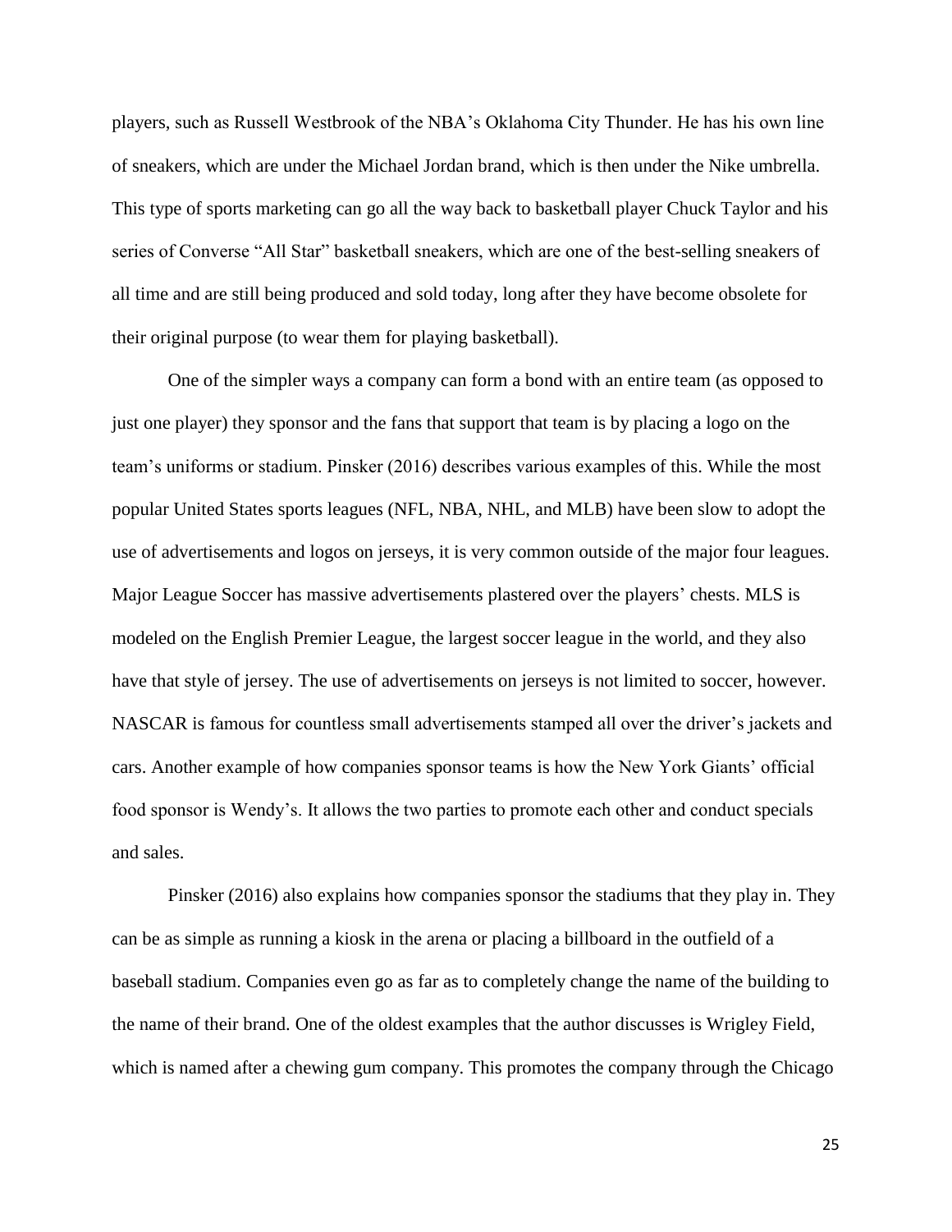players, such as Russell Westbrook of the NBA's Oklahoma City Thunder. He has his own line of sneakers, which are under the Michael Jordan brand, which is then under the Nike umbrella. This type of sports marketing can go all the way back to basketball player Chuck Taylor and his series of Converse "All Star" basketball sneakers, which are one of the best-selling sneakers of all time and are still being produced and sold today, long after they have become obsolete for their original purpose (to wear them for playing basketball).

One of the simpler ways a company can form a bond with an entire team (as opposed to just one player) they sponsor and the fans that support that team is by placing a logo on the team's uniforms or stadium. Pinsker (2016) describes various examples of this. While the most popular United States sports leagues (NFL, NBA, NHL, and MLB) have been slow to adopt the use of advertisements and logos on jerseys, it is very common outside of the major four leagues. Major League Soccer has massive advertisements plastered over the players' chests. MLS is modeled on the English Premier League, the largest soccer league in the world, and they also have that style of jersey. The use of advertisements on jerseys is not limited to soccer, however. NASCAR is famous for countless small advertisements stamped all over the driver's jackets and cars. Another example of how companies sponsor teams is how the New York Giants' official food sponsor is Wendy's. It allows the two parties to promote each other and conduct specials and sales.

Pinsker (2016) also explains how companies sponsor the stadiums that they play in. They can be as simple as running a kiosk in the arena or placing a billboard in the outfield of a baseball stadium. Companies even go as far as to completely change the name of the building to the name of their brand. One of the oldest examples that the author discusses is Wrigley Field, which is named after a chewing gum company. This promotes the company through the Chicago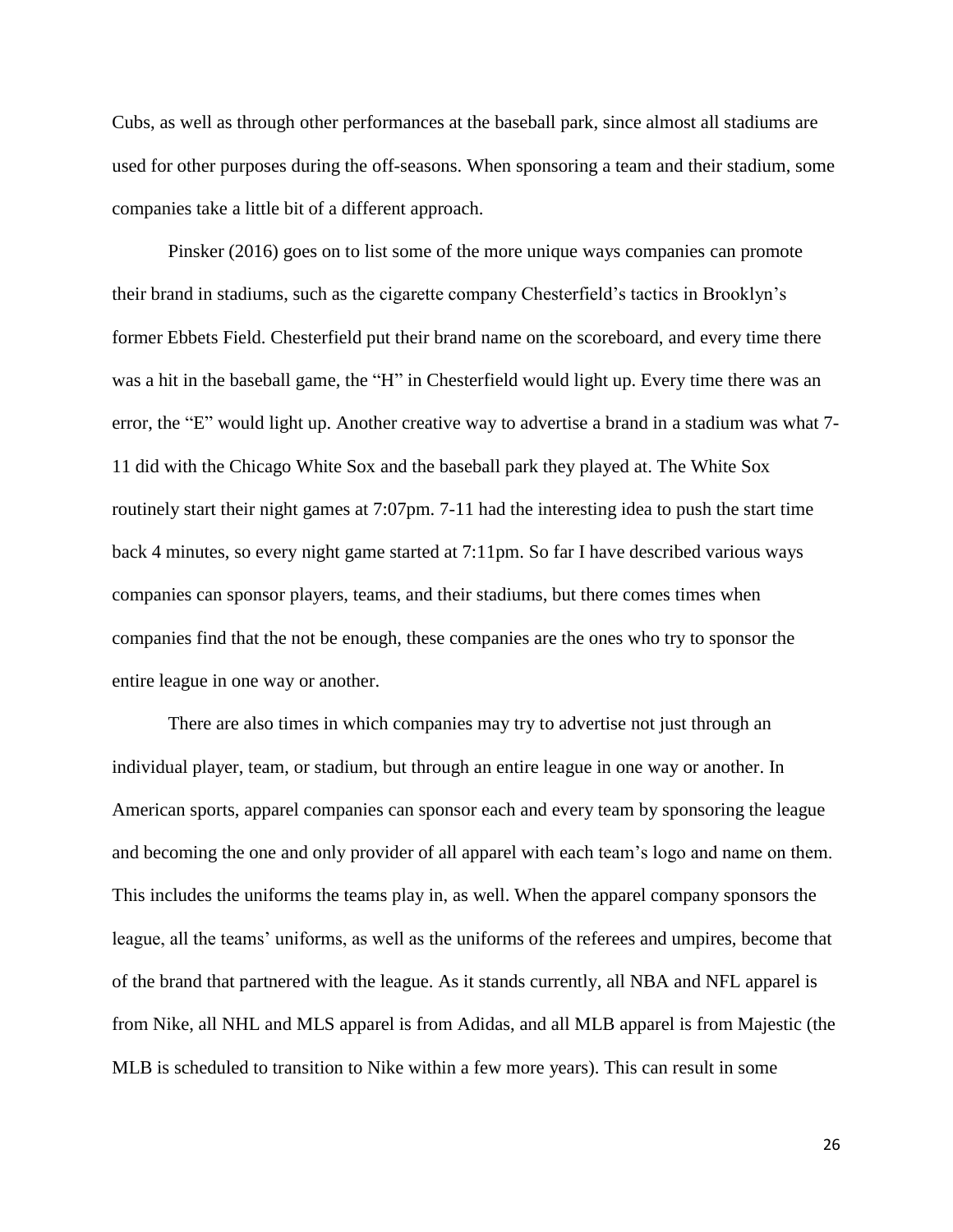Cubs, as well as through other performances at the baseball park, since almost all stadiums are used for other purposes during the off-seasons. When sponsoring a team and their stadium, some companies take a little bit of a different approach.

Pinsker (2016) goes on to list some of the more unique ways companies can promote their brand in stadiums, such as the cigarette company Chesterfield's tactics in Brooklyn's former Ebbets Field. Chesterfield put their brand name on the scoreboard, and every time there was a hit in the baseball game, the "H" in Chesterfield would light up. Every time there was an error, the "E" would light up. Another creative way to advertise a brand in a stadium was what 7-11 did with the Chicago White Sox and the baseball park they played at. The White Sox routinely start their night games at 7:07pm. 7-11 had the interesting idea to push the start time back 4 minutes, so every night game started at 7:11pm. So far I have described various ways companies can sponsor players, teams, and their stadiums, but there comes times when companies find that the not be enough, these companies are the ones who try to sponsor the entire league in one way or another.

There are also times in which companies may try to advertise not just through an individual player, team, or stadium, but through an entire league in one way or another. In American sports, apparel companies can sponsor each and every team by sponsoring the league and becoming the one and only provider of all apparel with each team's logo and name on them. This includes the uniforms the teams play in, as well. When the apparel company sponsors the league, all the teams' uniforms, as well as the uniforms of the referees and umpires, become that of the brand that partnered with the league. As it stands currently, all NBA and NFL apparel is from Nike, all NHL and MLS apparel is from Adidas, and all MLB apparel is from Majestic (the MLB is scheduled to transition to Nike within a few more years). This can result in some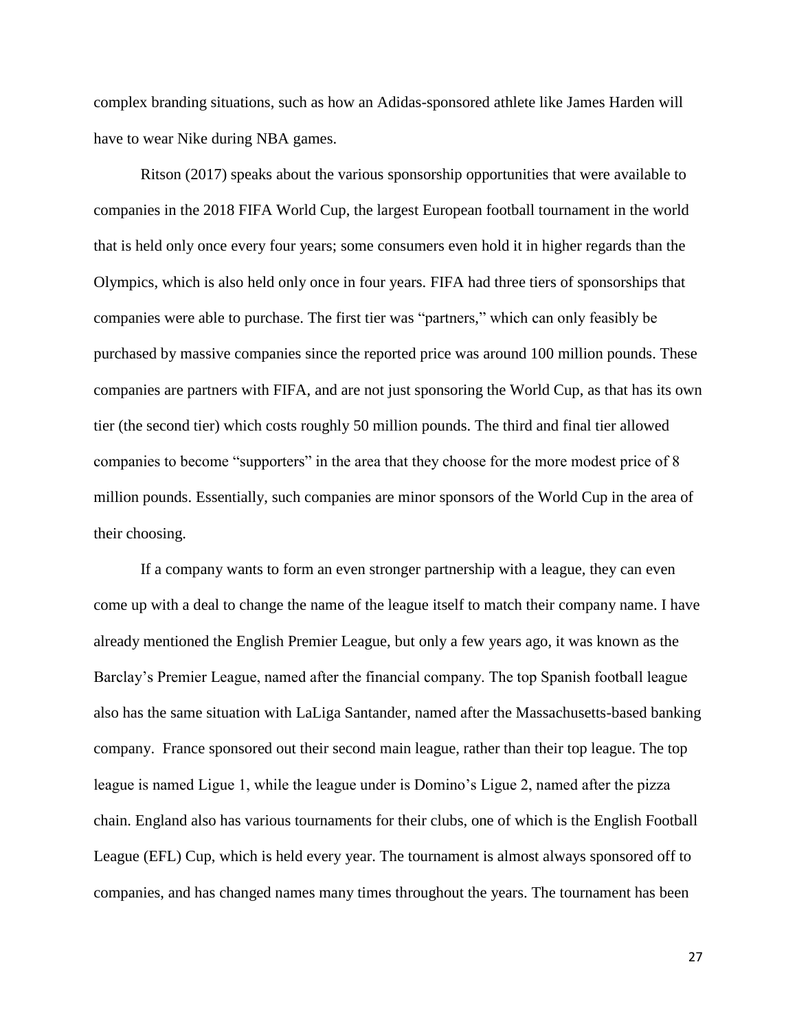complex branding situations, such as how an Adidas-sponsored athlete like James Harden will have to wear Nike during NBA games.

Ritson (2017) speaks about the various sponsorship opportunities that were available to companies in the 2018 FIFA World Cup, the largest European football tournament in the world that is held only once every four years; some consumers even hold it in higher regards than the Olympics, which is also held only once in four years. FIFA had three tiers of sponsorships that companies were able to purchase. The first tier was "partners," which can only feasibly be purchased by massive companies since the reported price was around 100 million pounds. These companies are partners with FIFA, and are not just sponsoring the World Cup, as that has its own tier (the second tier) which costs roughly 50 million pounds. The third and final tier allowed companies to become "supporters" in the area that they choose for the more modest price of 8 million pounds. Essentially, such companies are minor sponsors of the World Cup in the area of their choosing.

If a company wants to form an even stronger partnership with a league, they can even come up with a deal to change the name of the league itself to match their company name. I have already mentioned the English Premier League, but only a few years ago, it was known as the Barclay's Premier League, named after the financial company. The top Spanish football league also has the same situation with LaLiga Santander, named after the Massachusetts-based banking company. France sponsored out their second main league, rather than their top league. The top league is named Ligue 1, while the league under is Domino's Ligue 2, named after the pizza chain. England also has various tournaments for their clubs, one of which is the English Football League (EFL) Cup, which is held every year. The tournament is almost always sponsored off to companies, and has changed names many times throughout the years. The tournament has been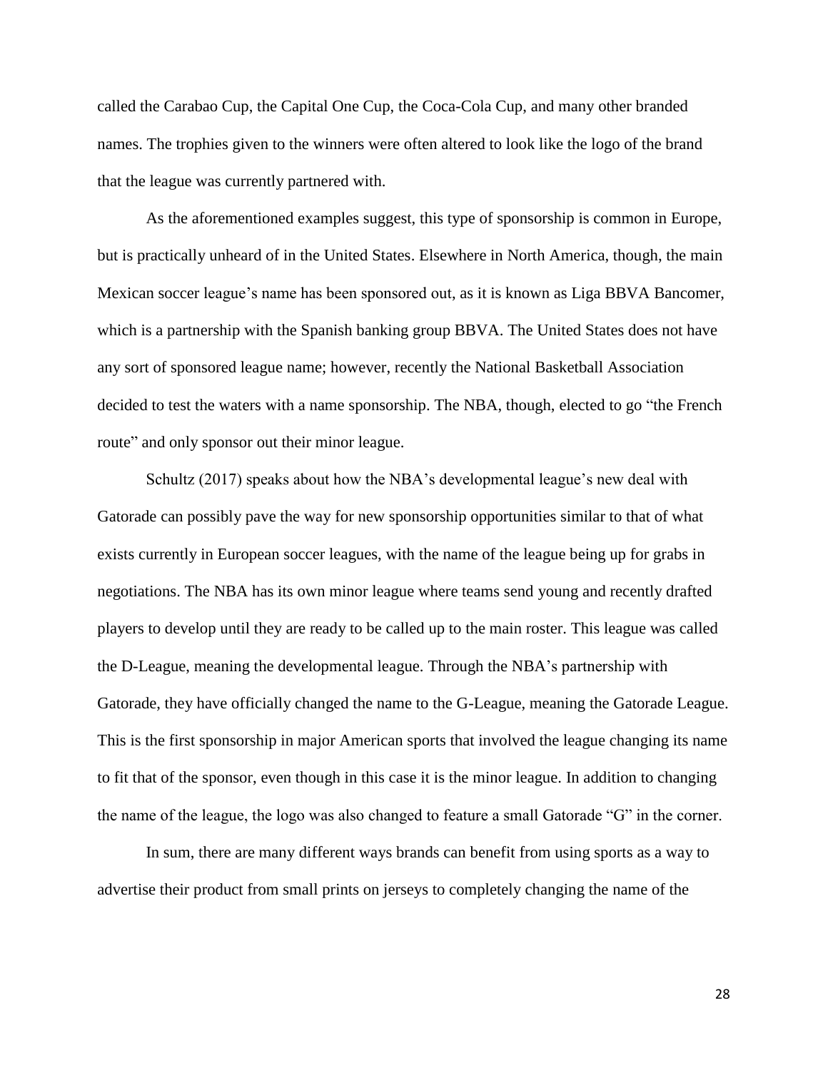called the Carabao Cup, the Capital One Cup, the Coca-Cola Cup, and many other branded names. The trophies given to the winners were often altered to look like the logo of the brand that the league was currently partnered with.

As the aforementioned examples suggest, this type of sponsorship is common in Europe, but is practically unheard of in the United States. Elsewhere in North America, though, the main Mexican soccer league's name has been sponsored out, as it is known as Liga BBVA Bancomer, which is a partnership with the Spanish banking group BBVA. The United States does not have any sort of sponsored league name; however, recently the National Basketball Association decided to test the waters with a name sponsorship. The NBA, though, elected to go "the French route" and only sponsor out their minor league.

Schultz (2017) speaks about how the NBA's developmental league's new deal with Gatorade can possibly pave the way for new sponsorship opportunities similar to that of what exists currently in European soccer leagues, with the name of the league being up for grabs in negotiations. The NBA has its own minor league where teams send young and recently drafted players to develop until they are ready to be called up to the main roster. This league was called the D-League, meaning the developmental league. Through the NBA's partnership with Gatorade, they have officially changed the name to the G-League, meaning the Gatorade League. This is the first sponsorship in major American sports that involved the league changing its name to fit that of the sponsor, even though in this case it is the minor league. In addition to changing the name of the league, the logo was also changed to feature a small Gatorade "G" in the corner.

In sum, there are many different ways brands can benefit from using sports as a way to advertise their product from small prints on jerseys to completely changing the name of the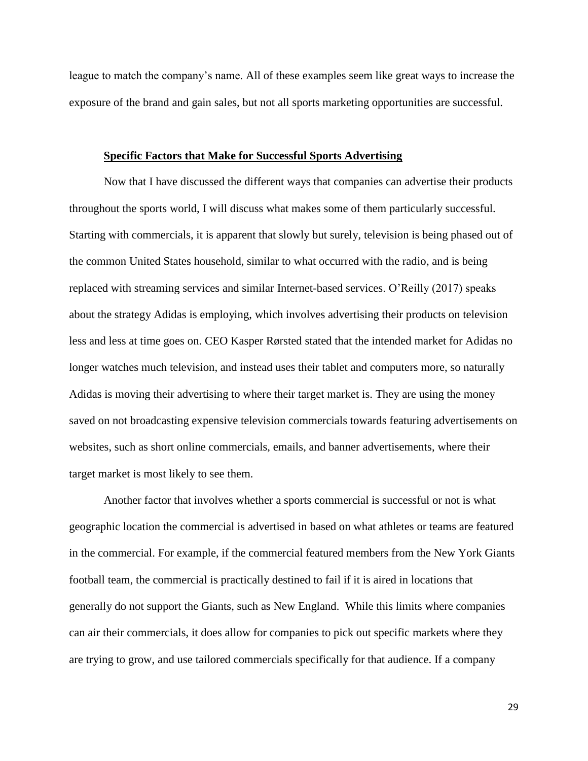league to match the company's name. All of these examples seem like great ways to increase the exposure of the brand and gain sales, but not all sports marketing opportunities are successful.

## **Specific Factors that Make for Successful Sports Advertising**

Now that I have discussed the different ways that companies can advertise their products throughout the sports world, I will discuss what makes some of them particularly successful. Starting with commercials, it is apparent that slowly but surely, television is being phased out of the common United States household, similar to what occurred with the radio, and is being replaced with streaming services and similar Internet-based services. O'Reilly (2017) speaks about the strategy Adidas is employing, which involves advertising their products on television less and less at time goes on. CEO Kasper Rørsted stated that the intended market for Adidas no longer watches much television, and instead uses their tablet and computers more, so naturally Adidas is moving their advertising to where their target market is. They are using the money saved on not broadcasting expensive television commercials towards featuring advertisements on websites, such as short online commercials, emails, and banner advertisements, where their target market is most likely to see them.

Another factor that involves whether a sports commercial is successful or not is what geographic location the commercial is advertised in based on what athletes or teams are featured in the commercial. For example, if the commercial featured members from the New York Giants football team, the commercial is practically destined to fail if it is aired in locations that generally do not support the Giants, such as New England. While this limits where companies can air their commercials, it does allow for companies to pick out specific markets where they are trying to grow, and use tailored commercials specifically for that audience. If a company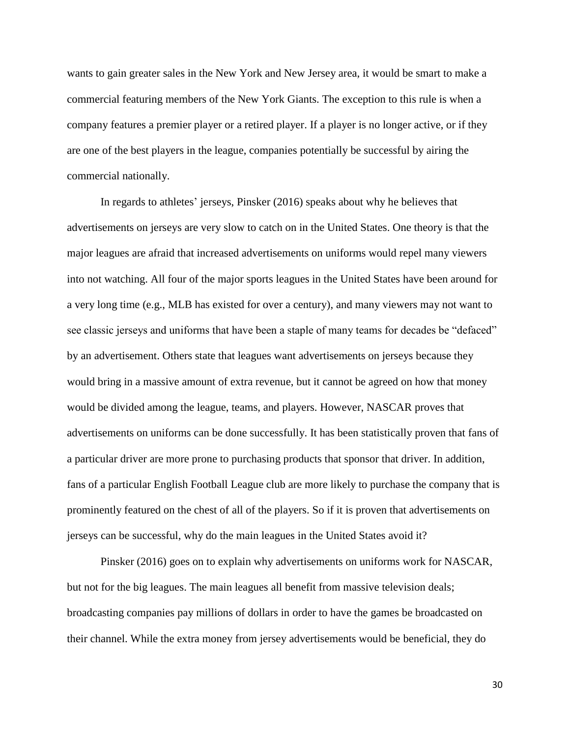wants to gain greater sales in the New York and New Jersey area, it would be smart to make a commercial featuring members of the New York Giants. The exception to this rule is when a company features a premier player or a retired player. If a player is no longer active, or if they are one of the best players in the league, companies potentially be successful by airing the commercial nationally.

In regards to athletes' jerseys, Pinsker (2016) speaks about why he believes that advertisements on jerseys are very slow to catch on in the United States. One theory is that the major leagues are afraid that increased advertisements on uniforms would repel many viewers into not watching. All four of the major sports leagues in the United States have been around for a very long time (e.g., MLB has existed for over a century), and many viewers may not want to see classic jerseys and uniforms that have been a staple of many teams for decades be "defaced" by an advertisement. Others state that leagues want advertisements on jerseys because they would bring in a massive amount of extra revenue, but it cannot be agreed on how that money would be divided among the league, teams, and players. However, NASCAR proves that advertisements on uniforms can be done successfully. It has been statistically proven that fans of a particular driver are more prone to purchasing products that sponsor that driver. In addition, fans of a particular English Football League club are more likely to purchase the company that is prominently featured on the chest of all of the players. So if it is proven that advertisements on jerseys can be successful, why do the main leagues in the United States avoid it?

Pinsker (2016) goes on to explain why advertisements on uniforms work for NASCAR, but not for the big leagues. The main leagues all benefit from massive television deals; broadcasting companies pay millions of dollars in order to have the games be broadcasted on their channel. While the extra money from jersey advertisements would be beneficial, they do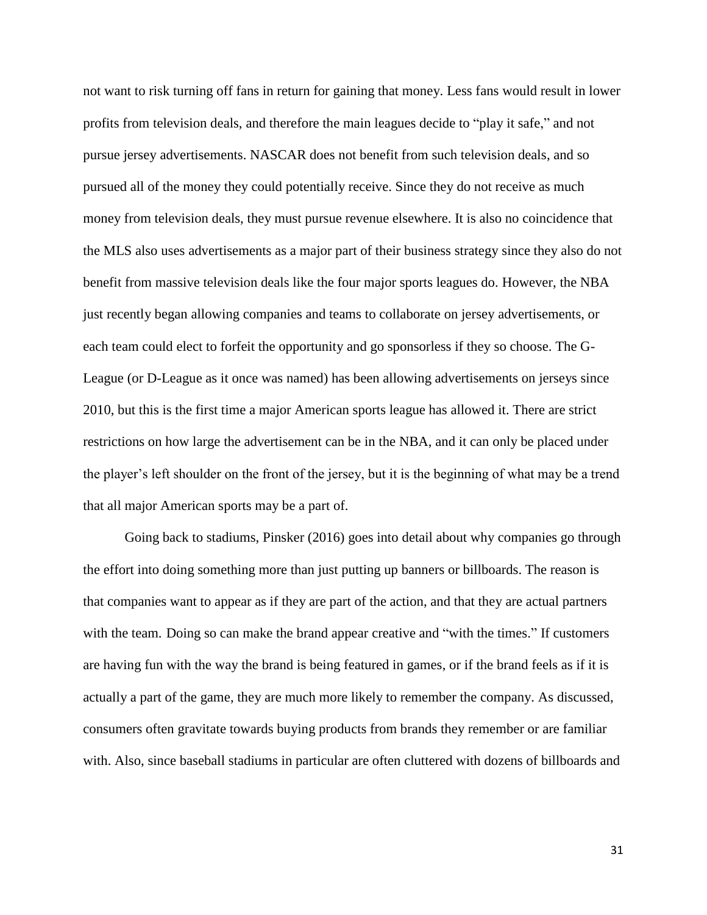not want to risk turning off fans in return for gaining that money. Less fans would result in lower profits from television deals, and therefore the main leagues decide to "play it safe," and not pursue jersey advertisements. NASCAR does not benefit from such television deals, and so pursued all of the money they could potentially receive. Since they do not receive as much money from television deals, they must pursue revenue elsewhere. It is also no coincidence that the MLS also uses advertisements as a major part of their business strategy since they also do not benefit from massive television deals like the four major sports leagues do. However, the NBA just recently began allowing companies and teams to collaborate on jersey advertisements, or each team could elect to forfeit the opportunity and go sponsorless if they so choose. The G-League (or D-League as it once was named) has been allowing advertisements on jerseys since 2010, but this is the first time a major American sports league has allowed it. There are strict restrictions on how large the advertisement can be in the NBA, and it can only be placed under the player's left shoulder on the front of the jersey, but it is the beginning of what may be a trend that all major American sports may be a part of.

Going back to stadiums, Pinsker (2016) goes into detail about why companies go through the effort into doing something more than just putting up banners or billboards. The reason is that companies want to appear as if they are part of the action, and that they are actual partners with the team. Doing so can make the brand appear creative and "with the times." If customers are having fun with the way the brand is being featured in games, or if the brand feels as if it is actually a part of the game, they are much more likely to remember the company. As discussed, consumers often gravitate towards buying products from brands they remember or are familiar with. Also, since baseball stadiums in particular are often cluttered with dozens of billboards and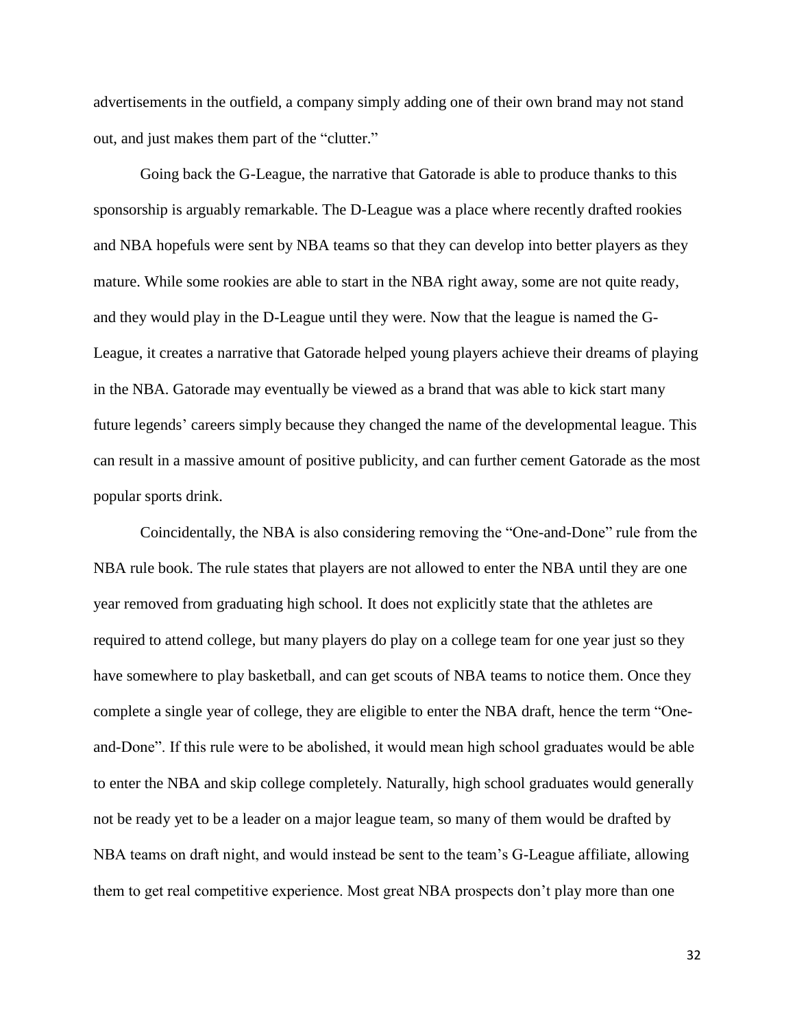advertisements in the outfield, a company simply adding one of their own brand may not stand out, and just makes them part of the "clutter."

Going back the G-League, the narrative that Gatorade is able to produce thanks to this sponsorship is arguably remarkable. The D-League was a place where recently drafted rookies and NBA hopefuls were sent by NBA teams so that they can develop into better players as they mature. While some rookies are able to start in the NBA right away, some are not quite ready, and they would play in the D-League until they were. Now that the league is named the G-League, it creates a narrative that Gatorade helped young players achieve their dreams of playing in the NBA. Gatorade may eventually be viewed as a brand that was able to kick start many future legends' careers simply because they changed the name of the developmental league. This can result in a massive amount of positive publicity, and can further cement Gatorade as the most popular sports drink.

Coincidentally, the NBA is also considering removing the "One-and-Done" rule from the NBA rule book. The rule states that players are not allowed to enter the NBA until they are one year removed from graduating high school. It does not explicitly state that the athletes are required to attend college, but many players do play on a college team for one year just so they have somewhere to play basketball, and can get scouts of NBA teams to notice them. Once they complete a single year of college, they are eligible to enter the NBA draft, hence the term "One-and-Done". If this rule were to be abolished, it would mean high school graduates would be able to enter the NBA and skip college completely. Naturally, high school graduates would generally not be ready yet to be a leader on a major league team, so many of them would be drafted by NBA teams on draft night, and would instead be sent to the team's G-League affiliate, allowing them to get real competitive experience. Most great NBA prospects don't play more than one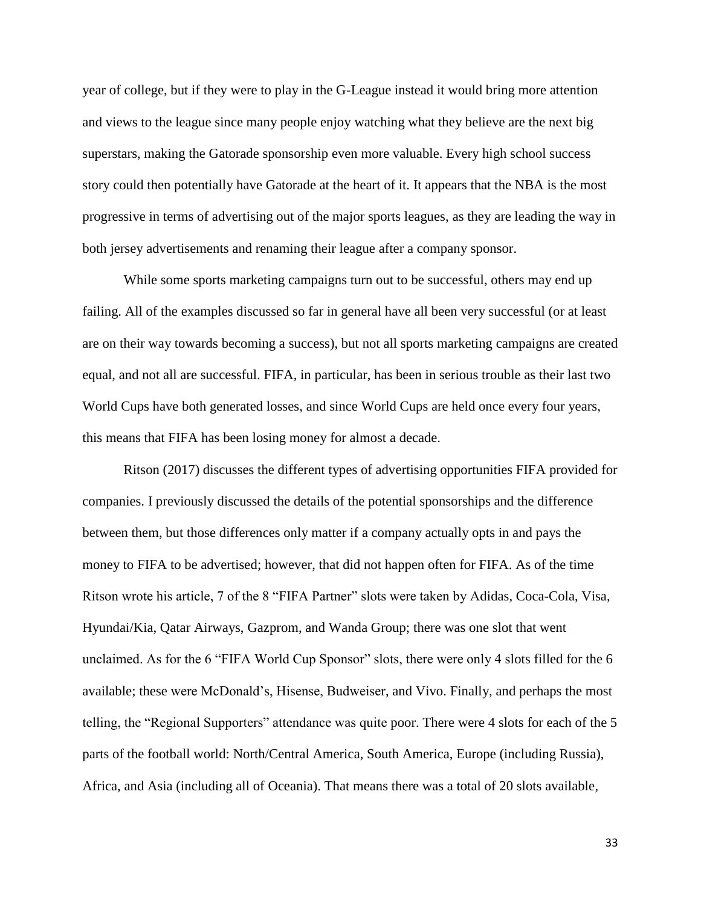year of college, but if they were to play in the G-League instead it would bring more attention and views to the league since many people enjoy watching what they believe are the next big superstars, making the Gatorade sponsorship even more valuable. Every high school success story could then potentially have Gatorade at the heart of it. It appears that the NBA is the most progressive in terms of advertising out of the major sports leagues, as they are leading the way in both jersey advertisements and renaming their league after a company sponsor.

While some sports marketing campaigns turn out to be successful, others may end up failing. All of the examples discussed so far in general have all been very successful (or at least are on their way towards becoming a success), but not all sports marketing campaigns are created equal, and not all are successful. FIFA, in particular, has been in serious trouble as their last two World Cups have both generated losses, and since World Cups are held once every four years, this means that FIFA has been losing money for almost a decade.

Ritson (2017) discusses the different types of advertising opportunities FIFA provided for companies. I previously discussed the details of the potential sponsorships and the difference between them, but those differences only matter if a company actually opts in and pays the money to FIFA to be advertised; however, that did not happen often for FIFA. As of the time Ritson wrote his article, 7 of the 8 "FIFA Partner" slots were taken by Adidas, Coca-Cola, Visa, Hyundai/Kia, Qatar Airways, Gazprom, and Wanda Group; there was one slot that went unclaimed. As for the 6 "FIFA World Cup Sponsor" slots, there were only 4 slots filled for the 6 available; these were McDonald's, Hisense, Budweiser, and Vivo. Finally, and perhaps the most telling, the "Regional Supporters" attendance was quite poor. There were 4 slots for each of the 5 parts of the football world: North/Central America, South America, Europe (including Russia), Africa, and Asia (including all of Oceania). That means there was a total of 20 slots available,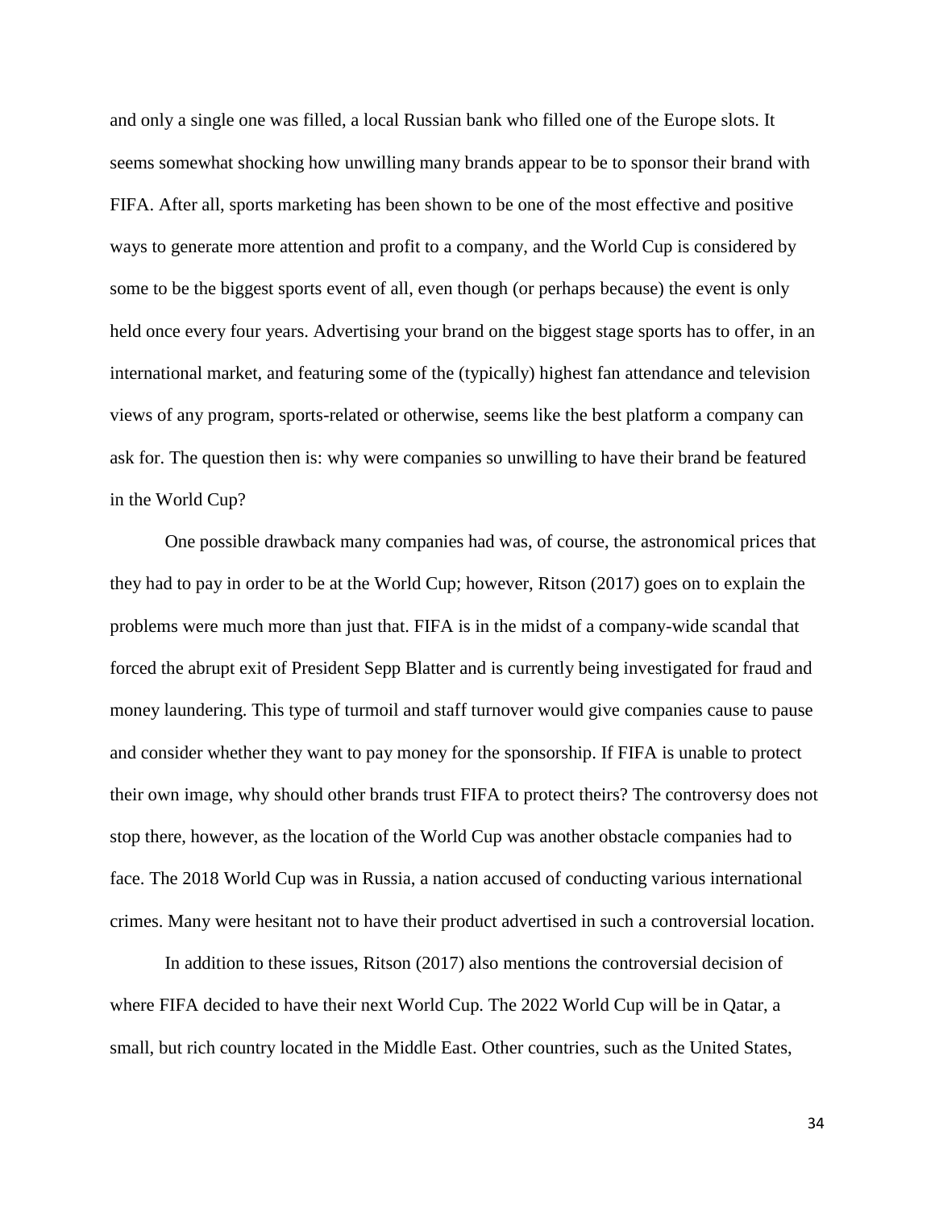and only a single one was filled, a local Russian bank who filled one of the Europe slots. It seems somewhat shocking how unwilling many brands appear to be to sponsor their brand with FIFA. After all, sports marketing has been shown to be one of the most effective and positive ways to generate more attention and profit to a company, and the World Cup is considered by some to be the biggest sports event of all, even though (or perhaps because) the event is only held once every four years. Advertising your brand on the biggest stage sports has to offer, in an international market, and featuring some of the (typically) highest fan attendance and television views of any program, sports-related or otherwise, seems like the best platform a company can ask for. The question then is: why were companies so unwilling to have their brand be featured in the World Cup?

One possible drawback many companies had was, of course, the astronomical prices that they had to pay in order to be at the World Cup; however, Ritson (2017) goes on to explain the problems were much more than just that. FIFA is in the midst of a company-wide scandal that forced the abrupt exit of President Sepp Blatter and is currently being investigated for fraud and money laundering. This type of turmoil and staff turnover would give companies cause to pause and consider whether they want to pay money for the sponsorship. If FIFA is unable to protect their own image, why should other brands trust FIFA to protect theirs? The controversy does not stop there, however, as the location of the World Cup was another obstacle companies had to face. The 2018 World Cup was in Russia, a nation accused of conducting various international crimes. Many were hesitant not to have their product advertised in such a controversial location.

In addition to these issues, Ritson (2017) also mentions the controversial decision of where FIFA decided to have their next World Cup. The 2022 World Cup will be in Qatar, a small, but rich country located in the Middle East. Other countries, such as the United States,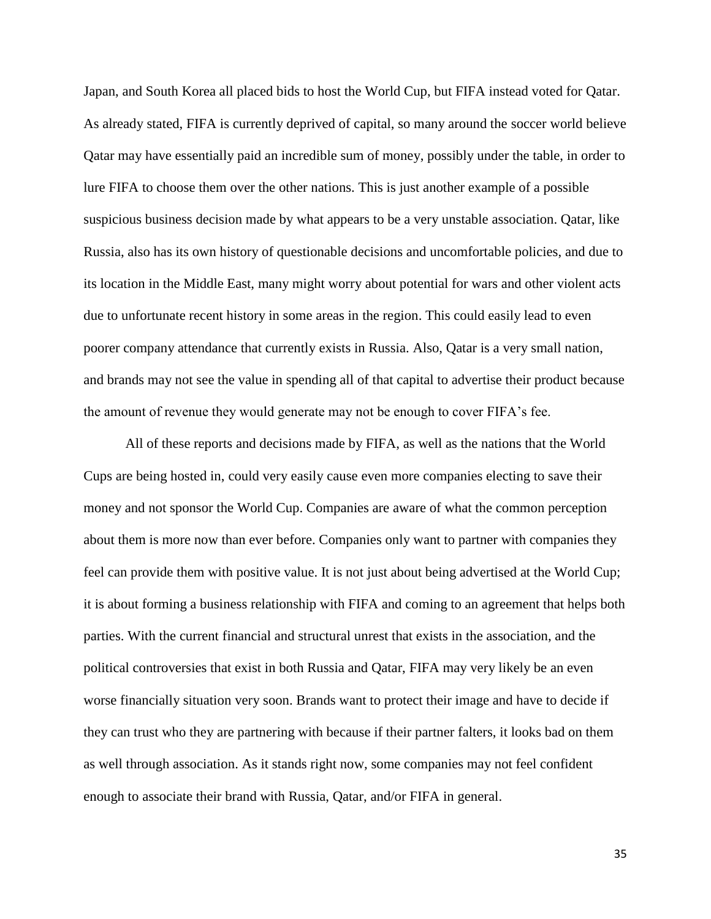Japan, and South Korea all placed bids to host the World Cup, but FIFA instead voted for Qatar. As already stated, FIFA is currently deprived of capital, so many around the soccer world believe Qatar may have essentially paid an incredible sum of money, possibly under the table, in order to lure FIFA to choose them over the other nations. This is just another example of a possible suspicious business decision made by what appears to be a very unstable association. Qatar, like Russia, also has its own history of questionable decisions and uncomfortable policies, and due to its location in the Middle East, many might worry about potential for wars and other violent acts due to unfortunate recent history in some areas in the region. This could easily lead to even poorer company attendance that currently exists in Russia. Also, Qatar is a very small nation, and brands may not see the value in spending all of that capital to advertise their product because the amount of revenue they would generate may not be enough to cover FIFA's fee.

All of these reports and decisions made by FIFA, as well as the nations that the World Cups are being hosted in, could very easily cause even more companies electing to save their money and not sponsor the World Cup. Companies are aware of what the common perception about them is more now than ever before. Companies only want to partner with companies they feel can provide them with positive value. It is not just about being advertised at the World Cup; it is about forming a business relationship with FIFA and coming to an agreement that helps both parties. With the current financial and structural unrest that exists in the association, and the political controversies that exist in both Russia and Qatar, FIFA may very likely be an even worse financially situation very soon. Brands want to protect their image and have to decide if they can trust who they are partnering with because if their partner falters, it looks bad on them as well through association. As it stands right now, some companies may not feel confident enough to associate their brand with Russia, Qatar, and/or FIFA in general.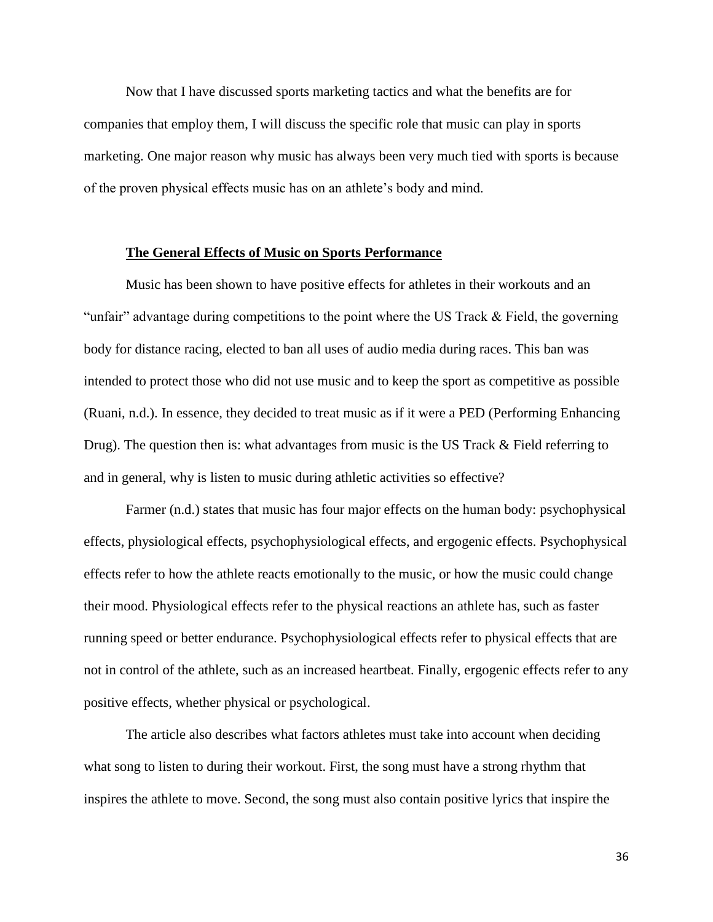Now that I have discussed sports marketing tactics and what the benefits are for companies that employ them, I will discuss the specific role that music can play in sports marketing. One major reason why music has always been very much tied with sports is because of the proven physical effects music has on an athlete's body and mind.

### **The General Effects of Music on Sports Performance**

Music has been shown to have positive effects for athletes in their workouts and an "unfair" advantage during competitions to the point where the US Track & Field, the governing body for distance racing, elected to ban all uses of audio media during races. This ban was intended to protect those who did not use music and to keep the sport as competitive as possible (Ruani, n.d.). In essence, they decided to treat music as if it were a PED (Performing Enhancing Drug). The question then is: what advantages from music is the US Track & Field referring to and in general, why is listen to music during athletic activities so effective?

Farmer (n.d.) states that music has four major effects on the human body: psychophysical effects, physiological effects, psychophysiological effects, and ergogenic effects. Psychophysical effects refer to how the athlete reacts emotionally to the music, or how the music could change their mood. Physiological effects refer to the physical reactions an athlete has, such as faster running speed or better endurance. Psychophysiological effects refer to physical effects that are not in control of the athlete, such as an increased heartbeat. Finally, ergogenic effects refer to any positive effects, whether physical or psychological.

The article also describes what factors athletes must take into account when deciding what song to listen to during their workout. First, the song must have a strong rhythm that inspires the athlete to move. Second, the song must also contain positive lyrics that inspire the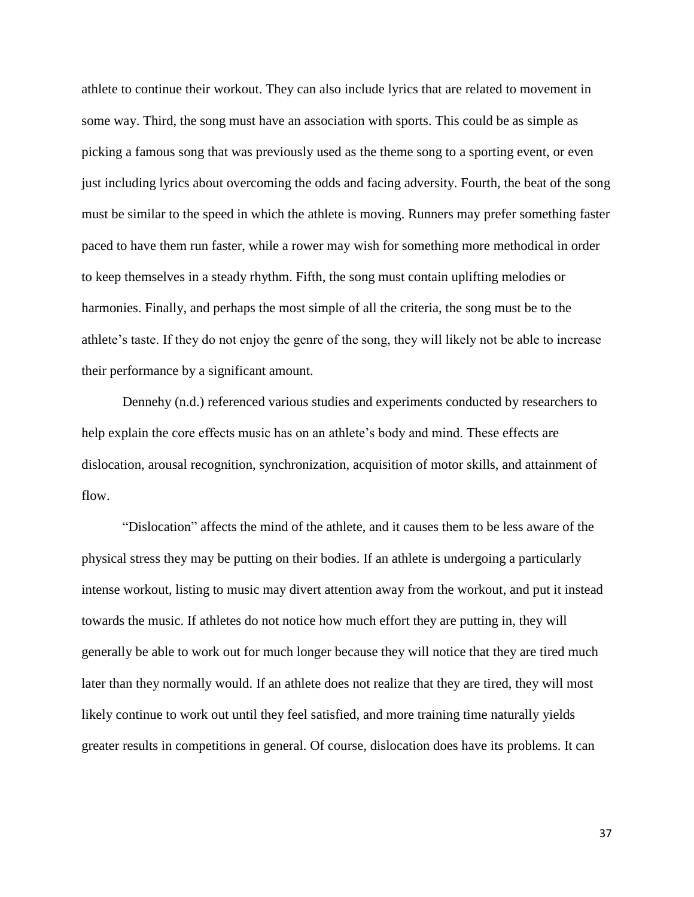athlete to continue their workout. They can also include lyrics that are related to movement in some way. Third, the song must have an association with sports. This could be as simple as picking a famous song that was previously used as the theme song to a sporting event, or even just including lyrics about overcoming the odds and facing adversity. Fourth, the beat of the song must be similar to the speed in which the athlete is moving. Runners may prefer something faster paced to have them run faster, while a rower may wish for something more methodical in order to keep themselves in a steady rhythm. Fifth, the song must contain uplifting melodies or harmonies. Finally, and perhaps the most simple of all the criteria, the song must be to the athlete's taste. If they do not enjoy the genre of the song, they will likely not be able to increase their performance by a significant amount.

Dennehy (n.d.) referenced various studies and experiments conducted by researchers to help explain the core effects music has on an athlete's body and mind. These effects are dislocation, arousal recognition, synchronization, acquisition of motor skills, and attainment of flow.

"Dislocation" affects the mind of the athlete, and it causes them to be less aware of the physical stress they may be putting on their bodies. If an athlete is undergoing a particularly intense workout, listing to music may divert attention away from the workout, and put it instead towards the music. If athletes do not notice how much effort they are putting in, they will generally be able to work out for much longer because they will notice that they are tired much later than they normally would. If an athlete does not realize that they are tired, they will most likely continue to work out until they feel satisfied, and more training time naturally yields greater results in competitions in general. Of course, dislocation does have its problems. It can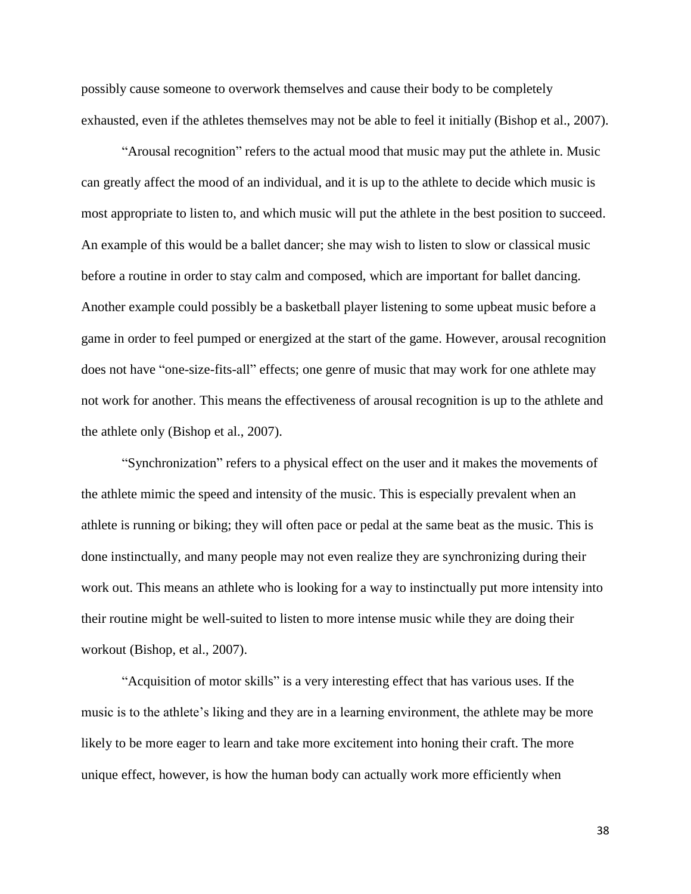possibly cause someone to overwork themselves and cause their body to be completely exhausted, even if the athletes themselves may not be able to feel it initially (Bishop et al., 2007).

"Arousal recognition" refers to the actual mood that music may put the athlete in. Music can greatly affect the mood of an individual, and it is up to the athlete to decide which music is most appropriate to listen to, and which music will put the athlete in the best position to succeed. An example of this would be a ballet dancer; she may wish to listen to slow or classical music before a routine in order to stay calm and composed, which are important for ballet dancing. Another example could possibly be a basketball player listening to some upbeat music before a game in order to feel pumped or energized at the start of the game. However, arousal recognition does not have "one-size-fits-all" effects; one genre of music that may work for one athlete may not work for another. This means the effectiveness of arousal recognition is up to the athlete and the athlete only (Bishop et al., 2007).

"Synchronization" refers to a physical effect on the user and it makes the movements of the athlete mimic the speed and intensity of the music. This is especially prevalent when an athlete is running or biking; they will often pace or pedal at the same beat as the music. This is done instinctually, and many people may not even realize they are synchronizing during their work out. This means an athlete who is looking for a way to instinctually put more intensity into their routine might be well-suited to listen to more intense music while they are doing their workout (Bishop, et al., 2007).

"Acquisition of motor skills" is a very interesting effect that has various uses. If the music is to the athlete's liking and they are in a learning environment, the athlete may be more likely to be more eager to learn and take more excitement into honing their craft. The more unique effect, however, is how the human body can actually work more efficiently when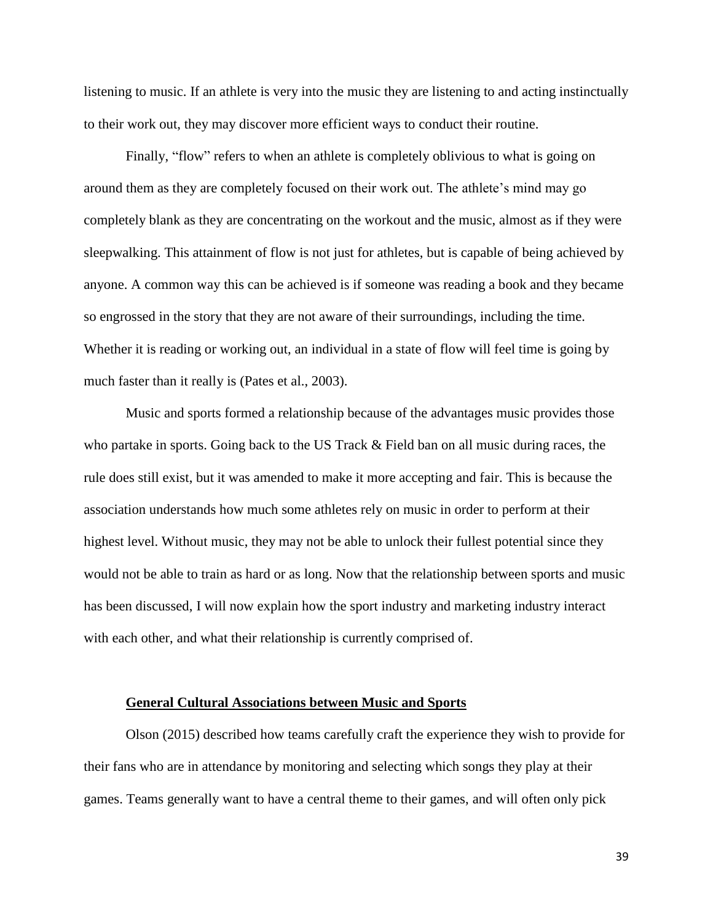listening to music. If an athlete is very into the music they are listening to and acting instinctually to their work out, they may discover more efficient ways to conduct their routine.

Finally, "flow" refers to when an athlete is completely oblivious to what is going on around them as they are completely focused on their work out. The athlete's mind may go completely blank as they are concentrating on the workout and the music, almost as if they were sleepwalking. This attainment of flow is not just for athletes, but is capable of being achieved by anyone. A common way this can be achieved is if someone was reading a book and they became so engrossed in the story that they are not aware of their surroundings, including the time. Whether it is reading or working out, an individual in a state of flow will feel time is going by much faster than it really is (Pates et al., 2003).

Music and sports formed a relationship because of the advantages music provides those who partake in sports. Going back to the US Track & Field ban on all music during races, the rule does still exist, but it was amended to make it more accepting and fair. This is because the association understands how much some athletes rely on music in order to perform at their highest level. Without music, they may not be able to unlock their fullest potential since they would not be able to train as hard or as long. Now that the relationship between sports and music has been discussed, I will now explain how the sport industry and marketing industry interact with each other, and what their relationship is currently comprised of.

## General Cultural Associations between Music and Sports

Olson (2015) described how teams carefully craft the experience they wish to provide for their fans who are in attendance by monitoring and selecting which songs they play at their games. Teams generally want to have a central theme to their games, and will often only pick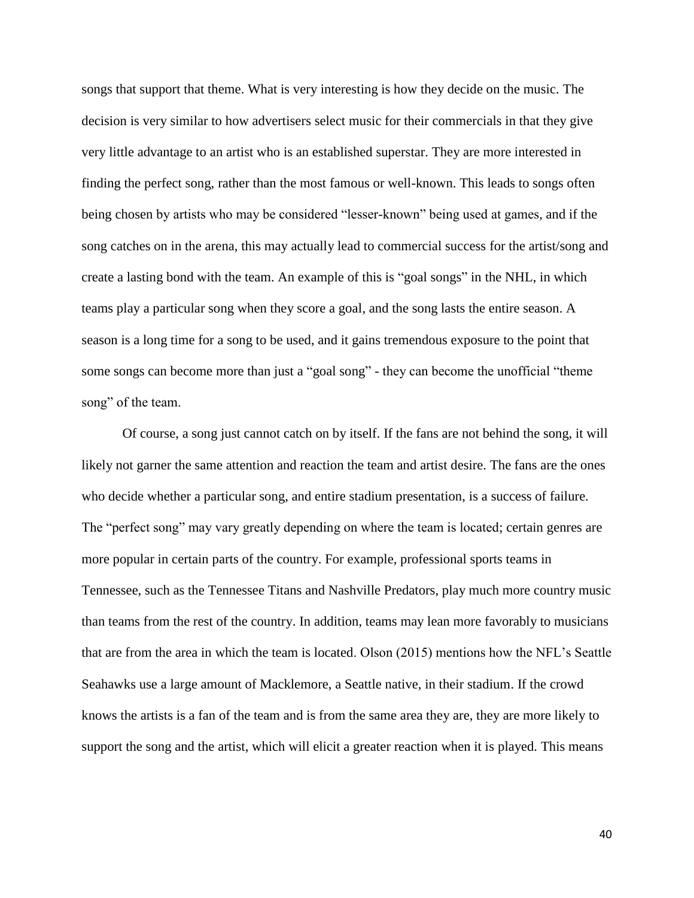songs that support that theme. What is very interesting is how they decide on the music. The decision is very similar to how advertisers select music for their commercials in that they give very little advantage to an artist who is an established superstar. They are more interested in finding the perfect song, rather than the most famous or well-known. This leads to songs often being chosen by artists who may be considered "lesser-known" being used at games, and if the song catches on in the arena, this may actually lead to commercial success for the artist/song and create a lasting bond with the team. An example of this is "goal songs" in the NHL, in which teams play a particular song when they score a goal, and the song lasts the entire season. A season is a long time for a song to be used, and it gains tremendous exposure to the point that some songs can become more than just a "goal song" - they can become the unofficial "theme song" of the team.

Of course, a song just cannot catch on by itself. If the fans are not behind the song, it will likely not garner the same attention and reaction the team and artist desire. The fans are the ones who decide whether a particular song, and entire stadium presentation, is a success of failure. The "perfect song" may vary greatly depending on where the team is located; certain genres are more popular in certain parts of the country. For example, professional sports teams in Tennessee, such as the Tennessee Titans and Nashville Predators, play much more country music than teams from the rest of the country. In addition, teams may lean more favorably to musicians that are from the area in which the team is located. Olson (2015) mentions how the NFL's Seattle Seahawks use a large amount of Macklemore, a Seattle native, in their stadium. If the crowd knows the artists is a fan of the team and is from the same area they are, they are more likely to support the song and the artist, which will elicit a greater reaction when it is played. This means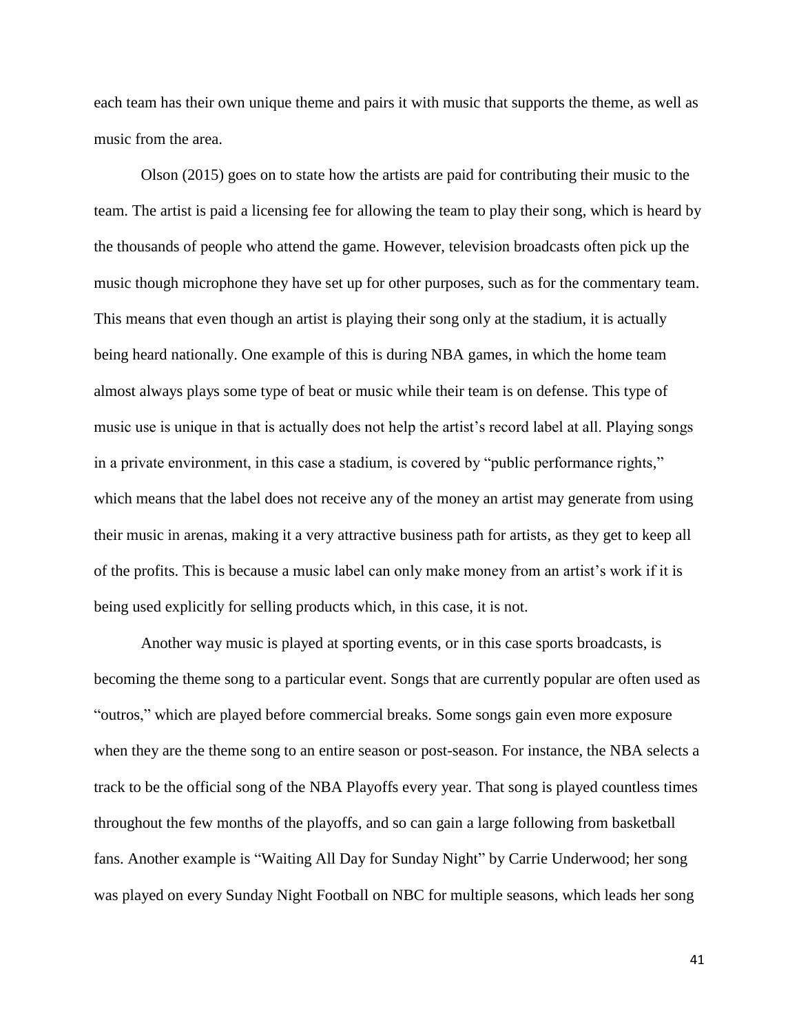each team has their own unique theme and pairs it with music that supports the theme, as well as music from the area.

Olson (2015) goes on to state how the artists are paid for contributing their music to the team. The artist is paid a licensing fee for allowing the team to play their song, which is heard by the thousands of people who attend the game. However, television broadcasts often pick up the music though microphone they have set up for other purposes, such as for the commentary team. This means that even though an artist is playing their song only at the stadium, it is actually being heard nationally. One example of this is during NBA games, in which the home team almost always plays some type of beat or music while their team is on defense. This type of music use is unique in that is actually does not help the artist's record label at all. Playing songs in a private environment, in this case a stadium, is covered by "public performance rights," which means that the label does not receive any of the money an artist may generate from using their music in arenas, making it a very attractive business path for artists, as they get to keep all of the profits. This is because a music label can only make money from an artist's work if it is being used explicitly for selling products which, in this case, it is not.

Another way music is played at sporting events, or in this case sports broadcasts, is becoming the theme song to a particular event. Songs that are currently popular are often used as "outros," which are played before commercial breaks. Some songs gain even more exposure when they are the theme song to an entire season or post-season. For instance, the NBA selects a track to be the official song of the NBA Playoffs every year. That song is played countless times throughout the few months of the playoffs, and so can gain a large following from basketball fans. Another example is "Waiting All Day for Sunday Night" by Carrie Underwood; her song was played on every Sunday Night Football on NBC for multiple seasons, which leads her song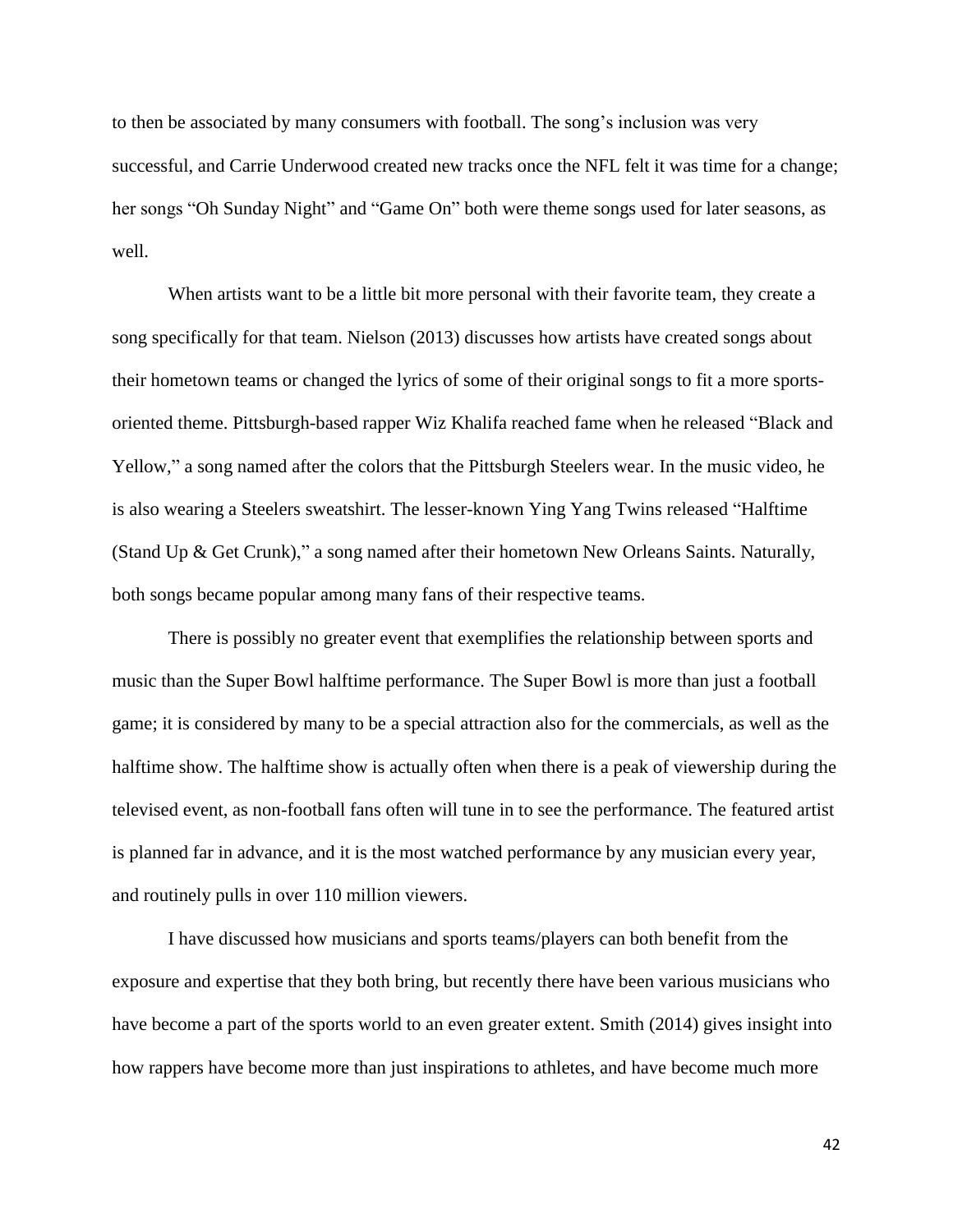to then be associated by many consumers with football. The song's inclusion was very successful, and Carrie Underwood created new tracks once the NFL felt it was time for a change; her songs "Oh Sunday Night" and "Game On" both were theme songs used for later seasons, as well.

When artists want to be a little bit more personal with their favorite team, they create a song specifically for that team. Nielson (2013) discusses how artists have created songs about their hometown teams or changed the lyrics of some of their original songs to fit a more sports-oriented theme. Pittsburgh-based rapper Wiz Khalifa reached fame when he released "Black and Yellow," a song named after the colors that the Pittsburgh Steelers wear. In the music video, he is also wearing a Steelers sweatshirt. The lesser-known Ying Yang Twins released "Halftime (Stand Up & Get Crunk)," a song named after their hometown New Orleans Saints. Naturally, both songs became popular among many fans of their respective teams.

There is possibly no greater event that exemplifies the relationship between sports and music than the Super Bowl halftime performance. The Super Bowl is more than just a football game; it is considered by many to be a special attraction also for the commercials, as well as the halftime show. The halftime show is actually often when there is a peak of viewership during the televised event, as non-football fans often will tune in to see the performance. The featured artist is planned far in advance, and it is the most watched performance by any musician every year, and routinely pulls in over 110 million viewers.

I have discussed how musicians and sports teams/players can both benefit from the exposure and expertise that they both bring, but recently there have been various musicians who have become a part of the sports world to an even greater extent. Smith (2014) gives insight into how rappers have become more than just inspirations to athletes, and have become much more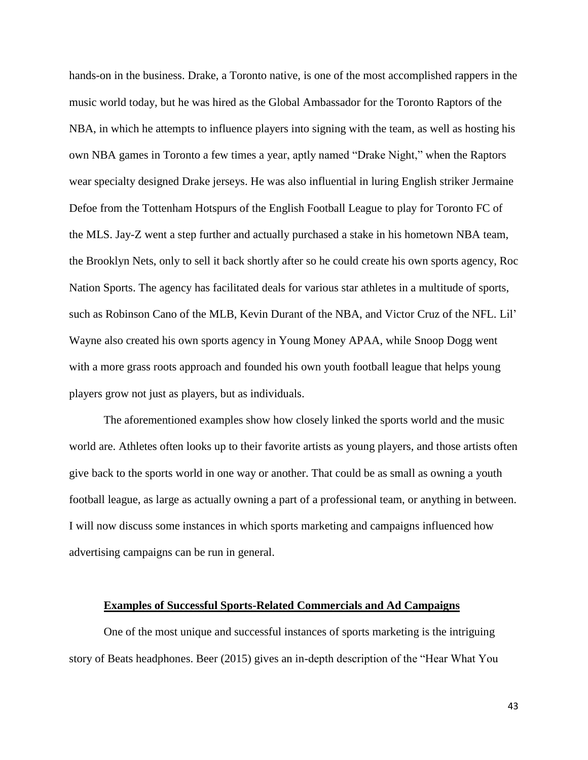hands-on in the business. Drake, a Toronto native, is one of the most accomplished rappers in the music world today, but he was hired as the Global Ambassador for the Toronto Raptors of the NBA, in which he attempts to influence players into signing with the team, as well as hosting his own NBA games in Toronto a few times a year, aptly named "Drake Night," when the Raptors wear specialty designed Drake jerseys. He was also influential in luring English striker Jermaine Defoe from the Tottenham Hotspurs of the English Football League to play for Toronto FC of the MLS. Jay-Z went a step further and actually purchased a stake in his hometown NBA team, the Brooklyn Nets, only to sell it back shortly after so he could create his own sports agency, Roc Nation Sports. The agency has facilitated deals for various star athletes in a multitude of sports, such as Robinson Cano of the MLB, Kevin Durant of the NBA, and Victor Cruz of the NFL. Lil' Wayne also created his own sports agency in Young Money APAA, while Snoop Dogg went with a more grass roots approach and founded his own youth football league that helps young players grow not just as players, but as individuals.

The aforementioned examples show how closely linked the sports world and the music world are. Athletes often looks up to their favorite artists as young players, and those artists often give back to the sports world in one way or another. That could be as small as owning a youth football league, as large as actually owning a part of a professional team, or anything in between. I will now discuss some instances in which sports marketing and campaigns influenced how advertising campaigns can be run in general.

## Examples of Successful Sports-Related Commercials and Ad Campaigns

One of the most unique and successful instances of sports marketing is the intriguing story of Beats headphones. Beer (2015) gives an in-depth description of the "Hear What You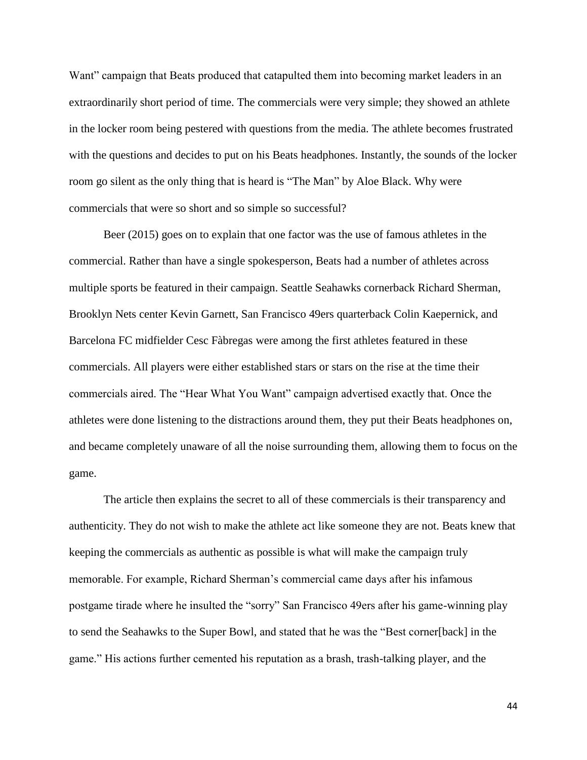Want" campaign that Beats produced that catapulted them into becoming market leaders in an extraordinarily short period of time. The commercials were very simple; they showed an athlete in the locker room being pestered with questions from the media. The athlete becomes frustrated with the questions and decides to put on his Beats headphones. Instantly, the sounds of the locker room go silent as the only thing that is heard is "The Man" by Aloe Black. Why were commercials that were so short and so simple so successful?

Beer (2015) goes on to explain that one factor was the use of famous athletes in the commercial. Rather than have a single spokesperson, Beats had a number of athletes across multiple sports be featured in their campaign. Seattle Seahawks cornerback Richard Sherman, Brooklyn Nets center Kevin Garnett, San Francisco 49ers quarterback Colin Kaepernick, and Barcelona FC midfielder Cesc Fàbregas were among the first athletes featured in these commercials. All players were either established stars or stars on the rise at the time their commercials aired. The "Hear What You Want" campaign advertised exactly that. Once the athletes were done listening to the distractions around them, they put their Beats headphones on, and became completely unaware of all the noise surrounding them, allowing them to focus on the game.

The article then explains the secret to all of these commercials is their transparency and authenticity. They do not wish to make the athlete act like someone they are not. Beats knew that keeping the commercials as authentic as possible is what will make the campaign truly memorable. For example, Richard Sherman's commercial came days after his infamous postgame tirade where he insulted the "sorry" San Francisco 49ers after his game-winning play to send the Seahawks to the Super Bowl, and stated that he was the "Best corner[back] in the game." His actions further cemented his reputation as a brash, trash-talking player, and the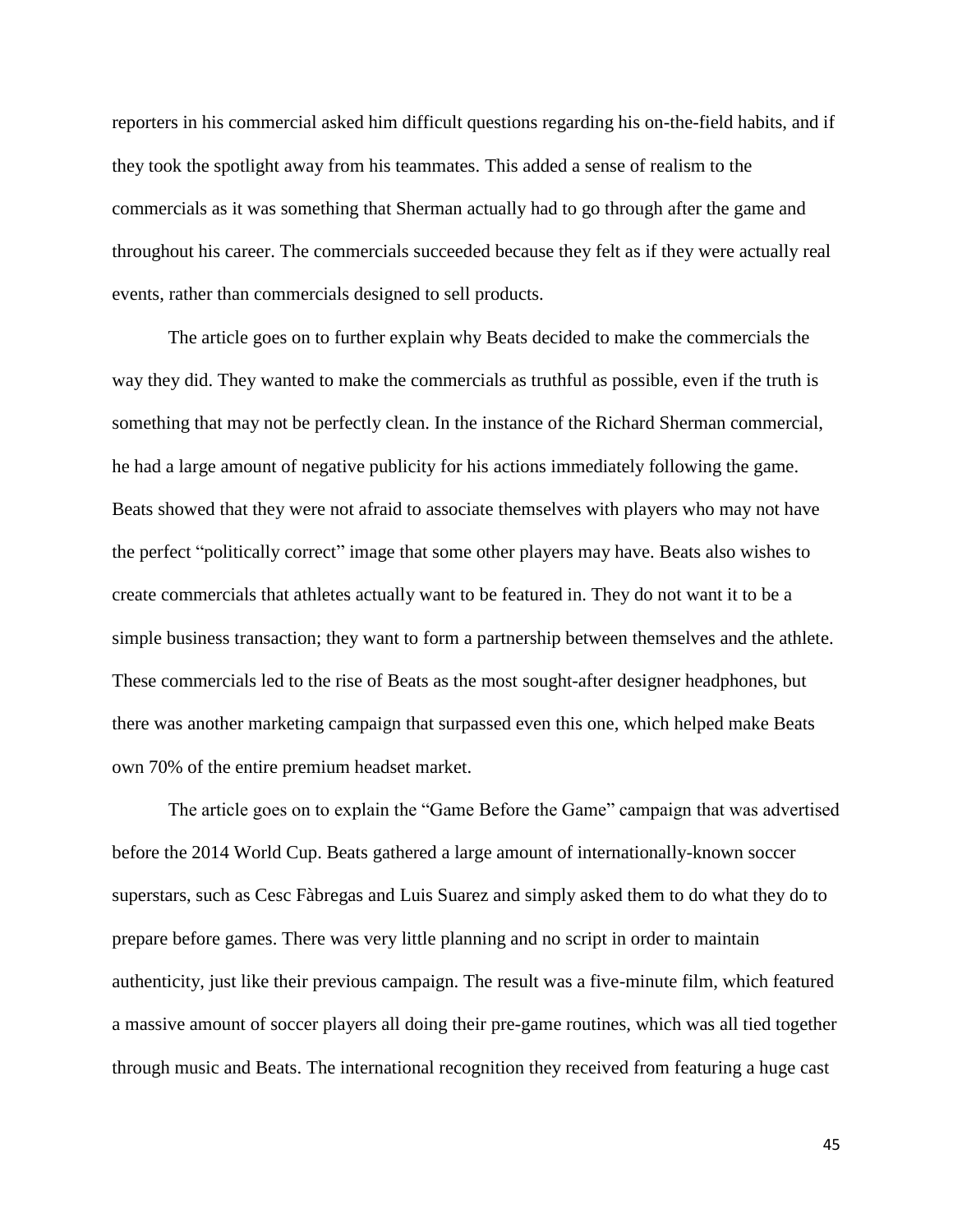reporters in his commercial asked him difficult questions regarding his on-the-field habits, and if they took the spotlight away from his teammates. This added a sense of realism to the commercials as it was something that Sherman actually had to go through after the game and throughout his career. The commercials succeeded because they felt as if they were actually real events, rather than commercials designed to sell products.

The article goes on to further explain why Beats decided to make the commercials the way they did. They wanted to make the commercials as truthful as possible, even if the truth is something that may not be perfectly clean. In the instance of the Richard Sherman commercial, he had a large amount of negative publicity for his actions immediately following the game. Beats showed that they were not afraid to associate themselves with players who may not have the perfect "politically correct" image that some other players may have. Beats also wishes to create commercials that athletes actually want to be featured in. They do not want it to be a simple business transaction; they want to form a partnership between themselves and the athlete. These commercials led to the rise of Beats as the most sought-after designer headphones, but there was another marketing campaign that surpassed even this one, which helped make Beats own 70% of the entire premium headset market.

The article goes on to explain the "Game Before the Game" campaign that was advertised before the 2014 World Cup. Beats gathered a large amount of internationally-known soccer superstars, such as Cesc Fàbregas and Luis Suarez and simply asked them to do what they do to prepare before games. There was very little planning and no script in order to maintain authenticity, just like their previous campaign. The result was a five-minute film, which featured a massive amount of soccer players all doing their pre-game routines, which was all tied together through music and Beats. The international recognition they received from featuring a huge cast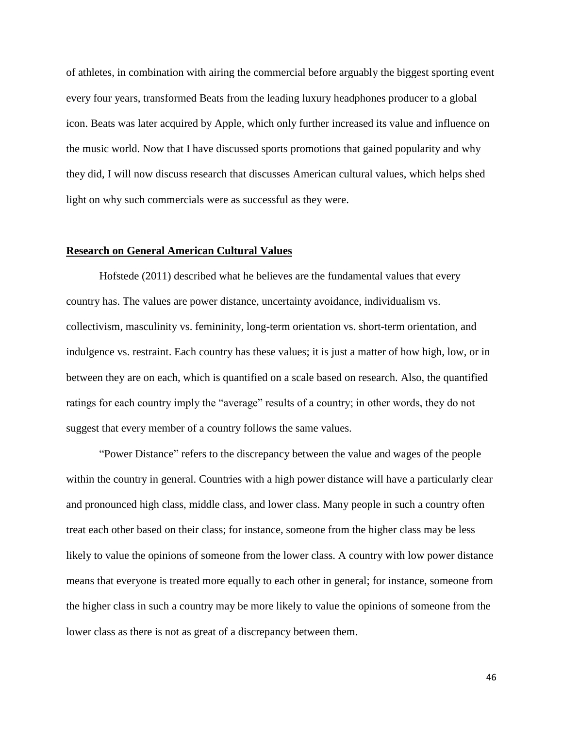of athletes, in combination with airing the commercial before arguably the biggest sporting event every four years, transformed Beats from the leading luxury headphones producer to a global icon. Beats was later acquired by Apple, which only further increased its value and influence on the music world. Now that I have discussed sports promotions that gained popularity and why they did, I will now discuss research that discusses American cultural values, which helps shed light on why such commercials were as successful as they were.

## Research on General American Cultural Values

Hofstede (2011) described what he believes are the fundamental values that every country has. The values are power distance, uncertainty avoidance, individualism vs. collectivism, masculinity vs. femininity, long-term orientation vs. short-term orientation, and indulgence vs. restraint. Each country has these values; it is just a matter of how high, low, or in between they are on each, which is quantified on a scale based on research. Also, the quantified ratings for each country imply the "average" results of a country; in other words, they do not suggest that every member of a country follows the same values.

"Power Distance" refers to the discrepancy between the value and wages of the people within the country in general. Countries with a high power distance will have a particularly clear and pronounced high class, middle class, and lower class. Many people in such a country often treat each other based on their class; for instance, someone from the higher class may be less likely to value the opinions of someone from the lower class. A country with low power distance means that everyone is treated more equally to each other in general; for instance, someone from the higher class in such a country may be more likely to value the opinions of someone from the lower class as there is not as great of a discrepancy between them.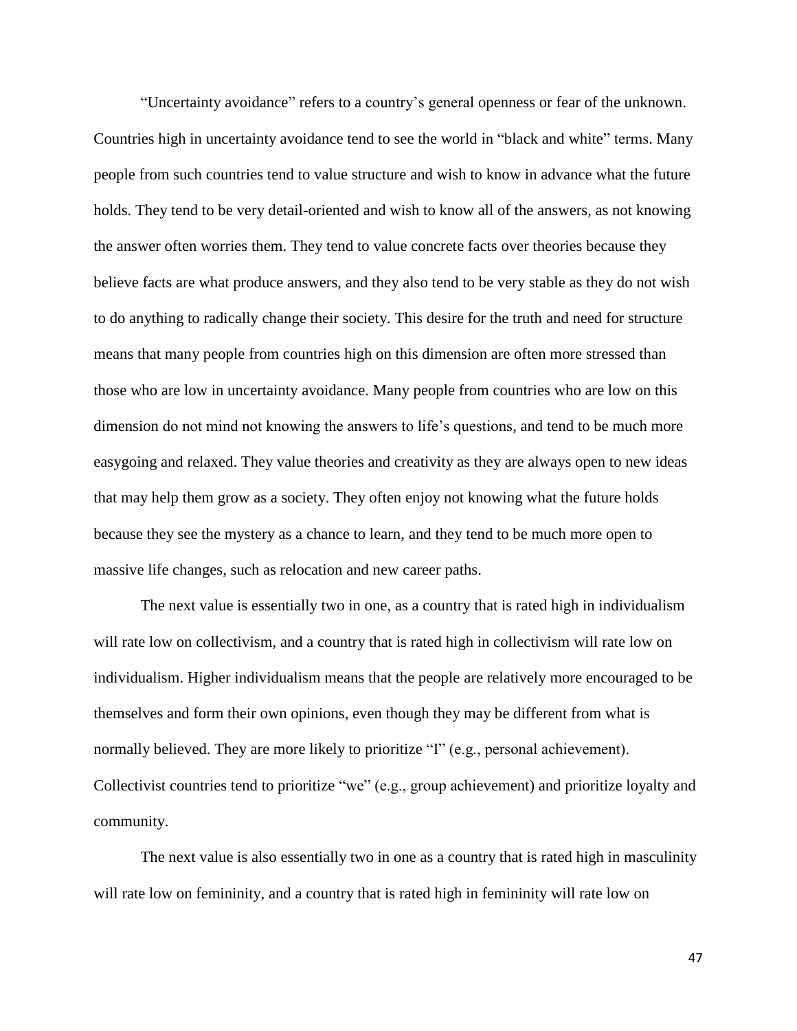"Uncertainty avoidance" refers to a country's general openness or fear of the unknown. Countries high in uncertainty avoidance tend to see the world in "black and white" terms. Many people from such countries tend to value structure and wish to know in advance what the future holds. They tend to be very detail-oriented and wish to know all of the answers, as not knowing the answer often worries them. They tend to value concrete facts over theories because they believe facts are what produce answers, and they also tend to be very stable as they do not wish to do anything to radically change their society. This desire for the truth and need for structure means that many people from countries high on this dimension are often more stressed than those who are low in uncertainty avoidance. Many people from countries who are low on this dimension do not mind not knowing the answers to life's questions, and tend to be much more easygoing and relaxed. They value theories and creativity as they are always open to new ideas that may help them grow as a society. They often enjoy not knowing what the future holds because they see the mystery as a chance to learn, and they tend to be much more open to massive life changes, such as relocation and new career paths.

The next value is essentially two in one, as a country that is rated high in individualism will rate low on collectivism, and a country that is rated high in collectivism will rate low on individualism. Higher individualism means that the people are relatively more encouraged to be themselves and form their own opinions, even though they may be different from what is normally believed. They are more likely to prioritize "I" (e.g., personal achievement). Collectivist countries tend to prioritize "we" (e.g., group achievement) and prioritize loyalty and community.

The next value is also essentially two in one as a country that is rated high in masculinity will rate low on femininity, and a country that is rated high in femininity will rate low on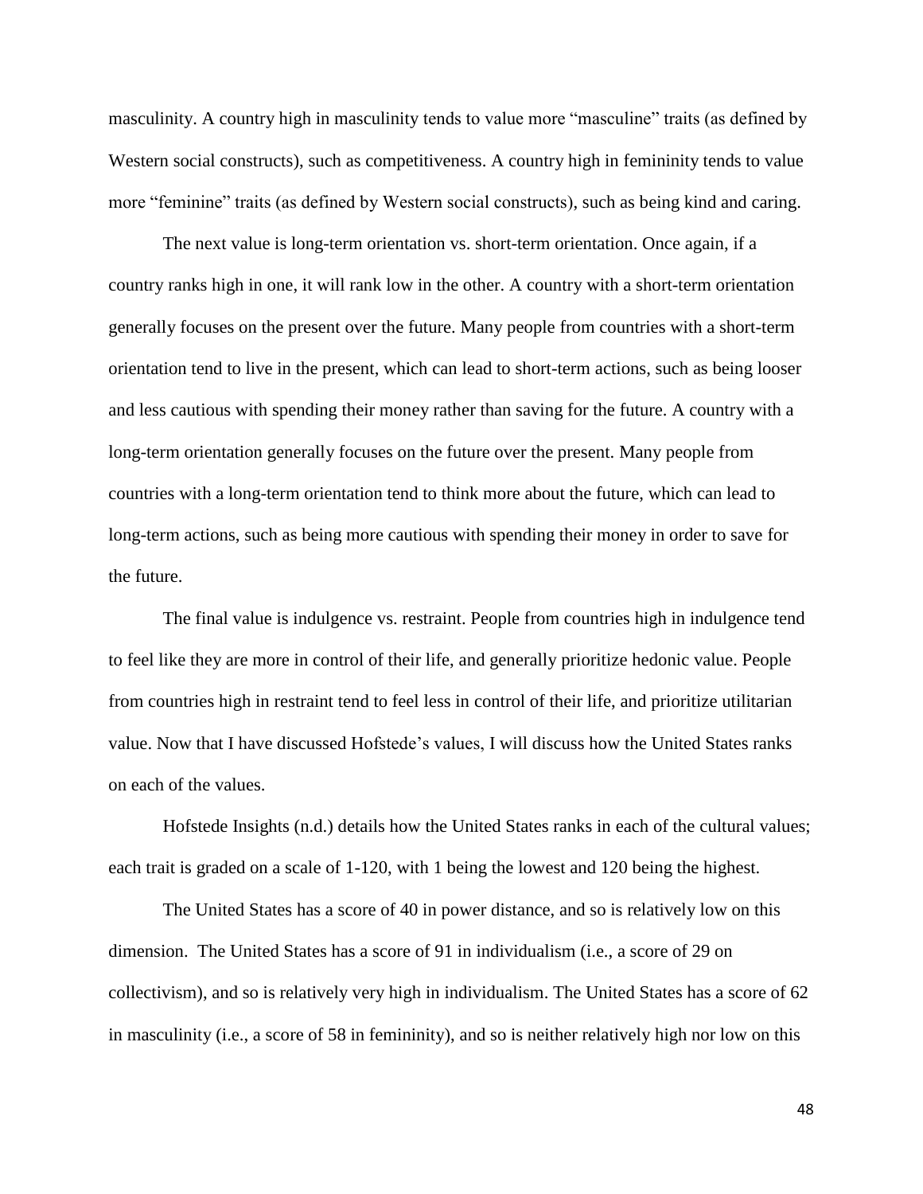masculinity. A country high in masculinity tends to value more "masculine" traits (as defined by Western social constructs), such as competitiveness. A country high in femininity tends to value more "feminine" traits (as defined by Western social constructs), such as being kind and caring.

The next value is long-term orientation vs. short-term orientation. Once again, if a country ranks high in one, it will rank low in the other. A country with a short-term orientation generally focuses on the present over the future. Many people from countries with a short-term orientation tend to live in the present, which can lead to short-term actions, such as being looser and less cautious with spending their money rather than saving for the future. A country with a long-term orientation generally focuses on the future over the present. Many people from countries with a long-term orientation tend to think more about the future, which can lead to long-term actions, such as being more cautious with spending their money in order to save for the future.

The final value is indulgence vs. restraint. People from countries high in indulgence tend to feel like they are more in control of their life, and generally prioritize hedonic value. People from countries high in restraint tend to feel less in control of their life, and prioritize utilitarian value. Now that I have discussed Hofstede's values, I will discuss how the United States ranks on each of the values.

Hofstede Insights (n.d.) details how the United States ranks in each of the cultural values; each trait is graded on a scale of 1-120, with 1 being the lowest and 120 being the highest.

The United States has a score of 40 in power distance, and so is relatively low on this dimension. The United States has a score of 91 in individualism (i.e., a score of 29 on collectivism), and so is relatively very high in individualism. The United States has a score of 62 in masculinity (i.e., a score of 58 in femininity), and so is neither relatively high nor low on this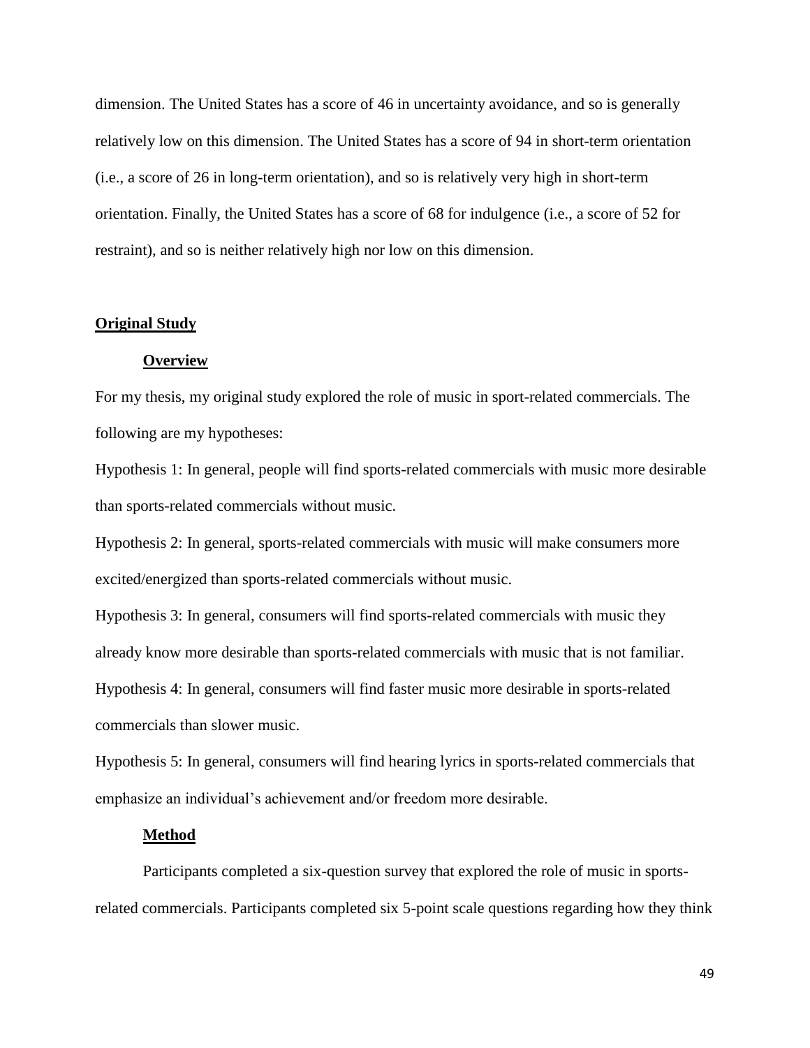dimension. The United States has a score of 46 in uncertainty avoidance, and so is generally relatively low on this dimension. The United States has a score of 94 in short-term orientation (i.e., a score of 26 in long-term orientation), and so is relatively very high in short-term orientation. Finally, the United States has a score of 68 for indulgence (i.e., a score of 52 for restraint), and so is neither relatively high nor low on this dimension.

## Original Study

### Overview

For my thesis, my original study explored the role of music in sport-related commercials. The following are my hypotheses:

Hypothesis 1: In general, people will find sports-related commercials with music more desirable than sports-related commercials without music.

Hypothesis 2: In general, sports-related commercials with music will make consumers more excited/energized than sports-related commercials without music.

Hypothesis 3: In general, consumers will find sports-related commercials with music they already know more desirable than sports-related commercials with music that is not familiar.

Hypothesis 4: In general, consumers will find faster music more desirable in sports-related commercials than slower music.

Hypothesis 5: In general, consumers will find hearing lyrics in sports-related commercials that emphasize an individual's achievement and/or freedom more desirable.

### Method

Participants completed a six-question survey that explored the role of music in sports-related commercials. Participants completed six 5-point scale questions regarding how they think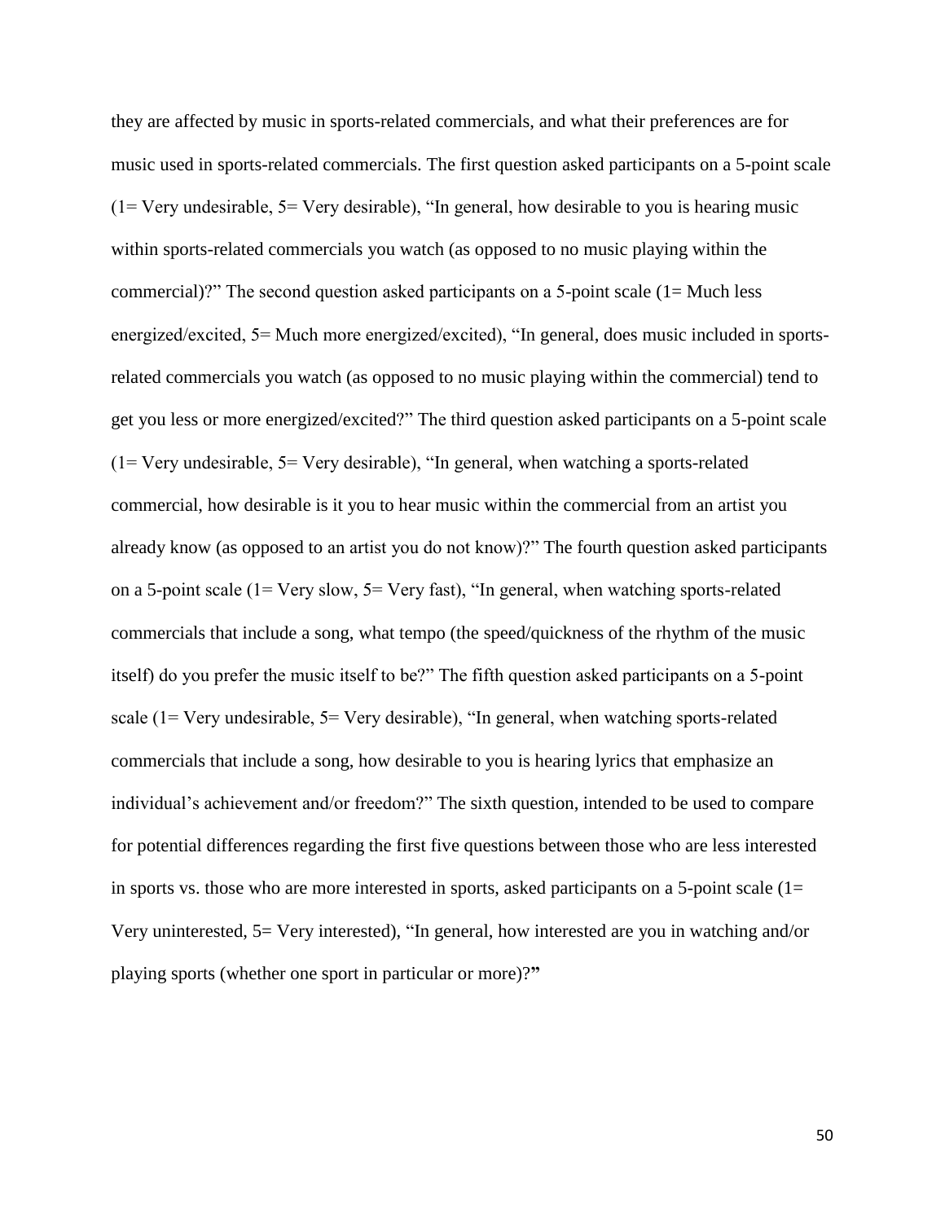they are affected by music in sports-related commercials, and what their preferences are for music used in sports-related commercials. The first question asked participants on a 5-point scale (1= Very undesirable, 5= Very desirable), "In general, how desirable to you is hearing music within sports-related commercials you watch (as opposed to no music playing within the commercial)?" The second question asked participants on a 5-point scale (1= Much less energized/excited, 5= Much more energized/excited), "In general, does music included in sports-related commercials you watch (as opposed to no music playing within the commercial) tend to get you less or more energized/excited?" The third question asked participants on a 5-point scale (1= Very undesirable, 5= Very desirable), "In general, when watching a sports-related commercial, how desirable is it you to hear music within the commercial from an artist you already know (as opposed to an artist you do not know)?" The fourth question asked participants on a 5-point scale (1= Very slow, 5= Very fast), "In general, when watching sports-related commercials that include a song, what tempo (the speed/quickness of the rhythm of the music itself) do you prefer the music itself to be?" The fifth question asked participants on a 5-point scale (1= Very undesirable, 5= Very desirable), "In general, when watching sports-related commercials that include a song, how desirable to you is hearing lyrics that emphasize an individual's achievement and/or freedom?" The sixth question, intended to be used to compare for potential differences regarding the first five questions between those who are less interested in sports vs. those who are more interested in sports, asked participants on a 5-point scale (1= Very uninterested, 5= Very interested), "In general, how interested are you in watching and/or playing sports (whether one sport in particular or more)?**"**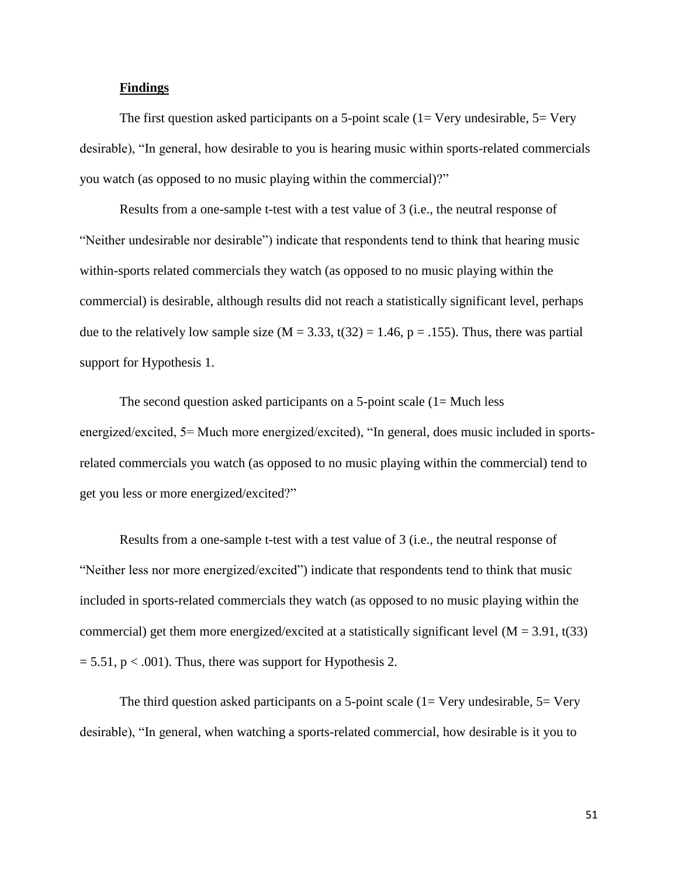**Findings**

The first question asked participants on a 5-point scale (1= Very undesirable, 5= Very desirable), "In general, how desirable to you is hearing music within sports-related commercials you watch (as opposed to no music playing within the commercial)?"

Results from a one-sample t-test with a test value of 3 (i.e., the neutral response of "Neither undesirable nor desirable") indicate that respondents tend to think that hearing music within-sports related commercials they watch (as opposed to no music playing within the commercial) is desirable, although results did not reach a statistically significant level, perhaps due to the relatively low sample size ($M = 3.33$, $t(32) = 1.46$, $p = .155$). Thus, there was partial support for Hypothesis 1.

The second question asked participants on a 5-point scale (1= Much less energized/excited, 5= Much more energized/excited), "In general, does music included in sports-related commercials you watch (as opposed to no music playing within the commercial) tend to get you less or more energized/excited?"

Results from a one-sample t-test with a test value of 3 (i.e., the neutral response of "Neither less nor more energized/excited") indicate that respondents tend to think that music included in sports-related commercials they watch (as opposed to no music playing within the commercial) get them more energized/excited at a statistically significant level ($M = 3.91$, $t(33) = 5.51$, $p < .001$). Thus, there was support for Hypothesis 2.

The third question asked participants on a 5-point scale (1= Very undesirable, 5= Very desirable), "In general, when watching a sports-related commercial, how desirable is it you to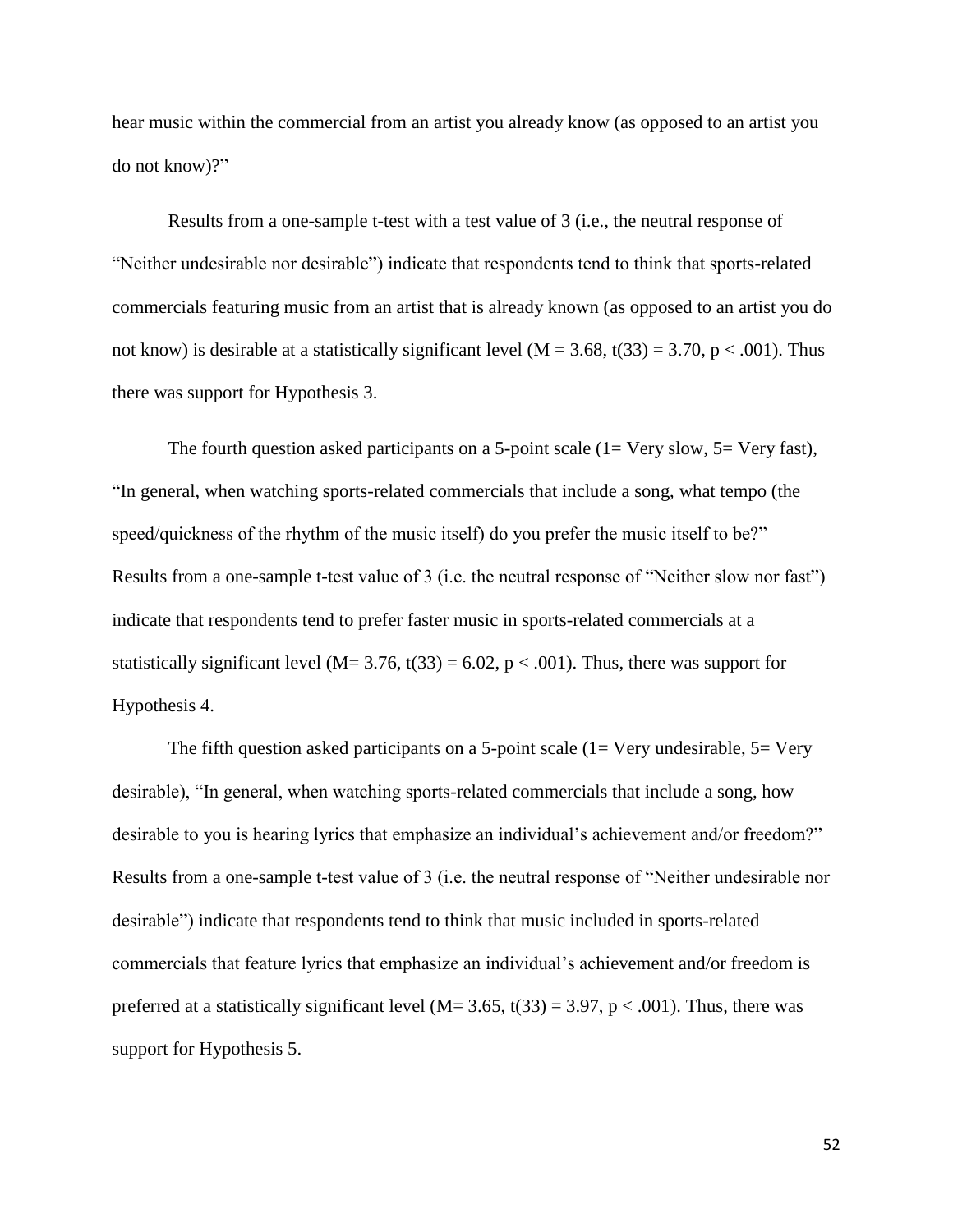hear music within the commercial from an artist you already know (as opposed to an artist you do not know)?"

Results from a one-sample t-test with a test value of 3 (i.e., the neutral response of "Neither undesirable nor desirable") indicate that respondents tend to think that sports-related commercials featuring music from an artist that is already known (as opposed to an artist you do not know) is desirable at a statistically significant level ($M = 3.68$, $t(33) = 3.70$, $p < .001$). Thus there was support for Hypothesis 3.

The fourth question asked participants on a 5-point scale (1= Very slow, 5= Very fast), "In general, when watching sports-related commercials that include a song, what tempo (the speed/quickness of the rhythm of the music itself) do you prefer the music itself to be?" Results from a one-sample t-test value of 3 (i.e. the neutral response of "Neither slow nor fast") indicate that respondents tend to prefer faster music in sports-related commercials at a statistically significant level ($M= 3.76$, $t(33) = 6.02$, $p < .001$). Thus, there was support for Hypothesis 4.

The fifth question asked participants on a 5-point scale (1= Very undesirable, 5= Very desirable), "In general, when watching sports-related commercials that include a song, how desirable to you is hearing lyrics that emphasize an individual's achievement and/or freedom?" Results from a one-sample t-test value of 3 (i.e. the neutral response of "Neither undesirable nor desirable") indicate that respondents tend to think that music included in sports-related commercials that feature lyrics that emphasize an individual's achievement and/or freedom is preferred at a statistically significant level ($M= 3.65$, $t(33) = 3.97$, $p < .001$). Thus, there was support for Hypothesis 5.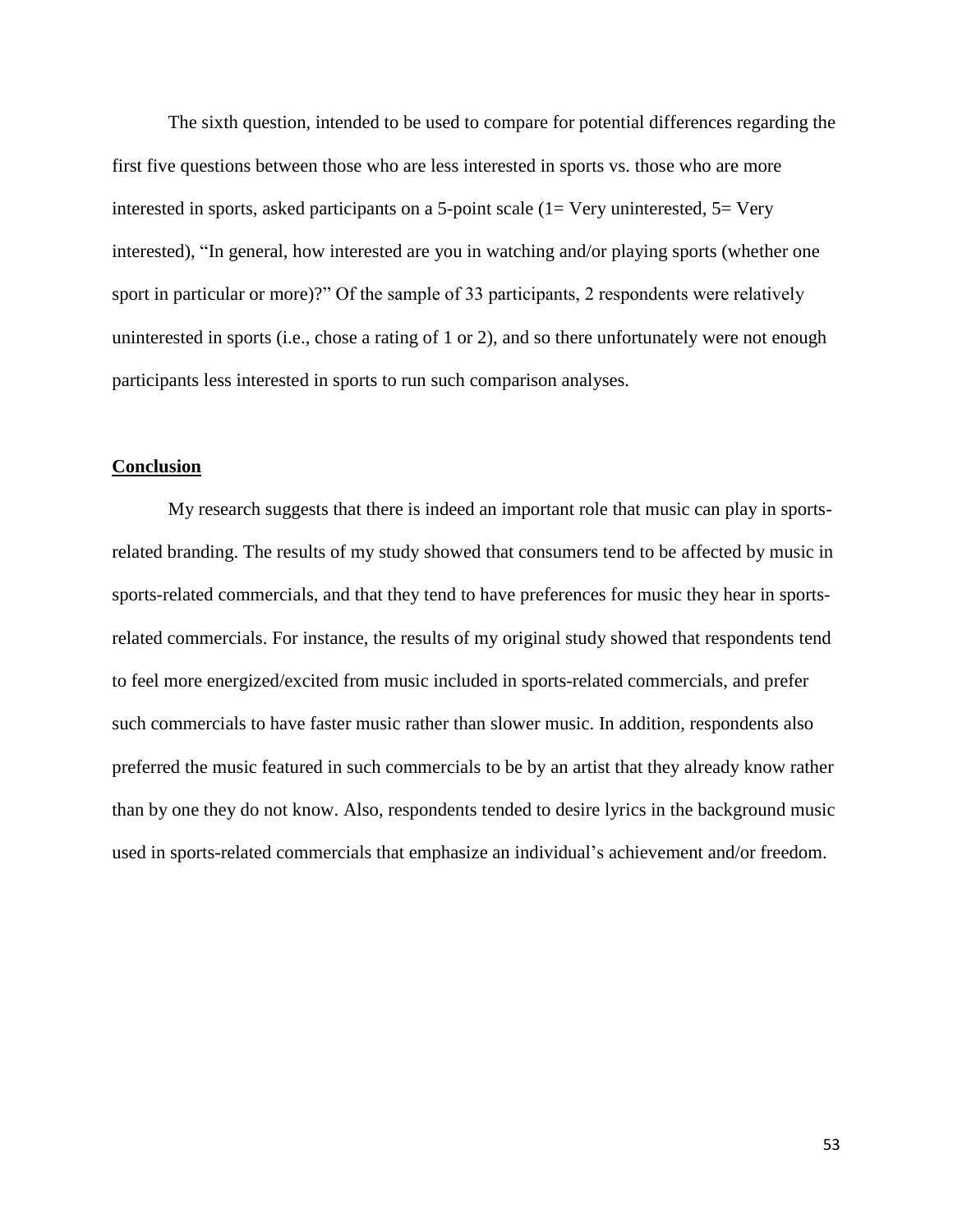The sixth question, intended to be used to compare for potential differences regarding the first five questions between those who are less interested in sports vs. those who are more interested in sports, asked participants on a 5-point scale (1= Very uninterested, 5= Very interested), "In general, how interested are you in watching and/or playing sports (whether one sport in particular or more)?" Of the sample of 33 participants, 2 respondents were relatively uninterested in sports (i.e., chose a rating of 1 or 2), and so there unfortunately were not enough participants less interested in sports to run such comparison analyses.

## Conclusion

My research suggests that there is indeed an important role that music can play in sports-related branding. The results of my study showed that consumers tend to be affected by music in sports-related commercials, and that they tend to have preferences for music they hear in sports-related commercials. For instance, the results of my original study showed that respondents tend to feel more energized/excited from music included in sports-related commercials, and prefer such commercials to have faster music rather than slower music. In addition, respondents also preferred the music featured in such commercials to be by an artist that they already know rather than by one they do not know. Also, respondents tended to desire lyrics in the background music used in sports-related commercials that emphasize an individual's achievement and/or freedom.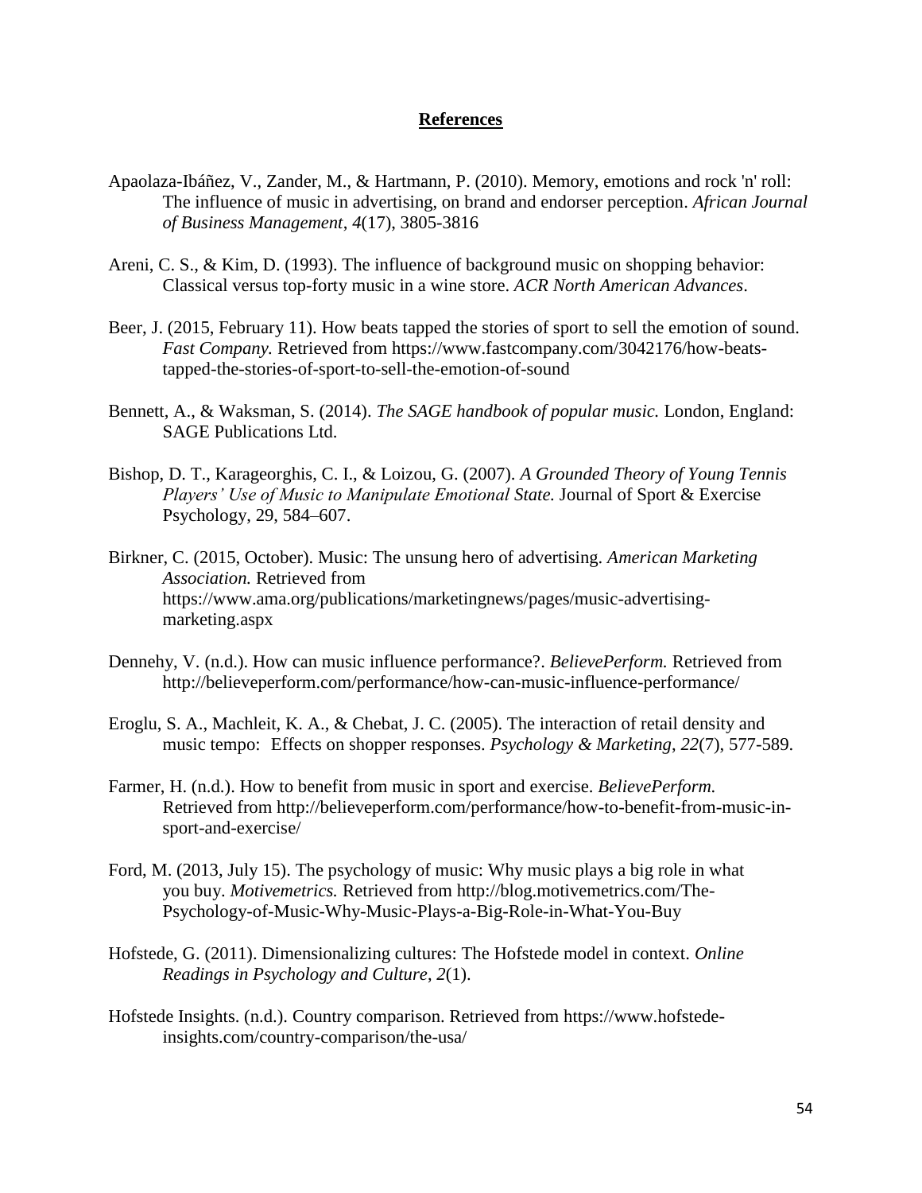## References

Apaolaza-Ibáñez, V., Zander, M., & Hartmann, P. (2010). Memory, emotions and rock 'n' roll: The influence of music in advertising, on brand and endorser perception. *African Journal of Business Management*, *4*(17), 3805-3816

Areni, C. S., & Kim, D. (1993). The influence of background music on shopping behavior: Classical versus top-forty music in a wine store. *ACR North American Advances*.

Beer, J. (2015, February 11). How beats tapped the stories of sport to sell the emotion of sound. *Fast Company.* Retrieved from https://www.fastcompany.com/3042176/how-beats-tapped-the-stories-of-sport-to-sell-the-emotion-of-sound

Bennett, A., & Waksman, S. (2014). *The SAGE handbook of popular music.* London, England: SAGE Publications Ltd.

Bishop, D. T., Karageorghis, C. I., & Loizou, G. (2007). *A Grounded Theory of Young Tennis Players' Use of Music to Manipulate Emotional State.* Journal of Sport & Exercise Psychology, 29, 584–607.

Birkner, C. (2015, October). Music: The unsung hero of advertising. *American Marketing Association.* Retrieved from https://www.ama.org/publications/marketingnews/pages/music-advertising-marketing.aspx

Dennehy, V. (n.d.). How can music influence performance?. *BelievePerform.* Retrieved from http://believeperform.com/performance/how-can-music-influence-performance/

Eroglu, S. A., Machleit, K. A., & Chebat, J. C. (2005). The interaction of retail density and music tempo: Effects on shopper responses. *Psychology & Marketing*, *22*(7), 577-589.

Farmer, H. (n.d.). How to benefit from music in sport and exercise. *BelievePerform.* Retrieved from http://believeperform.com/performance/how-to-benefit-from-music-in-sport-and-exercise/

Ford, M. (2013, July 15). The psychology of music: Why music plays a big role in what you buy. *Motivemetrics.* Retrieved from http://blog.motivemetrics.com/The-Psychology-of-Music-Why-Music-Plays-a-Big-Role-in-What-You-Buy

Hofstede, G. (2011). Dimensionalizing cultures: The Hofstede model in context. *Online Readings in Psychology and Culture*, *2*(1).

Hofstede Insights. (n.d.). Country comparison. Retrieved from https://www.hofstede-insights.com/country-comparison/the-usa/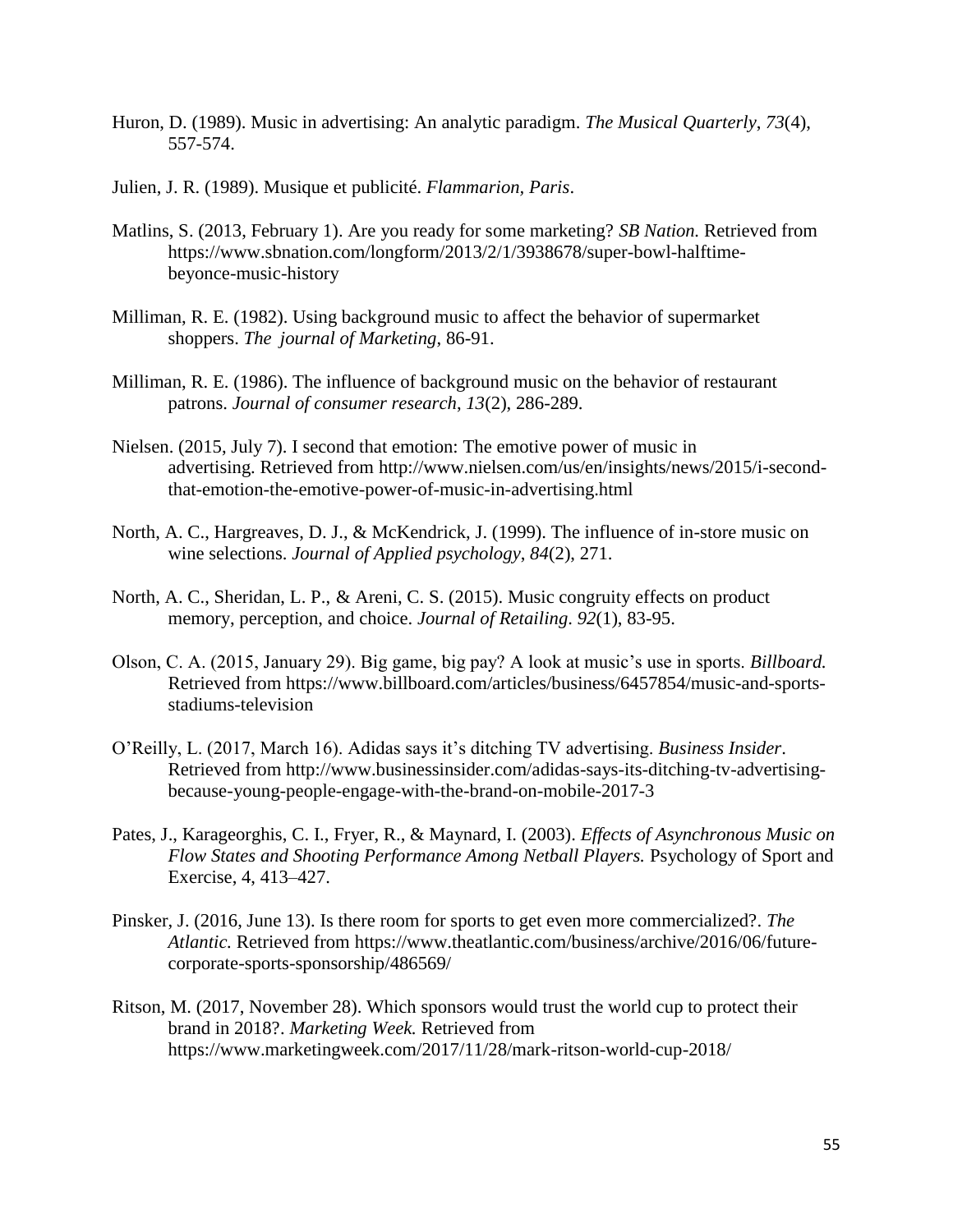Huron, D. (1989). Music in advertising: An analytic paradigm. *The Musical Quarterly*, *73*(4), 557-574.

Julien, J. R. (1989). Musique et publicité. *Flammarion, Paris*.

Matlins, S. (2013, February 1). Are you ready for some marketing? *SB Nation.* Retrieved from https://www.sbnation.com/longform/2013/2/1/3938678/super-bowl-halftime-beyonce-music-history

Milliman, R. E. (1982). Using background music to affect the behavior of supermarket shoppers. *The journal of Marketing*, 86-91.

Milliman, R. E. (1986). The influence of background music on the behavior of restaurant patrons. *Journal of consumer research*, *13*(2), 286-289.

Nielsen. (2015, July 7). I second that emotion: The emotive power of music in advertising. Retrieved from http://www.nielsen.com/us/en/insights/news/2015/i-second-that-emotion-the-emotive-power-of-music-in-advertising.html

North, A. C., Hargreaves, D. J., & McKendrick, J. (1999). The influence of in-store music on wine selections. *Journal of Applied psychology*, *84*(2), 271.

North, A. C., Sheridan, L. P., & Areni, C. S. (2015). Music congruity effects on product memory, perception, and choice. *Journal of Retailing*. *92*(1), 83-95.

Olson, C. A. (2015, January 29). Big game, big pay? A look at music's use in sports. *Billboard.* Retrieved from https://www.billboard.com/articles/business/6457854/music-and-sports-stadiums-television

O'Reilly, L. (2017, March 16). Adidas says it's ditching TV advertising. *Business Insider*. Retrieved from http://www.businessinsider.com/adidas-says-its-ditching-tv-advertising-because-young-people-engage-with-the-brand-on-mobile-2017-3

Pates, J., Karageorghis, C. I., Fryer, R., & Maynard, I. (2003). *Effects of Asynchronous Music on Flow States and Shooting Performance Among Netball Players.* Psychology of Sport and Exercise, 4, 413–427.

Pinsker, J. (2016, June 13). Is there room for sports to get even more commercialized?. *The Atlantic.* Retrieved from https://www.theatlantic.com/business/archive/2016/06/future-corporate-sports-sponsorship/486569/

Ritson, M. (2017, November 28). Which sponsors would trust the world cup to protect their brand in 2018?. *Marketing Week.* Retrieved from https://www.marketingweek.com/2017/11/28/mark-ritson-world-cup-2018/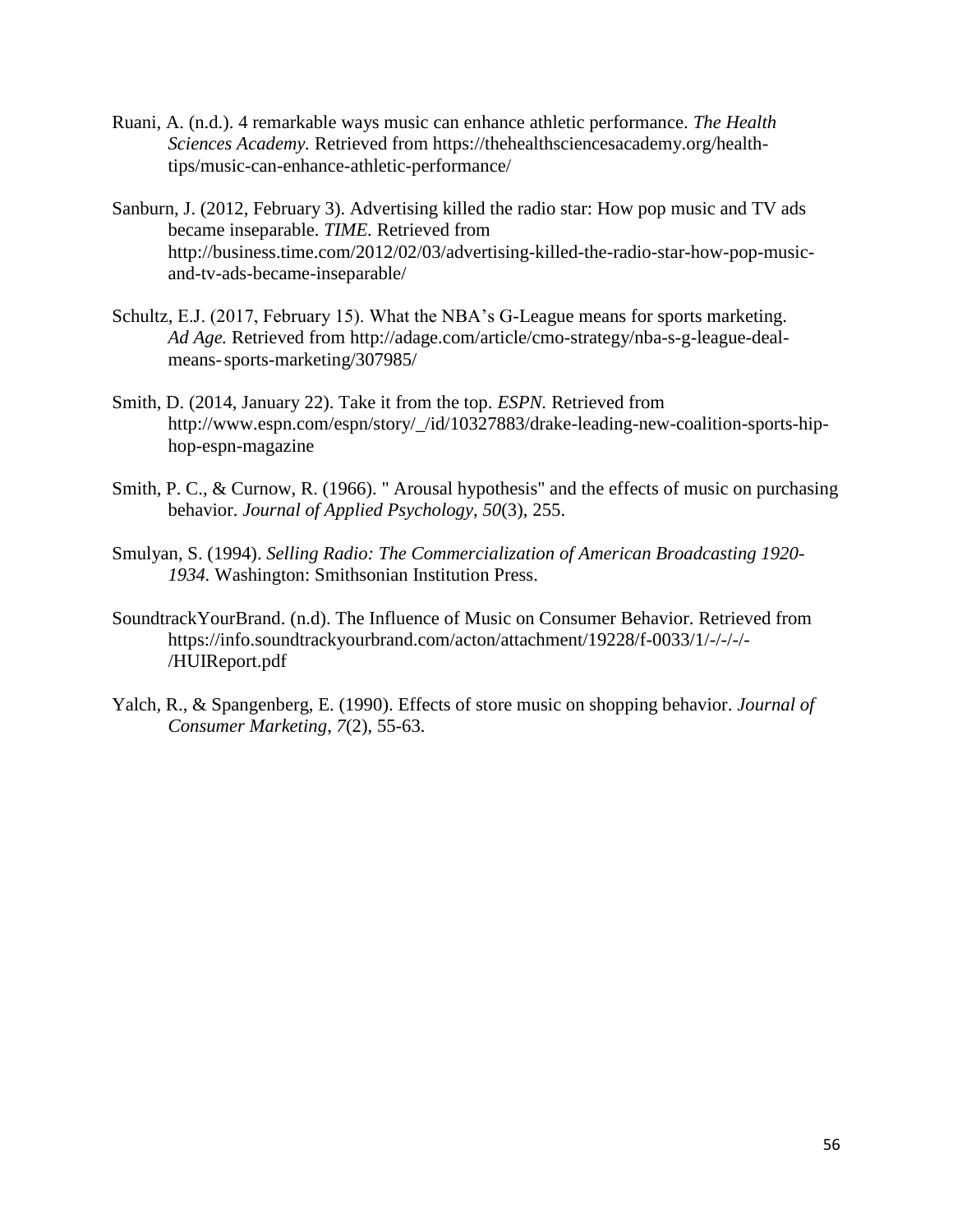Ruani, A. (n.d.). 4 remarkable ways music can enhance athletic performance. *The Health Sciences Academy.* Retrieved from https://thehealthsciencesacademy.org/health-tips/music-can-enhance-athletic-performance/

Sanburn, J. (2012, February 3). Advertising killed the radio star: How pop music and TV ads became inseparable. *TIME.* Retrieved from http://business.time.com/2012/02/03/advertising-killed-the-radio-star-how-pop-music-and-tv-ads-became-inseparable/

Schultz, E.J. (2017, February 15). What the NBA's G-League means for sports marketing. *Ad Age.* Retrieved from http://adage.com/article/cmo-strategy/nba-s-g-league-deal-means-sports-marketing/307985/

Smith, D. (2014, January 22). Take it from the top. *ESPN.* Retrieved from http://www.espn.com/espn/story/_/id/10327883/drake-leading-new-coalition-sports-hip-hop-espn-magazine

Smith, P. C., & Curnow, R. (1966). " Arousal hypothesis" and the effects of music on purchasing behavior. *Journal of Applied Psychology*, *50*(3), 255.

Smulyan, S. (1994). *Selling Radio: The Commercialization of American Broadcasting 1920-1934.* Washington: Smithsonian Institution Press.

SoundtrackYourBrand. (n.d). The Influence of Music on Consumer Behavior. Retrieved from https://info.soundtrackyourbrand.com/acton/attachment/19228/f-0033/1/-/-/-/-/HUIReport.pdf

Yalch, R., & Spangenberg, E. (1990). Effects of store music on shopping behavior. *Journal of Consumer Marketing*, *7*(2), 55-63.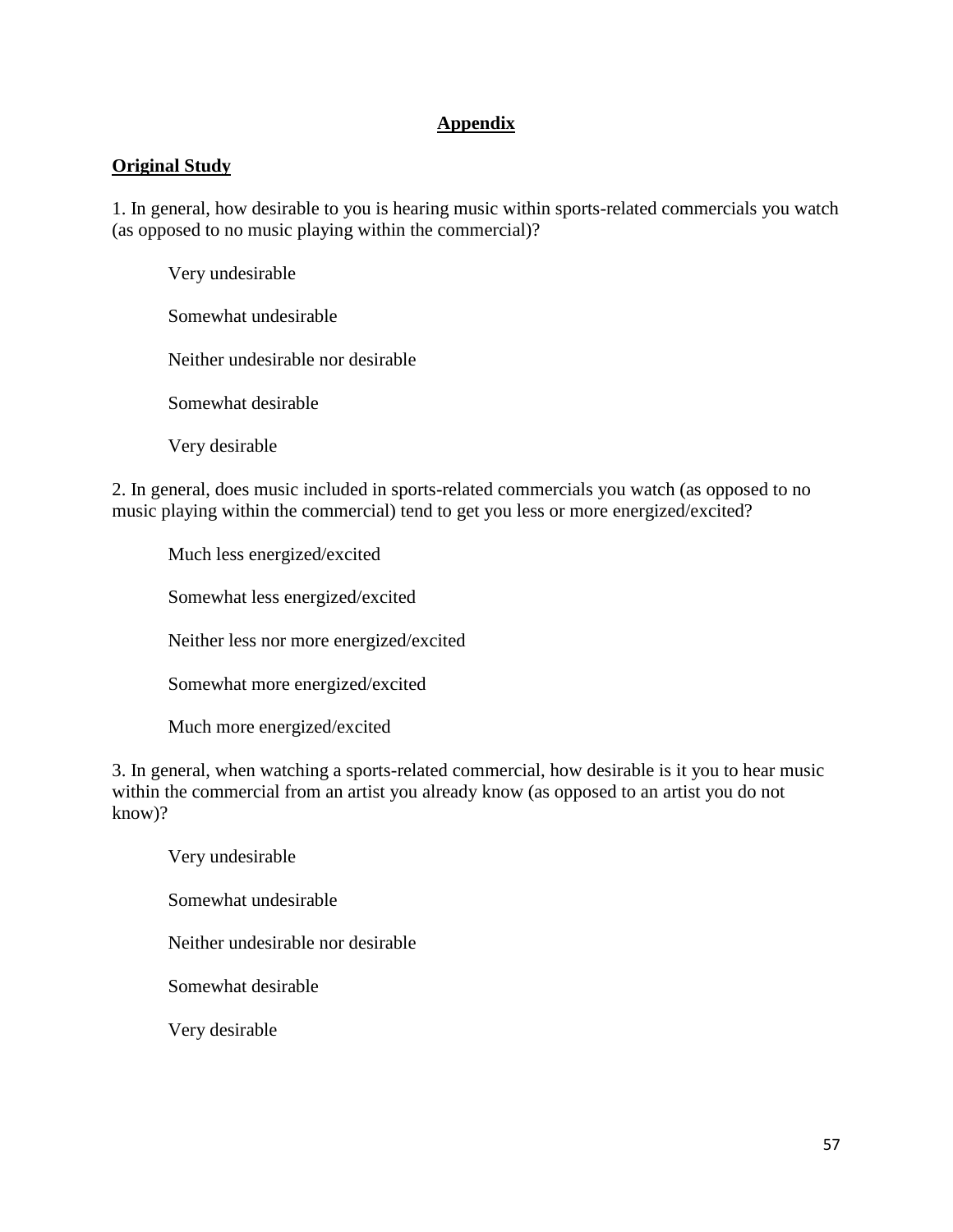# Appendix

## Original Study

1. In general, how desirable to you is hearing music within sports-related commercials you watch (as opposed to no music playing within the commercial)?

   Very undesirable

   Somewhat undesirable

   Neither undesirable nor desirable

   Somewhat desirable

   Very desirable

2. In general, does music included in sports-related commercials you watch (as opposed to no music playing within the commercial) tend to get you less or more energized/excited?

   Much less energized/excited

   Somewhat less energized/excited

   Neither less nor more energized/excited

   Somewhat more energized/excited

   Much more energized/excited

3. In general, when watching a sports-related commercial, how desirable is it you to hear music within the commercial from an artist you already know (as opposed to an artist you do not know)?

   Very undesirable

   Somewhat undesirable

   Neither undesirable nor desirable

   Somewhat desirable

   Very desirable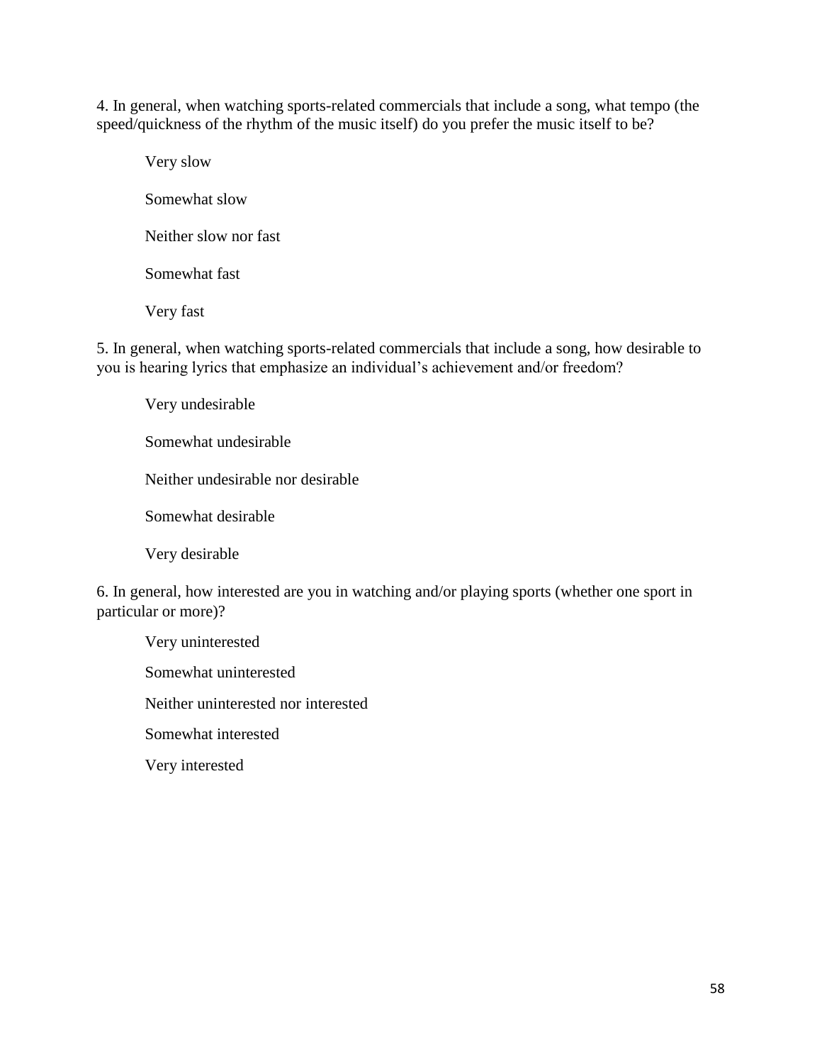4. In general, when watching sports-related commercials that include a song, what tempo (the speed/quickness of the rhythm of the music itself) do you prefer the music itself to be?

Very slow

Somewhat slow

Neither slow nor fast

Somewhat fast

Very fast

5. In general, when watching sports-related commercials that include a song, how desirable to you is hearing lyrics that emphasize an individual's achievement and/or freedom?

Very undesirable

Somewhat undesirable

Neither undesirable nor desirable

Somewhat desirable

Very desirable

6. In general, how interested are you in watching and/or playing sports (whether one sport in particular or more)?

Very uninterested

Somewhat uninterested

Neither uninterested nor interested

Somewhat interested

Very interested